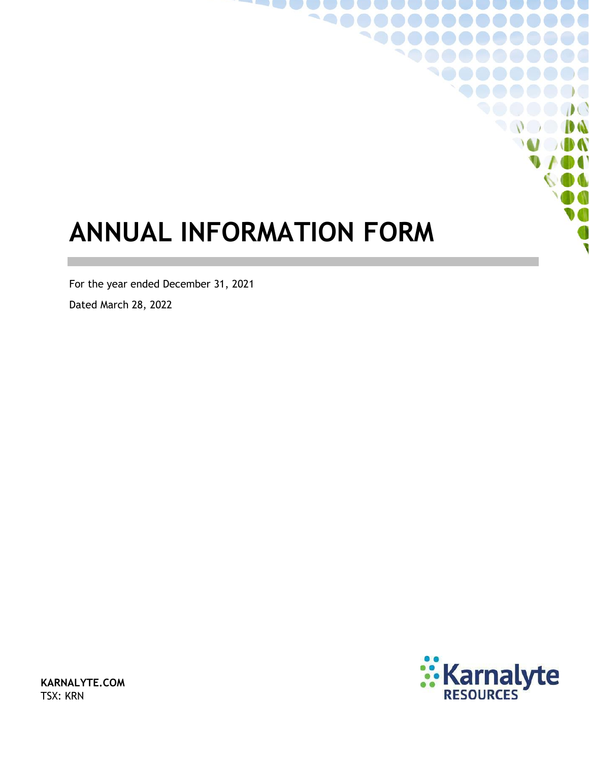# ANNUAL INFORMATION FORM

For the year ended December 31, 2021

Dated March 28, 2022

**KARNALYTE.COM**
TSX: KRN

Karnalyte RESOURCES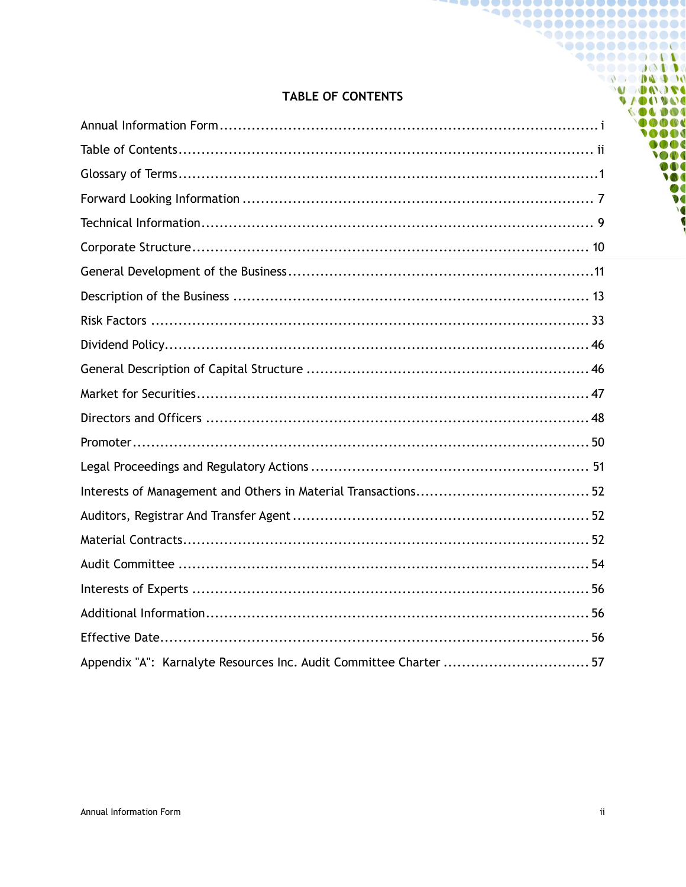# TABLE OF CONTENTS

| | |
|---|---|
| Annual Information Form | i |
| Table of Contents | ii |
| Glossary of Terms | 1 |
| Forward Looking Information | 7 |
| Technical Information | 9 |
| Corporate Structure | 10 |
| General Development of the Business | 11 |
| Description of the Business | 13 |
| Risk Factors | 33 |
| Dividend Policy | 46 |
| General Description of Capital Structure | 46 |
| Market for Securities | 47 |
| Directors and Officers | 48 |
| Promoter | 50 |
| Legal Proceedings and Regulatory Actions | 51 |
| Interests of Management and Others in Material Transactions | 52 |
| Auditors, Registrar And Transfer Agent | 52 |
| Material Contracts | 52 |
| Audit Committee | 54 |
| Interests of Experts | 56 |
| Additional Information | 56 |
| Effective Date | 56 |
| Appendix "A": Karnalyte Resources Inc. Audit Committee Charter | 57 |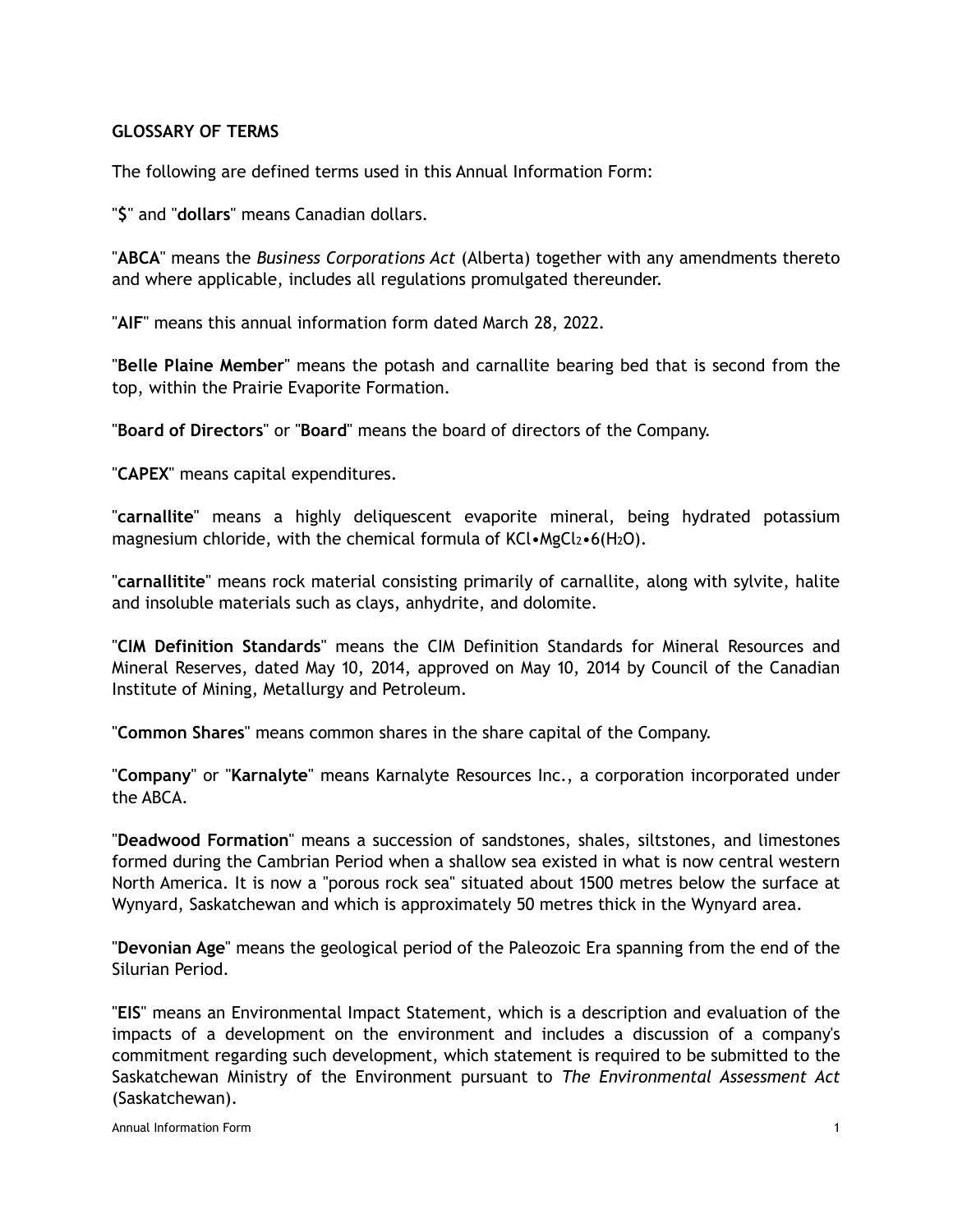**GLOSSARY OF TERMS**

The following are defined terms used in this Annual Information Form:

"**$**" and "**dollars**" means Canadian dollars.

"**ABCA**" means the *Business Corporations Act* (Alberta) together with any amendments thereto and where applicable, includes all regulations promulgated thereunder.

"**AIF**" means this annual information form dated March 28, 2022.

"**Belle Plaine Member**" means the potash and carnallite bearing bed that is second from the top, within the Prairie Evaporite Formation.

"**Board of Directors**" or "**Board**" means the board of directors of the Company.

"**CAPEX**" means capital expenditures.

"**carnallite**" means a highly deliquescent evaporite mineral, being hydrated potassium magnesium chloride, with the chemical formula of $KCl \cdot MgCl_2 \cdot 6(H_2O)$.

"**carnallitite**" means rock material consisting primarily of carnallite, along with sylvite, halite and insoluble materials such as clays, anhydrite, and dolomite.

"**CIM Definition Standards**" means the CIM Definition Standards for Mineral Resources and Mineral Reserves, dated May 10, 2014, approved on May 10, 2014 by Council of the Canadian Institute of Mining, Metallurgy and Petroleum.

"**Common Shares**" means common shares in the share capital of the Company.

"**Company**" or "**Karnalyte**" means Karnalyte Resources Inc., a corporation incorporated under the ABCA.

"**Deadwood Formation**" means a succession of sandstones, shales, siltstones, and limestones formed during the Cambrian Period when a shallow sea existed in what is now central western North America. It is now a "porous rock sea" situated about 1500 metres below the surface at Wynyard, Saskatchewan and which is approximately 50 metres thick in the Wynyard area.

"**Devonian Age**" means the geological period of the Paleozoic Era spanning from the end of the Silurian Period.

"**EIS**" means an Environmental Impact Statement, which is a description and evaluation of the impacts of a development on the environment and includes a discussion of a company's commitment regarding such development, which statement is required to be submitted to the Saskatchewan Ministry of the Environment pursuant to *The Environmental Assessment Act* (Saskatchewan).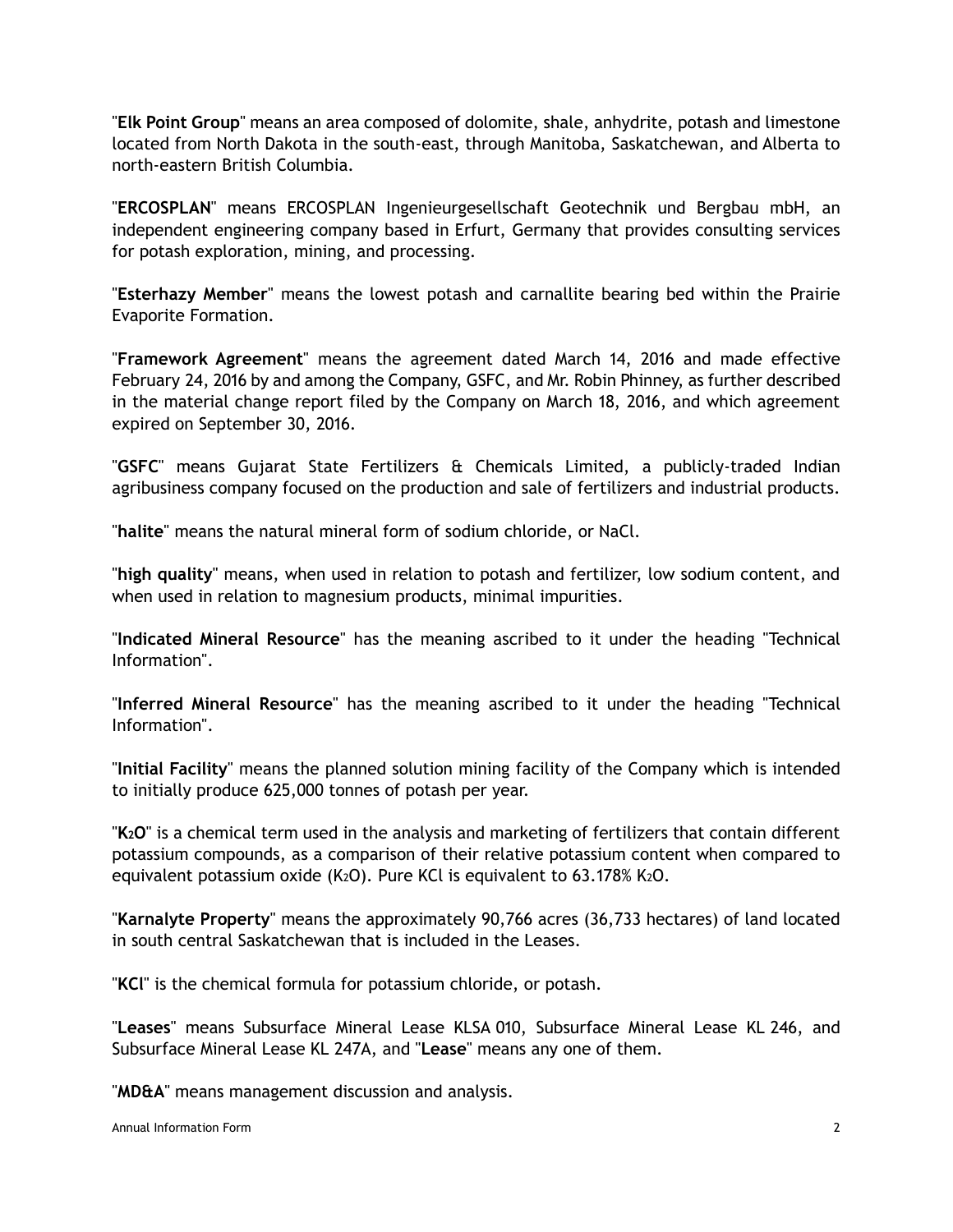"**Elk Point Group**" means an area composed of dolomite, shale, anhydrite, potash and limestone located from North Dakota in the south-east, through Manitoba, Saskatchewan, and Alberta to north-eastern British Columbia.

"**ERCOSPLAN**" means ERCOSPLAN Ingenieurgesellschaft Geotechnik und Bergbau mbH, an independent engineering company based in Erfurt, Germany that provides consulting services for potash exploration, mining, and processing.

"**Esterhazy Member**" means the lowest potash and carnallite bearing bed within the Prairie Evaporite Formation.

"**Framework Agreement**" means the agreement dated March 14, 2016 and made effective February 24, 2016 by and among the Company, GSFC, and Mr. Robin Phinney, as further described in the material change report filed by the Company on March 18, 2016, and which agreement expired on September 30, 2016.

"**GSFC**" means Gujarat State Fertilizers & Chemicals Limited, a publicly-traded Indian agribusiness company focused on the production and sale of fertilizers and industrial products.

"**halite**" means the natural mineral form of sodium chloride, or NaCl.

"**high quality**" means, when used in relation to potash and fertilizer, low sodium content, and when used in relation to magnesium products, minimal impurities.

"**Indicated Mineral Resource**" has the meaning ascribed to it under the heading "Technical Information".

"**Inferred Mineral Resource**" has the meaning ascribed to it under the heading "Technical Information".

"**Initial Facility**" means the planned solution mining facility of the Company which is intended to initially produce 625,000 tonnes of potash per year.

"**$K_2O$**" is a chemical term used in the analysis and marketing of fertilizers that contain different potassium compounds, as a comparison of their relative potassium content when compared to equivalent potassium oxide ($K_2O$). Pure KCl is equivalent to 63.178% $K_2O$.

"**Karnalyte Property**" means the approximately 90,766 acres (36,733 hectares) of land located in south central Saskatchewan that is included in the Leases.

"**KCl**" is the chemical formula for potassium chloride, or potash.

"**Leases**" means Subsurface Mineral Lease KLSA 010, Subsurface Mineral Lease KL 246, and Subsurface Mineral Lease KL 247A, and "**Lease**" means any one of them.

"**MD&A**" means management discussion and analysis.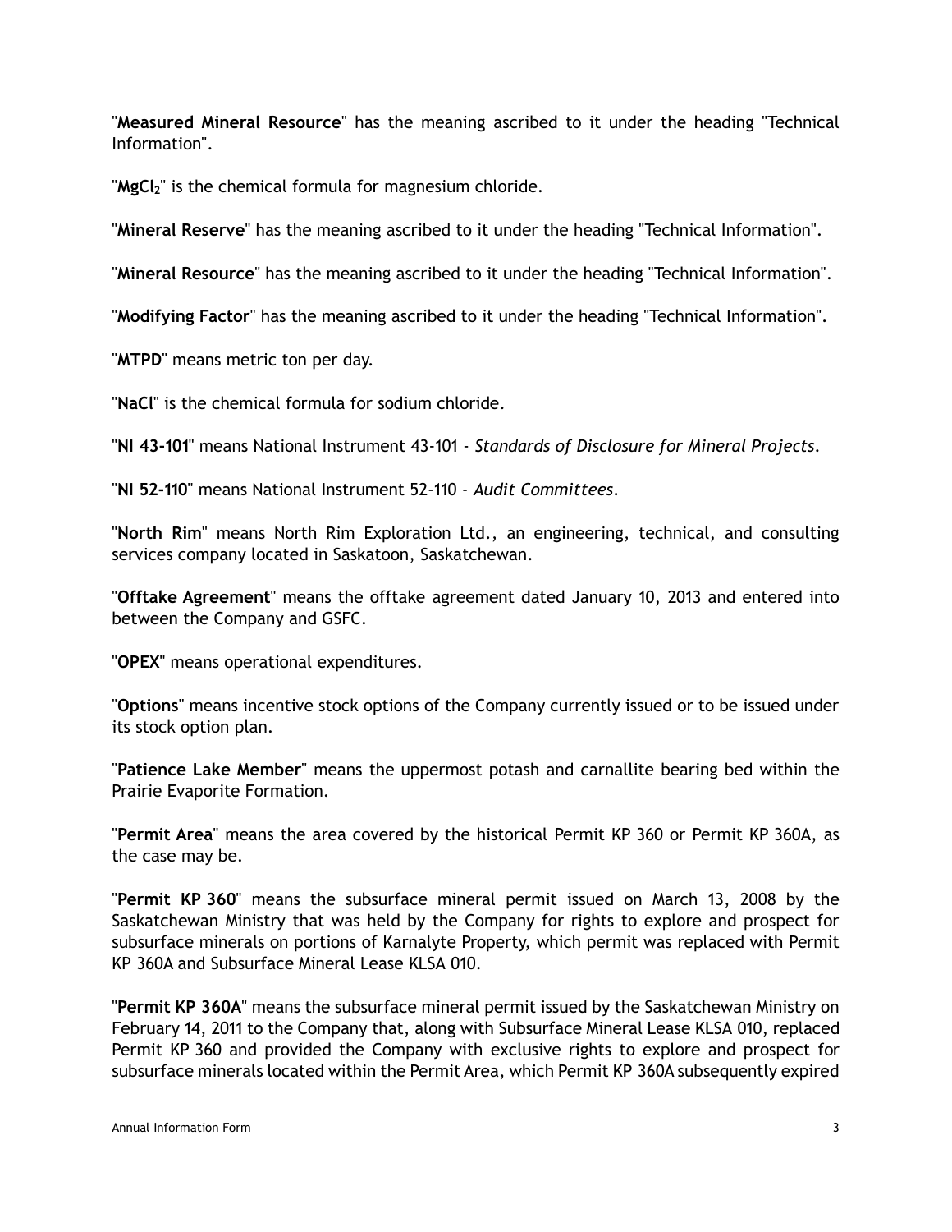"**Measured Mineral Resource**" has the meaning ascribed to it under the heading "Technical Information".

"**$MgCl_2$**" is the chemical formula for magnesium chloride.

"**Mineral Reserve**" has the meaning ascribed to it under the heading "Technical Information".

"**Mineral Resource**" has the meaning ascribed to it under the heading "Technical Information".

"**Modifying Factor**" has the meaning ascribed to it under the heading "Technical Information".

"**MTPD**" means metric ton per day.

"**NaCl**" is the chemical formula for sodium chloride.

"**NI 43-101**" means National Instrument 43-101 - *Standards of Disclosure for Mineral Projects*.

"**NI 52-110**" means National Instrument 52-110 - *Audit Committees*.

"**North Rim**" means North Rim Exploration Ltd., an engineering, technical, and consulting services company located in Saskatoon, Saskatchewan.

"**Offtake Agreement**" means the offtake agreement dated January 10, 2013 and entered into between the Company and GSFC.

"**OPEX**" means operational expenditures.

"**Options**" means incentive stock options of the Company currently issued or to be issued under its stock option plan.

"**Patience Lake Member**" means the uppermost potash and carnallite bearing bed within the Prairie Evaporite Formation.

"**Permit Area**" means the area covered by the historical Permit KP 360 or Permit KP 360A, as the case may be.

"**Permit KP 360**" means the subsurface mineral permit issued on March 13, 2008 by the Saskatchewan Ministry that was held by the Company for rights to explore and prospect for subsurface minerals on portions of Karnalyte Property, which permit was replaced with Permit KP 360A and Subsurface Mineral Lease KLSA 010.

"**Permit KP 360A**" means the subsurface mineral permit issued by the Saskatchewan Ministry on February 14, 2011 to the Company that, along with Subsurface Mineral Lease KLSA 010, replaced Permit KP 360 and provided the Company with exclusive rights to explore and prospect for subsurface minerals located within the Permit Area, which Permit KP 360A subsequently expired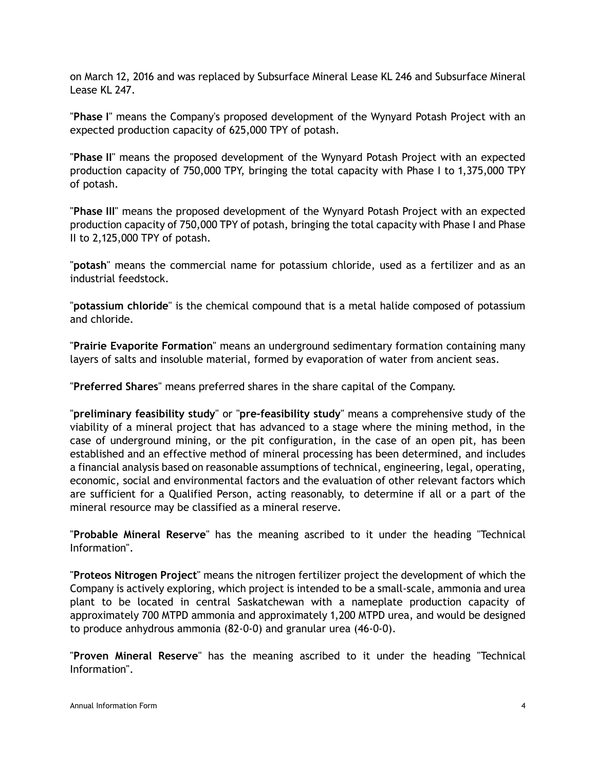on March 12, 2016 and was replaced by Subsurface Mineral Lease KL 246 and Subsurface Mineral Lease KL 247.

"**Phase I**" means the Company's proposed development of the Wynyard Potash Project with an expected production capacity of 625,000 TPY of potash.

"**Phase II**" means the proposed development of the Wynyard Potash Project with an expected production capacity of 750,000 TPY, bringing the total capacity with Phase I to 1,375,000 TPY of potash.

"**Phase III**" means the proposed development of the Wynyard Potash Project with an expected production capacity of 750,000 TPY of potash, bringing the total capacity with Phase I and Phase II to 2,125,000 TPY of potash.

"**potash**" means the commercial name for potassium chloride, used as a fertilizer and as an industrial feedstock.

"**potassium chloride**" is the chemical compound that is a metal halide composed of potassium and chloride.

"**Prairie Evaporite Formation**" means an underground sedimentary formation containing many layers of salts and insoluble material, formed by evaporation of water from ancient seas.

"**Preferred Shares**" means preferred shares in the share capital of the Company.

"**preliminary feasibility study**" or "**pre-feasibility study**" means a comprehensive study of the viability of a mineral project that has advanced to a stage where the mining method, in the case of underground mining, or the pit configuration, in the case of an open pit, has been established and an effective method of mineral processing has been determined, and includes a financial analysis based on reasonable assumptions of technical, engineering, legal, operating, economic, social and environmental factors and the evaluation of other relevant factors which are sufficient for a Qualified Person, acting reasonably, to determine if all or a part of the mineral resource may be classified as a mineral reserve.

"**Probable Mineral Reserve**" has the meaning ascribed to it under the heading "Technical Information".

"**Proteos Nitrogen Project**" means the nitrogen fertilizer project the development of which the Company is actively exploring, which project is intended to be a small-scale, ammonia and urea plant to be located in central Saskatchewan with a nameplate production capacity of approximately 700 MTPD ammonia and approximately 1,200 MTPD urea, and would be designed to produce anhydrous ammonia (82-0-0) and granular urea (46-0-0).

"**Proven Mineral Reserve**" has the meaning ascribed to it under the heading "Technical Information".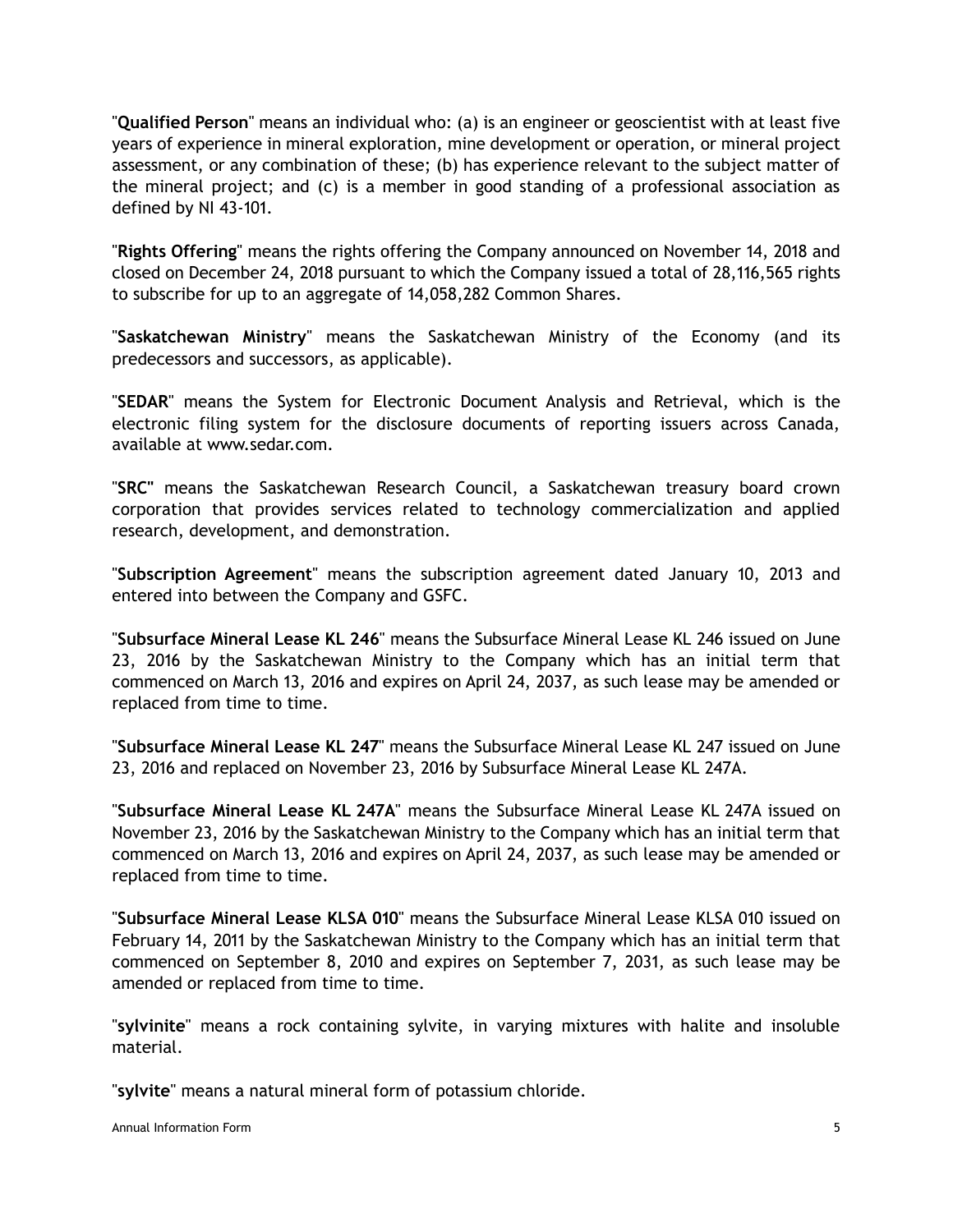"**Qualified Person**" means an individual who: (a) is an engineer or geoscientist with at least five years of experience in mineral exploration, mine development or operation, or mineral project assessment, or any combination of these; (b) has experience relevant to the subject matter of the mineral project; and (c) is a member in good standing of a professional association as defined by NI 43-101.

"**Rights Offering**" means the rights offering the Company announced on November 14, 2018 and closed on December 24, 2018 pursuant to which the Company issued a total of 28,116,565 rights to subscribe for up to an aggregate of 14,058,282 Common Shares.

"**Saskatchewan Ministry**" means the Saskatchewan Ministry of the Economy (and its predecessors and successors, as applicable).

"**SEDAR**" means the System for Electronic Document Analysis and Retrieval, which is the electronic filing system for the disclosure documents of reporting issuers across Canada, available at www.sedar.com.

"**SRC"** means the Saskatchewan Research Council, a Saskatchewan treasury board crown corporation that provides services related to technology commercialization and applied research, development, and demonstration.

"**Subscription Agreement**" means the subscription agreement dated January 10, 2013 and entered into between the Company and GSFC.

"**Subsurface Mineral Lease KL 246**" means the Subsurface Mineral Lease KL 246 issued on June 23, 2016 by the Saskatchewan Ministry to the Company which has an initial term that commenced on March 13, 2016 and expires on April 24, 2037, as such lease may be amended or replaced from time to time.

"**Subsurface Mineral Lease KL 247**" means the Subsurface Mineral Lease KL 247 issued on June 23, 2016 and replaced on November 23, 2016 by Subsurface Mineral Lease KL 247A.

"**Subsurface Mineral Lease KL 247A**" means the Subsurface Mineral Lease KL 247A issued on November 23, 2016 by the Saskatchewan Ministry to the Company which has an initial term that commenced on March 13, 2016 and expires on April 24, 2037, as such lease may be amended or replaced from time to time.

"**Subsurface Mineral Lease KLSA 010**" means the Subsurface Mineral Lease KLSA 010 issued on February 14, 2011 by the Saskatchewan Ministry to the Company which has an initial term that commenced on September 8, 2010 and expires on September 7, 2031, as such lease may be amended or replaced from time to time.

"**sylvinite**" means a rock containing sylvite, in varying mixtures with halite and insoluble material.

"**sylvite**" means a natural mineral form of potassium chloride.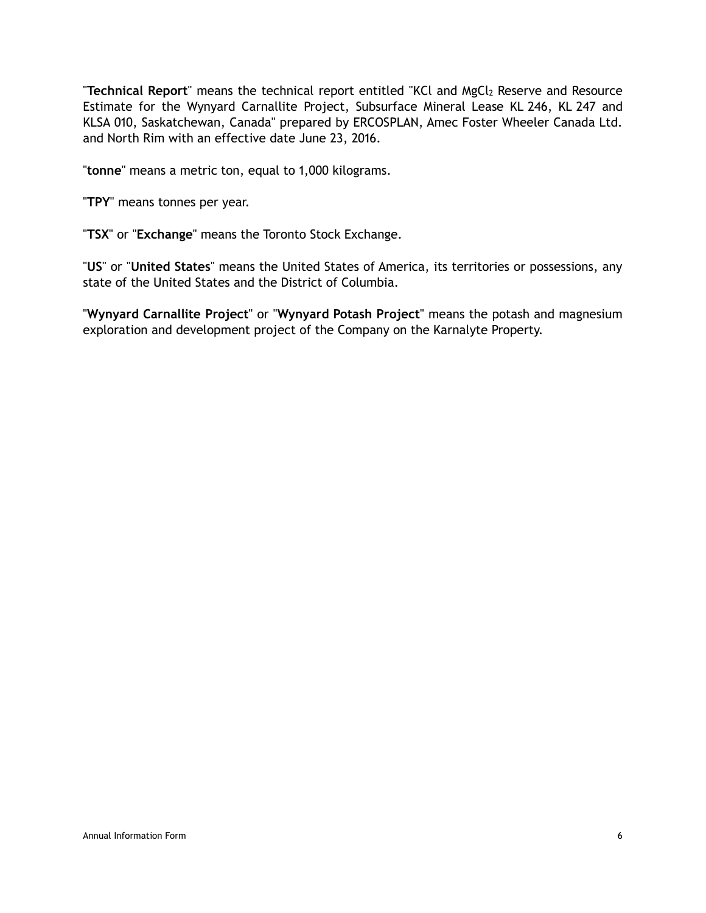"**Technical Report**" means the technical report entitled "KCl and $MgCl_2$ Reserve and Resource Estimate for the Wynyard Carnallite Project, Subsurface Mineral Lease KL 246, KL 247 and KLSA 010, Saskatchewan, Canada" prepared by ERCOSPLAN, Amec Foster Wheeler Canada Ltd. and North Rim with an effective date June 23, 2016.

"**tonne**" means a metric ton, equal to 1,000 kilograms.

"**TPY**" means tonnes per year.

"**TSX**" or "**Exchange**" means the Toronto Stock Exchange.

"**US**" or "**United States**" means the United States of America, its territories or possessions, any state of the United States and the District of Columbia.

"**Wynyard Carnallite Project**" or "**Wynyard Potash Project**" means the potash and magnesium exploration and development project of the Company on the Karnalyte Property.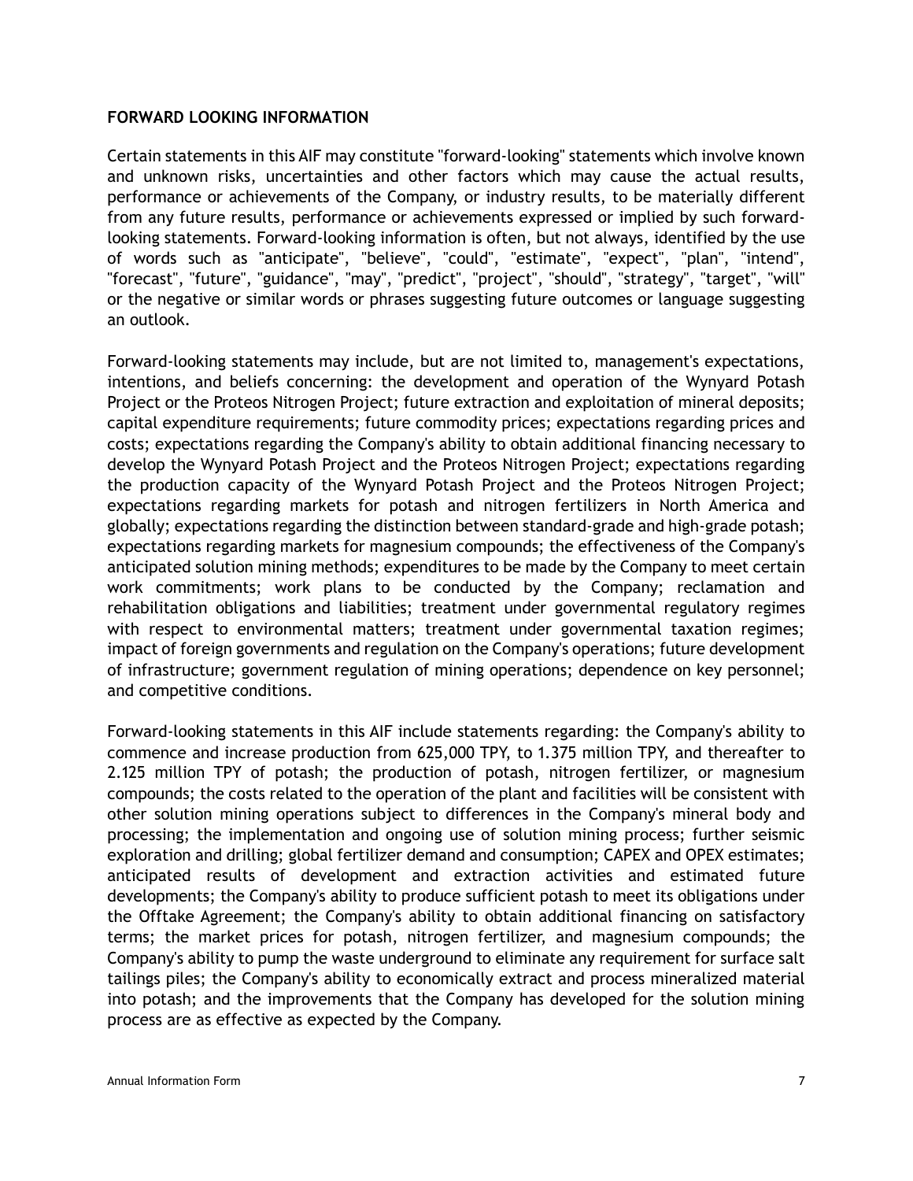**FORWARD LOOKING INFORMATION**

Certain statements in this AIF may constitute "forward-looking" statements which involve known and unknown risks, uncertainties and other factors which may cause the actual results, performance or achievements of the Company, or industry results, to be materially different from any future results, performance or achievements expressed or implied by such forward-looking statements. Forward-looking information is often, but not always, identified by the use of words such as "anticipate", "believe", "could", "estimate", "expect", "plan", "intend", "forecast", "future", "guidance", "may", "predict", "project", "should", "strategy", "target", "will" or the negative or similar words or phrases suggesting future outcomes or language suggesting an outlook.

Forward-looking statements may include, but are not limited to, management's expectations, intentions, and beliefs concerning: the development and operation of the Wynyard Potash Project or the Proteos Nitrogen Project; future extraction and exploitation of mineral deposits; capital expenditure requirements; future commodity prices; expectations regarding prices and costs; expectations regarding the Company's ability to obtain additional financing necessary to develop the Wynyard Potash Project and the Proteos Nitrogen Project; expectations regarding the production capacity of the Wynyard Potash Project and the Proteos Nitrogen Project; expectations regarding markets for potash and nitrogen fertilizers in North America and globally; expectations regarding the distinction between standard-grade and high-grade potash; expectations regarding markets for magnesium compounds; the effectiveness of the Company's anticipated solution mining methods; expenditures to be made by the Company to meet certain work commitments; work plans to be conducted by the Company; reclamation and rehabilitation obligations and liabilities; treatment under governmental regulatory regimes with respect to environmental matters; treatment under governmental taxation regimes; impact of foreign governments and regulation on the Company's operations; future development of infrastructure; government regulation of mining operations; dependence on key personnel; and competitive conditions.

Forward-looking statements in this AIF include statements regarding: the Company's ability to commence and increase production from 625,000 TPY, to 1.375 million TPY, and thereafter to 2.125 million TPY of potash; the production of potash, nitrogen fertilizer, or magnesium compounds; the costs related to the operation of the plant and facilities will be consistent with other solution mining operations subject to differences in the Company's mineral body and processing; the implementation and ongoing use of solution mining process; further seismic exploration and drilling; global fertilizer demand and consumption; CAPEX and OPEX estimates; anticipated results of development and extraction activities and estimated future developments; the Company's ability to produce sufficient potash to meet its obligations under the Offtake Agreement; the Company's ability to obtain additional financing on satisfactory terms; the market prices for potash, nitrogen fertilizer, and magnesium compounds; the Company's ability to pump the waste underground to eliminate any requirement for surface salt tailings piles; the Company's ability to economically extract and process mineralized material into potash; and the improvements that the Company has developed for the solution mining process are as effective as expected by the Company.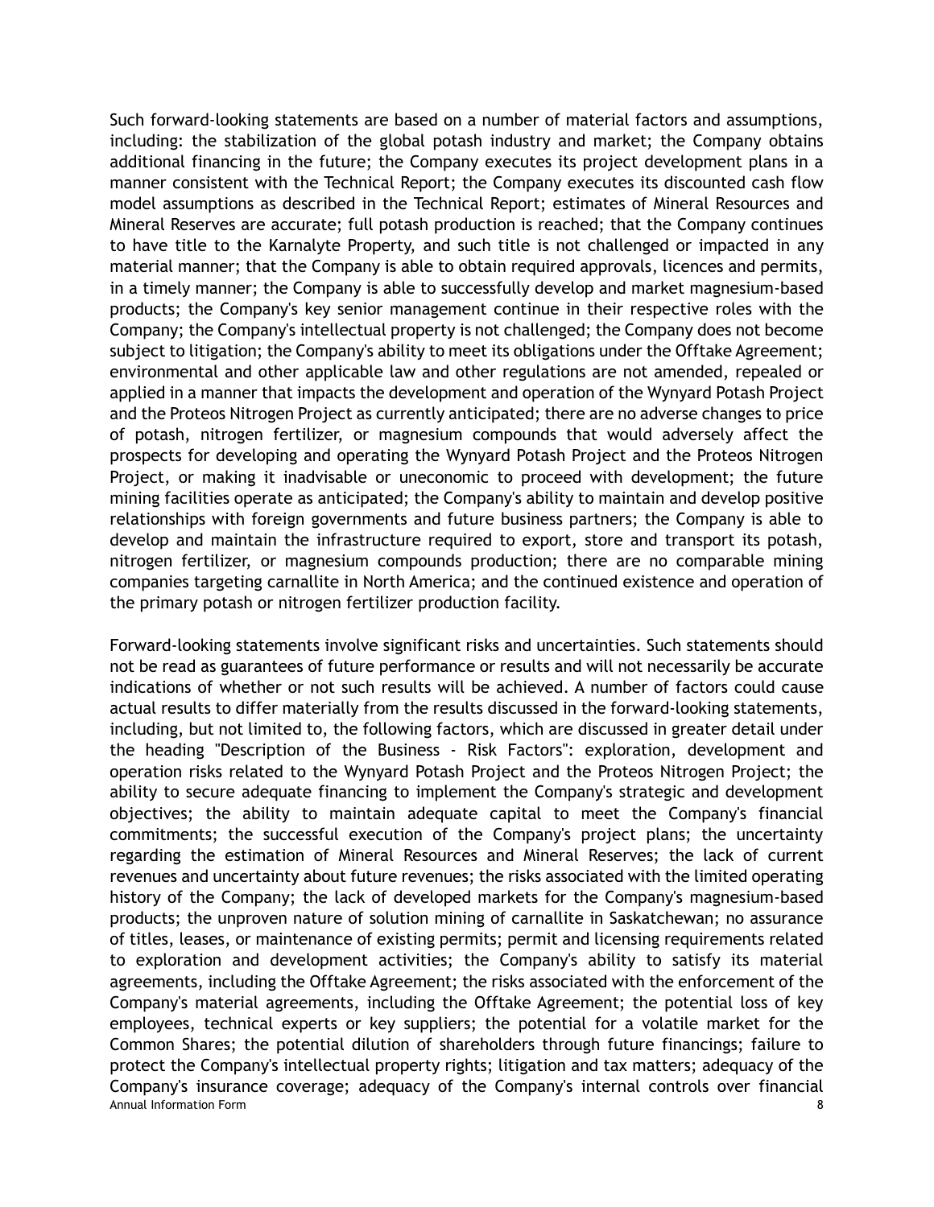Such forward-looking statements are based on a number of material factors and assumptions, including: the stabilization of the global potash industry and market; the Company obtains additional financing in the future; the Company executes its project development plans in a manner consistent with the Technical Report; the Company executes its discounted cash flow model assumptions as described in the Technical Report; estimates of Mineral Resources and Mineral Reserves are accurate; full potash production is reached; that the Company continues to have title to the Karnalyte Property, and such title is not challenged or impacted in any material manner; that the Company is able to obtain required approvals, licences and permits, in a timely manner; the Company is able to successfully develop and market magnesium-based products; the Company's key senior management continue in their respective roles with the Company; the Company's intellectual property is not challenged; the Company does not become subject to litigation; the Company's ability to meet its obligations under the Offtake Agreement; environmental and other applicable law and other regulations are not amended, repealed or applied in a manner that impacts the development and operation of the Wynyard Potash Project and the Proteos Nitrogen Project as currently anticipated; there are no adverse changes to price of potash, nitrogen fertilizer, or magnesium compounds that would adversely affect the prospects for developing and operating the Wynyard Potash Project and the Proteos Nitrogen Project, or making it inadvisable or uneconomic to proceed with development; the future mining facilities operate as anticipated; the Company's ability to maintain and develop positive relationships with foreign governments and future business partners; the Company is able to develop and maintain the infrastructure required to export, store and transport its potash, nitrogen fertilizer, or magnesium compounds production; there are no comparable mining companies targeting carnallite in North America; and the continued existence and operation of the primary potash or nitrogen fertilizer production facility.

Forward-looking statements involve significant risks and uncertainties. Such statements should not be read as guarantees of future performance or results and will not necessarily be accurate indications of whether or not such results will be achieved. A number of factors could cause actual results to differ materially from the results discussed in the forward-looking statements, including, but not limited to, the following factors, which are discussed in greater detail under the heading "Description of the Business - Risk Factors": exploration, development and operation risks related to the Wynyard Potash Project and the Proteos Nitrogen Project; the ability to secure adequate financing to implement the Company's strategic and development objectives; the ability to maintain adequate capital to meet the Company's financial commitments; the successful execution of the Company's project plans; the uncertainty regarding the estimation of Mineral Resources and Mineral Reserves; the lack of current revenues and uncertainty about future revenues; the risks associated with the limited operating history of the Company; the lack of developed markets for the Company's magnesium-based products; the unproven nature of solution mining of carnallite in Saskatchewan; no assurance of titles, leases, or maintenance of existing permits; permit and licensing requirements related to exploration and development activities; the Company's ability to satisfy its material agreements, including the Offtake Agreement; the risks associated with the enforcement of the Company's material agreements, including the Offtake Agreement; the potential loss of key employees, technical experts or key suppliers; the potential for a volatile market for the Common Shares; the potential dilution of shareholders through future financings; failure to protect the Company's intellectual property rights; litigation and tax matters; adequacy of the Company's insurance coverage; adequacy of the Company's internal controls over financial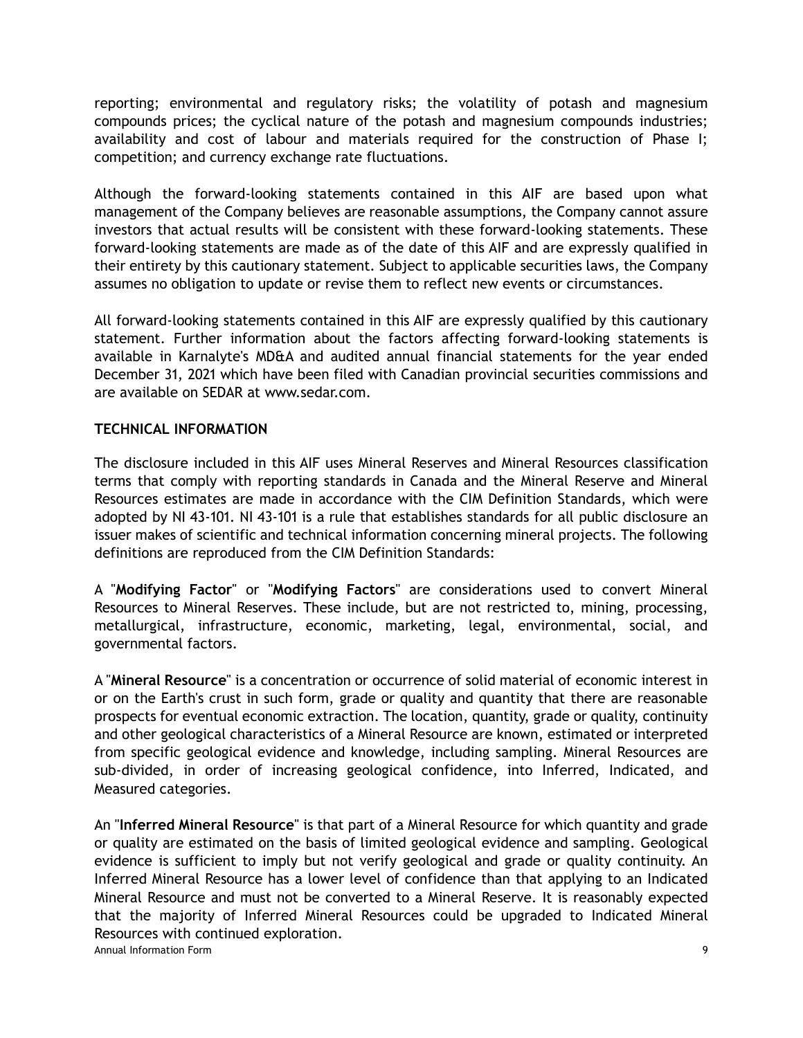reporting; environmental and regulatory risks; the volatility of potash and magnesium compounds prices; the cyclical nature of the potash and magnesium compounds industries; availability and cost of labour and materials required for the construction of Phase I; competition; and currency exchange rate fluctuations.

Although the forward-looking statements contained in this AIF are based upon what management of the Company believes are reasonable assumptions, the Company cannot assure investors that actual results will be consistent with these forward-looking statements. These forward-looking statements are made as of the date of this AIF and are expressly qualified in their entirety by this cautionary statement. Subject to applicable securities laws, the Company assumes no obligation to update or revise them to reflect new events or circumstances.

All forward-looking statements contained in this AIF are expressly qualified by this cautionary statement. Further information about the factors affecting forward-looking statements is available in Karnalyte's MD&A and audited annual financial statements for the year ended December 31, 2021 which have been filed with Canadian provincial securities commissions and are available on SEDAR at www.sedar.com.

**TECHNICAL INFORMATION**

The disclosure included in this AIF uses Mineral Reserves and Mineral Resources classification terms that comply with reporting standards in Canada and the Mineral Reserve and Mineral Resources estimates are made in accordance with the CIM Definition Standards, which were adopted by NI 43-101. NI 43-101 is a rule that establishes standards for all public disclosure an issuer makes of scientific and technical information concerning mineral projects. The following definitions are reproduced from the CIM Definition Standards:

A "**Modifying Factor**" or "**Modifying Factors**" are considerations used to convert Mineral Resources to Mineral Reserves. These include, but are not restricted to, mining, processing, metallurgical, infrastructure, economic, marketing, legal, environmental, social, and governmental factors.

A "**Mineral Resource**" is a concentration or occurrence of solid material of economic interest in or on the Earth's crust in such form, grade or quality and quantity that there are reasonable prospects for eventual economic extraction. The location, quantity, grade or quality, continuity and other geological characteristics of a Mineral Resource are known, estimated or interpreted from specific geological evidence and knowledge, including sampling. Mineral Resources are sub-divided, in order of increasing geological confidence, into Inferred, Indicated, and Measured categories.

An "**Inferred Mineral Resource**" is that part of a Mineral Resource for which quantity and grade or quality are estimated on the basis of limited geological evidence and sampling. Geological evidence is sufficient to imply but not verify geological and grade or quality continuity. An Inferred Mineral Resource has a lower level of confidence than that applying to an Indicated Mineral Resource and must not be converted to a Mineral Reserve. It is reasonably expected that the majority of Inferred Mineral Resources could be upgraded to Indicated Mineral Resources with continued exploration.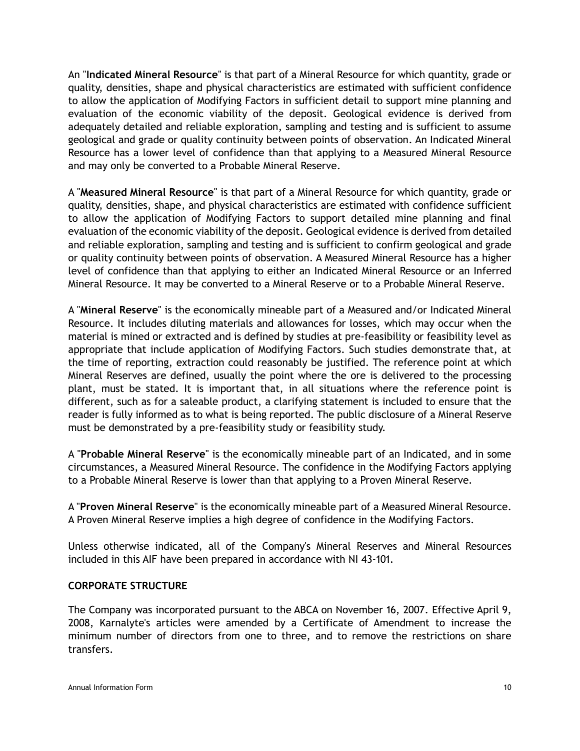An "**Indicated Mineral Resource**" is that part of a Mineral Resource for which quantity, grade or quality, densities, shape and physical characteristics are estimated with sufficient confidence to allow the application of Modifying Factors in sufficient detail to support mine planning and evaluation of the economic viability of the deposit. Geological evidence is derived from adequately detailed and reliable exploration, sampling and testing and is sufficient to assume geological and grade or quality continuity between points of observation. An Indicated Mineral Resource has a lower level of confidence than that applying to a Measured Mineral Resource and may only be converted to a Probable Mineral Reserve.

A "**Measured Mineral Resource**" is that part of a Mineral Resource for which quantity, grade or quality, densities, shape, and physical characteristics are estimated with confidence sufficient to allow the application of Modifying Factors to support detailed mine planning and final evaluation of the economic viability of the deposit. Geological evidence is derived from detailed and reliable exploration, sampling and testing and is sufficient to confirm geological and grade or quality continuity between points of observation. A Measured Mineral Resource has a higher level of confidence than that applying to either an Indicated Mineral Resource or an Inferred Mineral Resource. It may be converted to a Mineral Reserve or to a Probable Mineral Reserve.

A "**Mineral Reserve**" is the economically mineable part of a Measured and/or Indicated Mineral Resource. It includes diluting materials and allowances for losses, which may occur when the material is mined or extracted and is defined by studies at pre-feasibility or feasibility level as appropriate that include application of Modifying Factors. Such studies demonstrate that, at the time of reporting, extraction could reasonably be justified. The reference point at which Mineral Reserves are defined, usually the point where the ore is delivered to the processing plant, must be stated. It is important that, in all situations where the reference point is different, such as for a saleable product, a clarifying statement is included to ensure that the reader is fully informed as to what is being reported. The public disclosure of a Mineral Reserve must be demonstrated by a pre-feasibility study or feasibility study.

A "**Probable Mineral Reserve**" is the economically mineable part of an Indicated, and in some circumstances, a Measured Mineral Resource. The confidence in the Modifying Factors applying to a Probable Mineral Reserve is lower than that applying to a Proven Mineral Reserve.

A "**Proven Mineral Reserve**" is the economically mineable part of a Measured Mineral Resource. A Proven Mineral Reserve implies a high degree of confidence in the Modifying Factors.

Unless otherwise indicated, all of the Company's Mineral Reserves and Mineral Resources included in this AIF have been prepared in accordance with NI 43-101.

## CORPORATE STRUCTURE

The Company was incorporated pursuant to the ABCA on November 16, 2007. Effective April 9, 2008, Karnalyte's articles were amended by a Certificate of Amendment to increase the minimum number of directors from one to three, and to remove the restrictions on share transfers.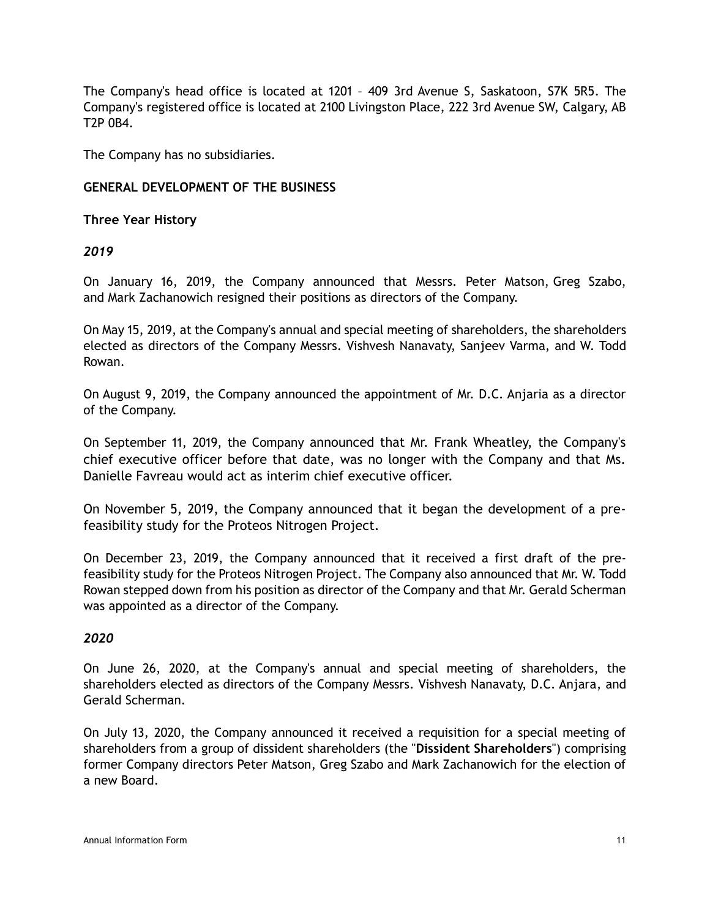The Company's head office is located at 1201 – 409 3rd Avenue S, Saskatoon, S7K 5R5. The Company's registered office is located at 2100 Livingston Place, 222 3rd Avenue SW, Calgary, AB T2P 0B4.

The Company has no subsidiaries.

## GENERAL DEVELOPMENT OF THE BUSINESS

### Three Year History

#### *2019*

On January 16, 2019, the Company announced that Messrs. Peter Matson, Greg Szabo, and Mark Zachanowich resigned their positions as directors of the Company.

On May 15, 2019, at the Company's annual and special meeting of shareholders, the shareholders elected as directors of the Company Messrs. Vishvesh Nanavaty, Sanjeev Varma, and W. Todd Rowan.

On August 9, 2019, the Company announced the appointment of Mr. D.C. Anjaria as a director of the Company.

On September 11, 2019, the Company announced that Mr. Frank Wheatley, the Company's chief executive officer before that date, was no longer with the Company and that Ms. Danielle Favreau would act as interim chief executive officer.

On November 5, 2019, the Company announced that it began the development of a pre-feasibility study for the Proteos Nitrogen Project.

On December 23, 2019, the Company announced that it received a first draft of the pre-feasibility study for the Proteos Nitrogen Project. The Company also announced that Mr. W. Todd Rowan stepped down from his position as director of the Company and that Mr. Gerald Scherman was appointed as a director of the Company.

#### *2020*

On June 26, 2020, at the Company's annual and special meeting of shareholders, the shareholders elected as directors of the Company Messrs. Vishvesh Nanavaty, D.C. Anjara, and Gerald Scherman.

On July 13, 2020, the Company announced it received a requisition for a special meeting of shareholders from a group of dissident shareholders (the "**Dissident Shareholders**") comprising former Company directors Peter Matson, Greg Szabo and Mark Zachanowich for the election of a new Board.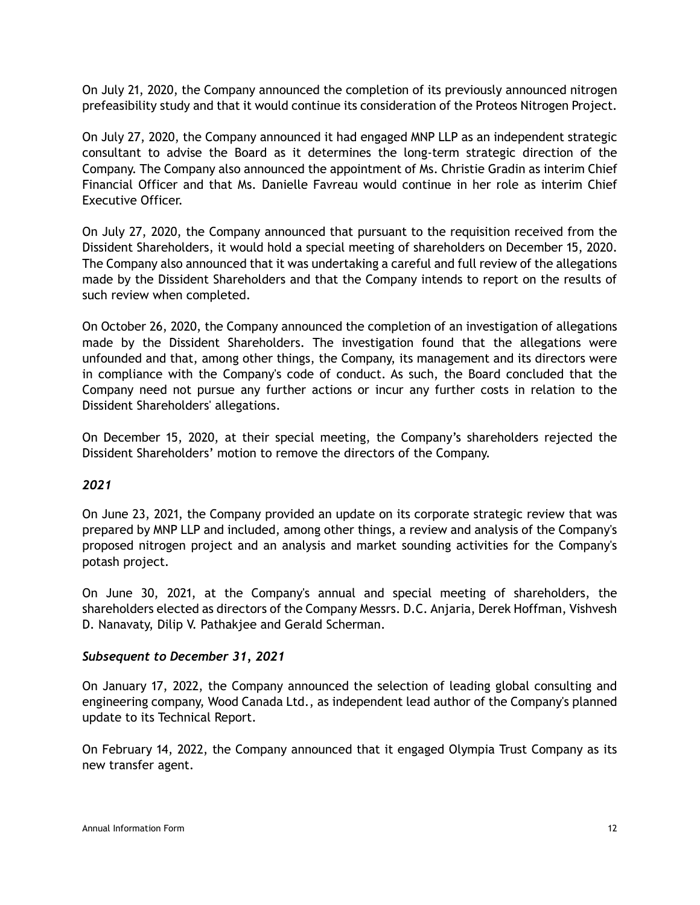On July 21, 2020, the Company announced the completion of its previously announced nitrogen prefeasibility study and that it would continue its consideration of the Proteos Nitrogen Project.

On July 27, 2020, the Company announced it had engaged MNP LLP as an independent strategic consultant to advise the Board as it determines the long-term strategic direction of the Company. The Company also announced the appointment of Ms. Christie Gradin as interim Chief Financial Officer and that Ms. Danielle Favreau would continue in her role as interim Chief Executive Officer.

On July 27, 2020, the Company announced that pursuant to the requisition received from the Dissident Shareholders, it would hold a special meeting of shareholders on December 15, 2020. The Company also announced that it was undertaking a careful and full review of the allegations made by the Dissident Shareholders and that the Company intends to report on the results of such review when completed.

On October 26, 2020, the Company announced the completion of an investigation of allegations made by the Dissident Shareholders. The investigation found that the allegations were unfounded and that, among other things, the Company, its management and its directors were in compliance with the Company's code of conduct. As such, the Board concluded that the Company need not pursue any further actions or incur any further costs in relation to the Dissident Shareholders' allegations.

On December 15, 2020, at their special meeting, the Company's shareholders rejected the Dissident Shareholders' motion to remove the directors of the Company.

***2021***

On June 23, 2021, the Company provided an update on its corporate strategic review that was prepared by MNP LLP and included, among other things, a review and analysis of the Company's proposed nitrogen project and an analysis and market sounding activities for the Company's potash project.

On June 30, 2021, at the Company's annual and special meeting of shareholders, the shareholders elected as directors of the Company Messrs. D.C. Anjaria, Derek Hoffman, Vishvesh D. Nanavaty, Dilip V. Pathakjee and Gerald Scherman.

***Subsequent to December 31, 2021***

On January 17, 2022, the Company announced the selection of leading global consulting and engineering company, Wood Canada Ltd., as independent lead author of the Company's planned update to its Technical Report.

On February 14, 2022, the Company announced that it engaged Olympia Trust Company as its new transfer agent.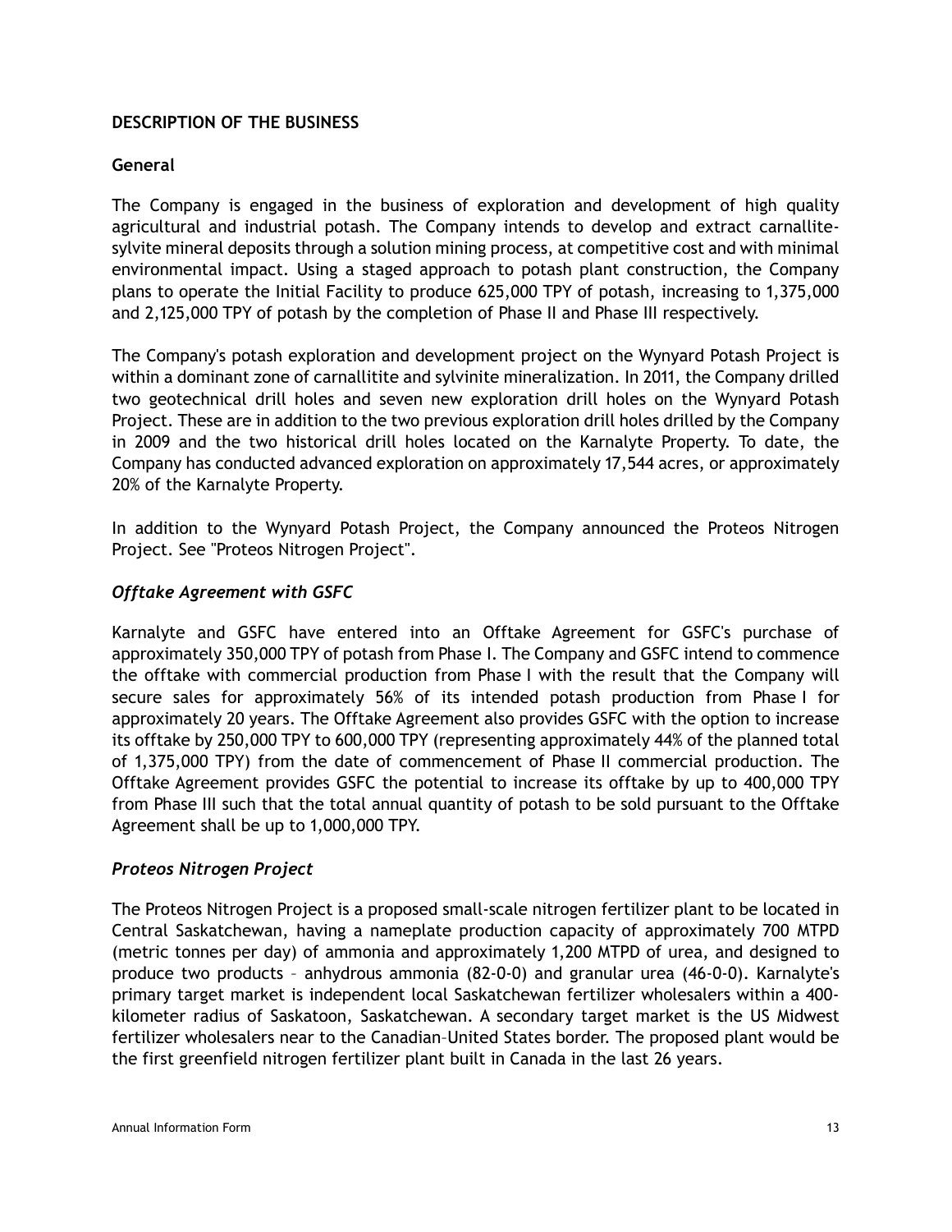## DESCRIPTION OF THE BUSINESS

### General

The Company is engaged in the business of exploration and development of high quality agricultural and industrial potash. The Company intends to develop and extract carnallite-sylvite mineral deposits through a solution mining process, at competitive cost and with minimal environmental impact. Using a staged approach to potash plant construction, the Company plans to operate the Initial Facility to produce 625,000 TPY of potash, increasing to 1,375,000 and 2,125,000 TPY of potash by the completion of Phase II and Phase III respectively.

The Company's potash exploration and development project on the Wynyard Potash Project is within a dominant zone of carnallitite and sylvinite mineralization. In 2011, the Company drilled two geotechnical drill holes and seven new exploration drill holes on the Wynyard Potash Project. These are in addition to the two previous exploration drill holes drilled by the Company in 2009 and the two historical drill holes located on the Karnalyte Property. To date, the Company has conducted advanced exploration on approximately 17,544 acres, or approximately 20% of the Karnalyte Property.

In addition to the Wynyard Potash Project, the Company announced the Proteos Nitrogen Project. See "Proteos Nitrogen Project".

### *Offtake Agreement with GSFC*

Karnalyte and GSFC have entered into an Offtake Agreement for GSFC's purchase of approximately 350,000 TPY of potash from Phase I. The Company and GSFC intend to commence the offtake with commercial production from Phase I with the result that the Company will secure sales for approximately 56% of its intended potash production from Phase I for approximately 20 years. The Offtake Agreement also provides GSFC with the option to increase its offtake by 250,000 TPY to 600,000 TPY (representing approximately 44% of the planned total of 1,375,000 TPY) from the date of commencement of Phase II commercial production. The Offtake Agreement provides GSFC the potential to increase its offtake by up to 400,000 TPY from Phase III such that the total annual quantity of potash to be sold pursuant to the Offtake Agreement shall be up to 1,000,000 TPY.

### *Proteos Nitrogen Project*

The Proteos Nitrogen Project is a proposed small-scale nitrogen fertilizer plant to be located in Central Saskatchewan, having a nameplate production capacity of approximately 700 MTPD (metric tonnes per day) of ammonia and approximately 1,200 MTPD of urea, and designed to produce two products – anhydrous ammonia (82-0-0) and granular urea (46-0-0). Karnalyte's primary target market is independent local Saskatchewan fertilizer wholesalers within a 400-kilometer radius of Saskatoon, Saskatchewan. A secondary target market is the US Midwest fertilizer wholesalers near to the Canadian–United States border. The proposed plant would be the first greenfield nitrogen fertilizer plant built in Canada in the last 26 years.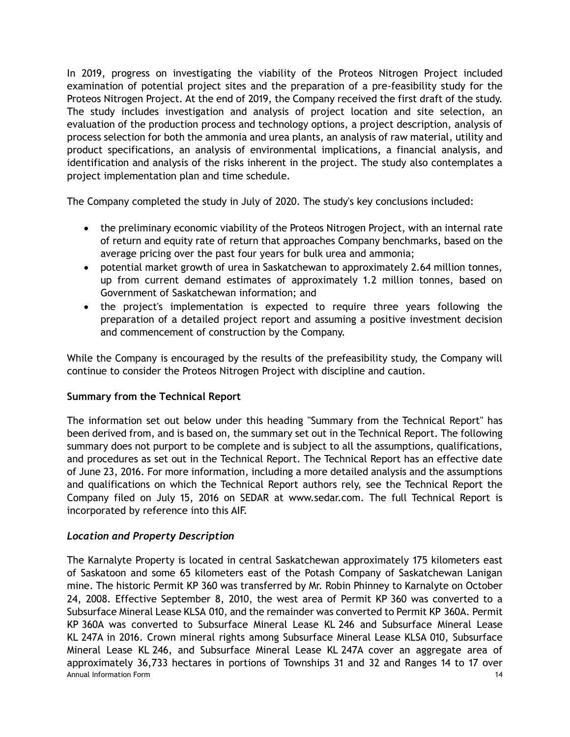In 2019, progress on investigating the viability of the Proteos Nitrogen Project included examination of potential project sites and the preparation of a pre-feasibility study for the Proteos Nitrogen Project. At the end of 2019, the Company received the first draft of the study. The study includes investigation and analysis of project location and site selection, an evaluation of the production process and technology options, a project description, analysis of process selection for both the ammonia and urea plants, an analysis of raw material, utility and product specifications, an analysis of environmental implications, a financial analysis, and identification and analysis of the risks inherent in the project. The study also contemplates a project implementation plan and time schedule.

The Company completed the study in July of 2020. The study's key conclusions included:

- the preliminary economic viability of the Proteos Nitrogen Project, with an internal rate of return and equity rate of return that approaches Company benchmarks, based on the average pricing over the past four years for bulk urea and ammonia;
- potential market growth of urea in Saskatchewan to approximately 2.64 million tonnes, up from current demand estimates of approximately 1.2 million tonnes, based on Government of Saskatchewan information; and
- the project's implementation is expected to require three years following the preparation of a detailed project report and assuming a positive investment decision and commencement of construction by the Company.

While the Company is encouraged by the results of the prefeasibility study, the Company will continue to consider the Proteos Nitrogen Project with discipline and caution.

**Summary from the Technical Report**

The information set out below under this heading "Summary from the Technical Report" has been derived from, and is based on, the summary set out in the Technical Report. The following summary does not purport to be complete and is subject to all the assumptions, qualifications, and procedures as set out in the Technical Report. The Technical Report has an effective date of June 23, 2016. For more information, including a more detailed analysis and the assumptions and qualifications on which the Technical Report authors rely, see the Technical Report the Company filed on July 15, 2016 on SEDAR at www.sedar.com. The full Technical Report is incorporated by reference into this AIF.

***Location and Property Description***

The Karnalyte Property is located in central Saskatchewan approximately 175 kilometers east of Saskatoon and some 65 kilometers east of the Potash Company of Saskatchewan Lanigan mine. The historic Permit KP 360 was transferred by Mr. Robin Phinney to Karnalyte on October 24, 2008. Effective September 8, 2010, the west area of Permit KP 360 was converted to a Subsurface Mineral Lease KLSA 010, and the remainder was converted to Permit KP 360A. Permit KP 360A was converted to Subsurface Mineral Lease KL 246 and Subsurface Mineral Lease KL 247A in 2016. Crown mineral rights among Subsurface Mineral Lease KLSA 010, Subsurface Mineral Lease KL 246, and Subsurface Mineral Lease KL 247A cover an aggregate area of approximately 36,733 hectares in portions of Townships 31 and 32 and Ranges 14 to 17 over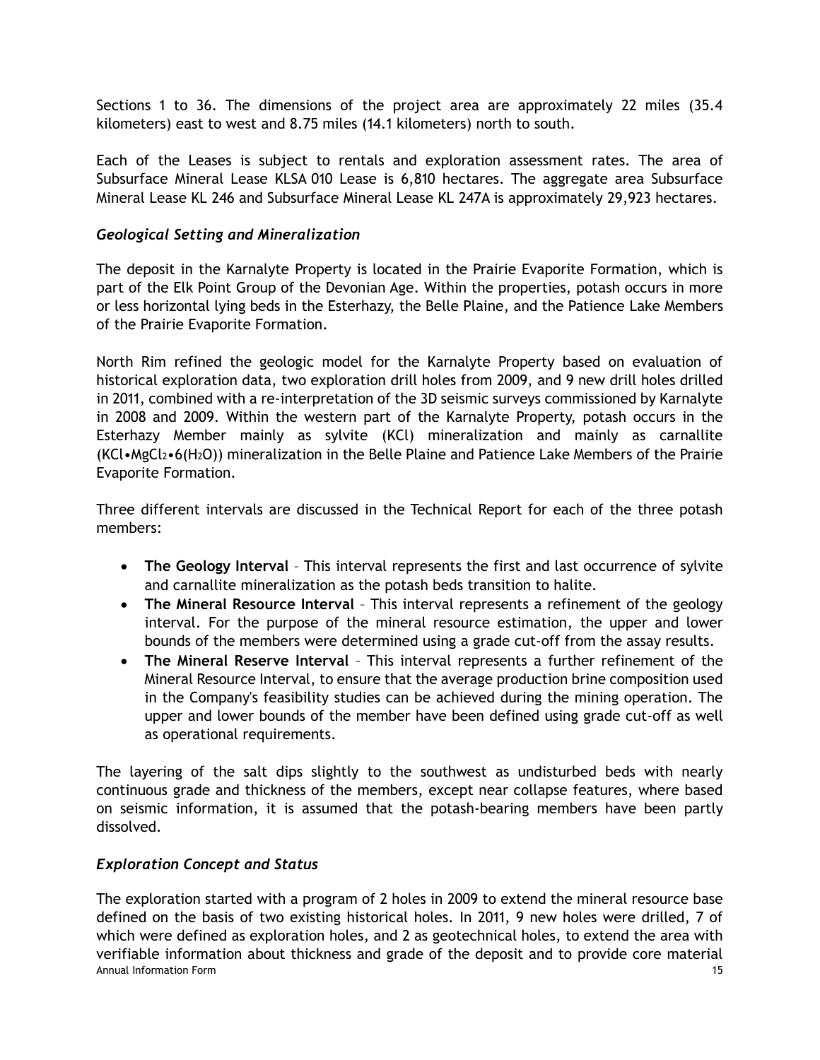Sections 1 to 36. The dimensions of the project area are approximately 22 miles (35.4 kilometers) east to west and 8.75 miles (14.1 kilometers) north to south.

Each of the Leases is subject to rentals and exploration assessment rates. The area of Subsurface Mineral Lease KLSA 010 Lease is 6,810 hectares. The aggregate area Subsurface Mineral Lease KL 246 and Subsurface Mineral Lease KL 247A is approximately 29,923 hectares.

### *Geological Setting and Mineralization*

The deposit in the Karnalyte Property is located in the Prairie Evaporite Formation, which is part of the Elk Point Group of the Devonian Age. Within the properties, potash occurs in more or less horizontal lying beds in the Esterhazy, the Belle Plaine, and the Patience Lake Members of the Prairie Evaporite Formation.

North Rim refined the geologic model for the Karnalyte Property based on evaluation of historical exploration data, two exploration drill holes from 2009, and 9 new drill holes drilled in 2011, combined with a re-interpretation of the 3D seismic surveys commissioned by Karnalyte in 2008 and 2009. Within the western part of the Karnalyte Property, potash occurs in the Esterhazy Member mainly as sylvite (KCl) mineralization and mainly as carnallite ($KCl \cdot MgCl_2 \cdot 6(H_2O)$) mineralization in the Belle Plaine and Patience Lake Members of the Prairie Evaporite Formation.

Three different intervals are discussed in the Technical Report for each of the three potash members:

- **The Geology Interval** – This interval represents the first and last occurrence of sylvite and carnallite mineralization as the potash beds transition to halite.
- **The Mineral Resource Interval** – This interval represents a refinement of the geology interval. For the purpose of the mineral resource estimation, the upper and lower bounds of the members were determined using a grade cut-off from the assay results.
- **The Mineral Reserve Interval** – This interval represents a further refinement of the Mineral Resource Interval, to ensure that the average production brine composition used in the Company's feasibility studies can be achieved during the mining operation. The upper and lower bounds of the member have been defined using grade cut-off as well as operational requirements.

The layering of the salt dips slightly to the southwest as undisturbed beds with nearly continuous grade and thickness of the members, except near collapse features, where based on seismic information, it is assumed that the potash-bearing members have been partly dissolved.

### *Exploration Concept and Status*

The exploration started with a program of 2 holes in 2009 to extend the mineral resource base defined on the basis of two existing historical holes. In 2011, 9 new holes were drilled, 7 of which were defined as exploration holes, and 2 as geotechnical holes, to extend the area with verifiable information about thickness and grade of the deposit and to provide core material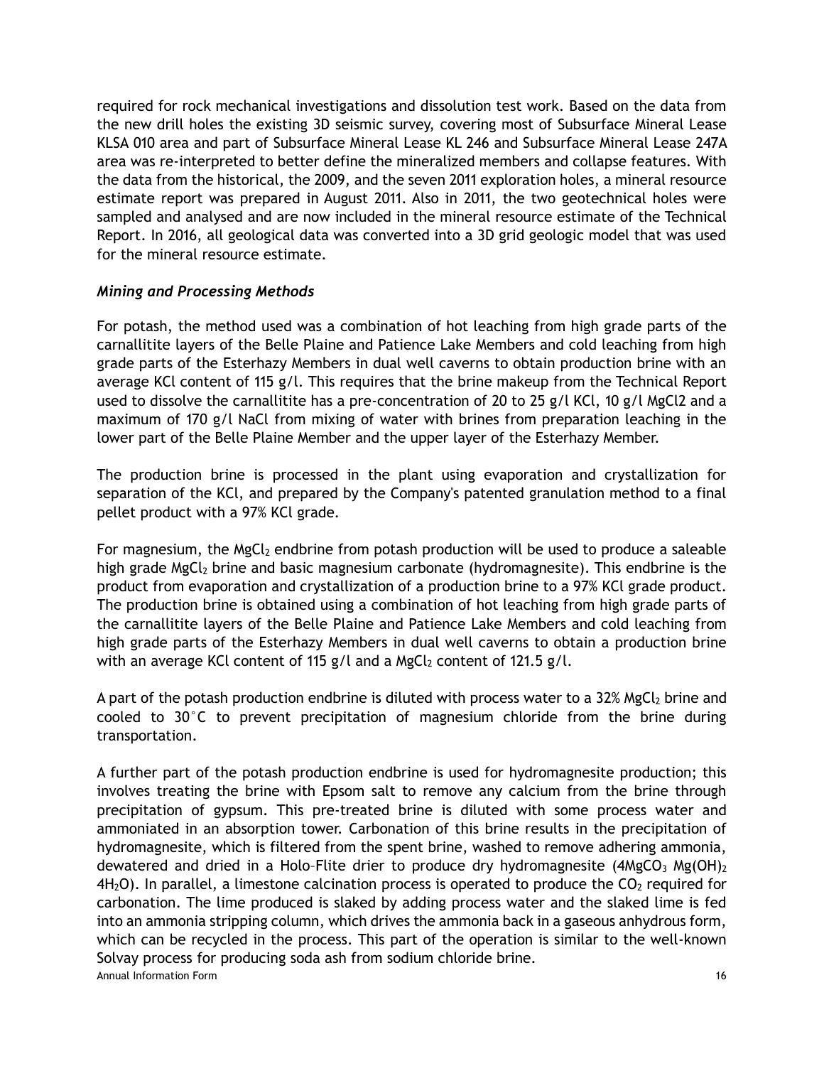required for rock mechanical investigations and dissolution test work. Based on the data from the new drill holes the existing 3D seismic survey, covering most of Subsurface Mineral Lease KLSA 010 area and part of Subsurface Mineral Lease KL 246 and Subsurface Mineral Lease 247A area was re-interpreted to better define the mineralized members and collapse features. With the data from the historical, the 2009, and the seven 2011 exploration holes, a mineral resource estimate report was prepared in August 2011. Also in 2011, the two geotechnical holes were sampled and analysed and are now included in the mineral resource estimate of the Technical Report. In 2016, all geological data was converted into a 3D grid geologic model that was used for the mineral resource estimate.

### *Mining and Processing Methods*

For potash, the method used was a combination of hot leaching from high grade parts of the carnallitite layers of the Belle Plaine and Patience Lake Members and cold leaching from high grade parts of the Esterhazy Members in dual well caverns to obtain production brine with an average KCl content of 115 g/l. This requires that the brine makeup from the Technical Report used to dissolve the carnallitite has a pre-concentration of 20 to 25 g/l KCl, 10 g/l MgCl2 and a maximum of 170 g/l NaCl from mixing of water with brines from preparation leaching in the lower part of the Belle Plaine Member and the upper layer of the Esterhazy Member.

The production brine is processed in the plant using evaporation and crystallization for separation of the KCl, and prepared by the Company's patented granulation method to a final pellet product with a 97% KCl grade.

For magnesium, the $MgCl_2$ endbrine from potash production will be used to produce a saleable high grade $MgCl_2$ brine and basic magnesium carbonate (hydromagnesite). This endbrine is the product from evaporation and crystallization of a production brine to a 97% KCl grade product. The production brine is obtained using a combination of hot leaching from high grade parts of the carnallitite layers of the Belle Plaine and Patience Lake Members and cold leaching from high grade parts of the Esterhazy Members in dual well caverns to obtain a production brine with an average KCl content of 115 g/l and a $MgCl_2$ content of 121.5 g/l.

A part of the potash production endbrine is diluted with process water to a 32% $MgCl_2$ brine and cooled to 30°C to prevent precipitation of magnesium chloride from the brine during transportation.

A further part of the potash production endbrine is used for hydromagnesite production; this involves treating the brine with Epsom salt to remove any calcium from the brine through precipitation of gypsum. This pre-treated brine is diluted with some process water and ammoniated in an absorption tower. Carbonation of this brine results in the precipitation of hydromagnesite, which is filtered from the spent brine, washed to remove adhering ammonia, dewatered and dried in a Holo–Flite drier to produce dry hydromagnesite ($4MgCO_3\ Mg(OH)_2\ 4H_2O$). In parallel, a limestone calcination process is operated to produce the $CO_2$ required for carbonation. The lime produced is slaked by adding process water and the slaked lime is fed into an ammonia stripping column, which drives the ammonia back in a gaseous anhydrous form, which can be recycled in the process. This part of the operation is similar to the well-known Solvay process for producing soda ash from sodium chloride brine.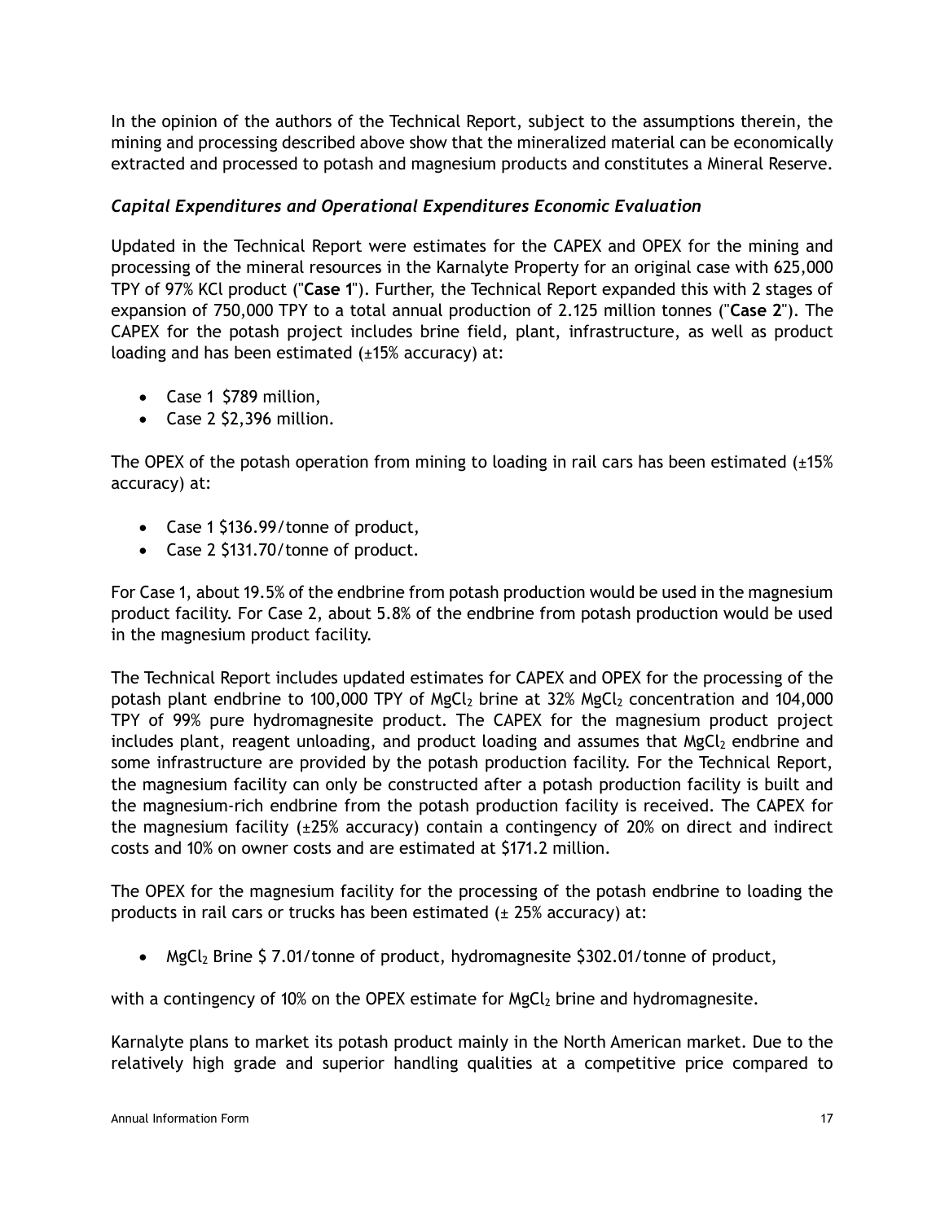In the opinion of the authors of the Technical Report, subject to the assumptions therein, the mining and processing described above show that the mineralized material can be economically extracted and processed to potash and magnesium products and constitutes a Mineral Reserve.

### *Capital Expenditures and Operational Expenditures Economic Evaluation*

Updated in the Technical Report were estimates for the CAPEX and OPEX for the mining and processing of the mineral resources in the Karnalyte Property for an original case with 625,000 TPY of 97% KCl product ("**Case 1**"). Further, the Technical Report expanded this with 2 stages of expansion of 750,000 TPY to a total annual production of 2.125 million tonnes ("**Case 2**"). The CAPEX for the potash project includes brine field, plant, infrastructure, as well as product loading and has been estimated (±15% accuracy) at:

- Case 1 $789 million,
- Case 2 $2,396 million.

The OPEX of the potash operation from mining to loading in rail cars has been estimated (±15% accuracy) at:

- Case 1 $136.99/tonne of product,
- Case 2 $131.70/tonne of product.

For Case 1, about 19.5% of the endbrine from potash production would be used in the magnesium product facility. For Case 2, about 5.8% of the endbrine from potash production would be used in the magnesium product facility.

The Technical Report includes updated estimates for CAPEX and OPEX for the processing of the potash plant endbrine to 100,000 TPY of $MgCl_2$ brine at 32% $MgCl_2$ concentration and 104,000 TPY of 99% pure hydromagnesite product. The CAPEX for the magnesium product project includes plant, reagent unloading, and product loading and assumes that $MgCl_2$ endbrine and some infrastructure are provided by the potash production facility. For the Technical Report, the magnesium facility can only be constructed after a potash production facility is built and the magnesium-rich endbrine from the potash production facility is received. The CAPEX for the magnesium facility (±25% accuracy) contain a contingency of 20% on direct and indirect costs and 10% on owner costs and are estimated at $171.2 million.

The OPEX for the magnesium facility for the processing of the potash endbrine to loading the products in rail cars or trucks has been estimated (± 25% accuracy) at:

- $MgCl_2$ Brine $ 7.01/tonne of product, hydromagnesite $302.01/tonne of product,

with a contingency of 10% on the OPEX estimate for $MgCl_2$ brine and hydromagnesite.

Karnalyte plans to market its potash product mainly in the North American market. Due to the relatively high grade and superior handling qualities at a competitive price compared to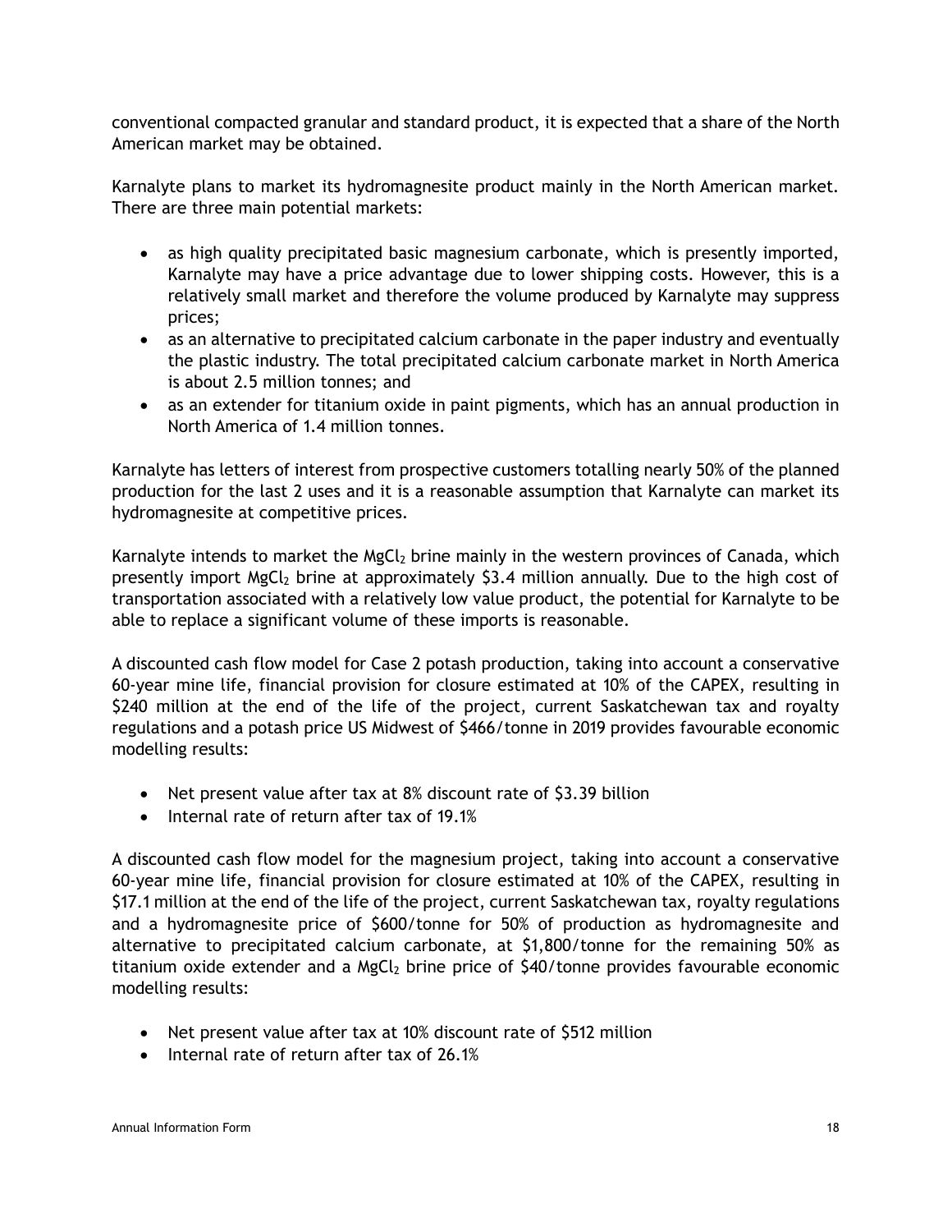conventional compacted granular and standard product, it is expected that a share of the North American market may be obtained.

Karnalyte plans to market its hydromagnesite product mainly in the North American market. There are three main potential markets:

- as high quality precipitated basic magnesium carbonate, which is presently imported, Karnalyte may have a price advantage due to lower shipping costs. However, this is a relatively small market and therefore the volume produced by Karnalyte may suppress prices;
- as an alternative to precipitated calcium carbonate in the paper industry and eventually the plastic industry. The total precipitated calcium carbonate market in North America is about 2.5 million tonnes; and
- as an extender for titanium oxide in paint pigments, which has an annual production in North America of 1.4 million tonnes.

Karnalyte has letters of interest from prospective customers totalling nearly 50% of the planned production for the last 2 uses and it is a reasonable assumption that Karnalyte can market its hydromagnesite at competitive prices.

Karnalyte intends to market the $MgCl_2$ brine mainly in the western provinces of Canada, which presently import $MgCl_2$ brine at approximately $3.4 million annually. Due to the high cost of transportation associated with a relatively low value product, the potential for Karnalyte to be able to replace a significant volume of these imports is reasonable.

A discounted cash flow model for Case 2 potash production, taking into account a conservative 60-year mine life, financial provision for closure estimated at 10% of the CAPEX, resulting in $240 million at the end of the life of the project, current Saskatchewan tax and royalty regulations and a potash price US Midwest of $466/tonne in 2019 provides favourable economic modelling results:

- Net present value after tax at 8% discount rate of $3.39 billion
- Internal rate of return after tax of 19.1%

A discounted cash flow model for the magnesium project, taking into account a conservative 60-year mine life, financial provision for closure estimated at 10% of the CAPEX, resulting in $17.1 million at the end of the life of the project, current Saskatchewan tax, royalty regulations and a hydromagnesite price of $600/tonne for 50% of production as hydromagnesite and alternative to precipitated calcium carbonate, at $1,800/tonne for the remaining 50% as titanium oxide extender and a $MgCl_2$ brine price of $40/tonne provides favourable economic modelling results:

- Net present value after tax at 10% discount rate of $512 million
- Internal rate of return after tax of 26.1%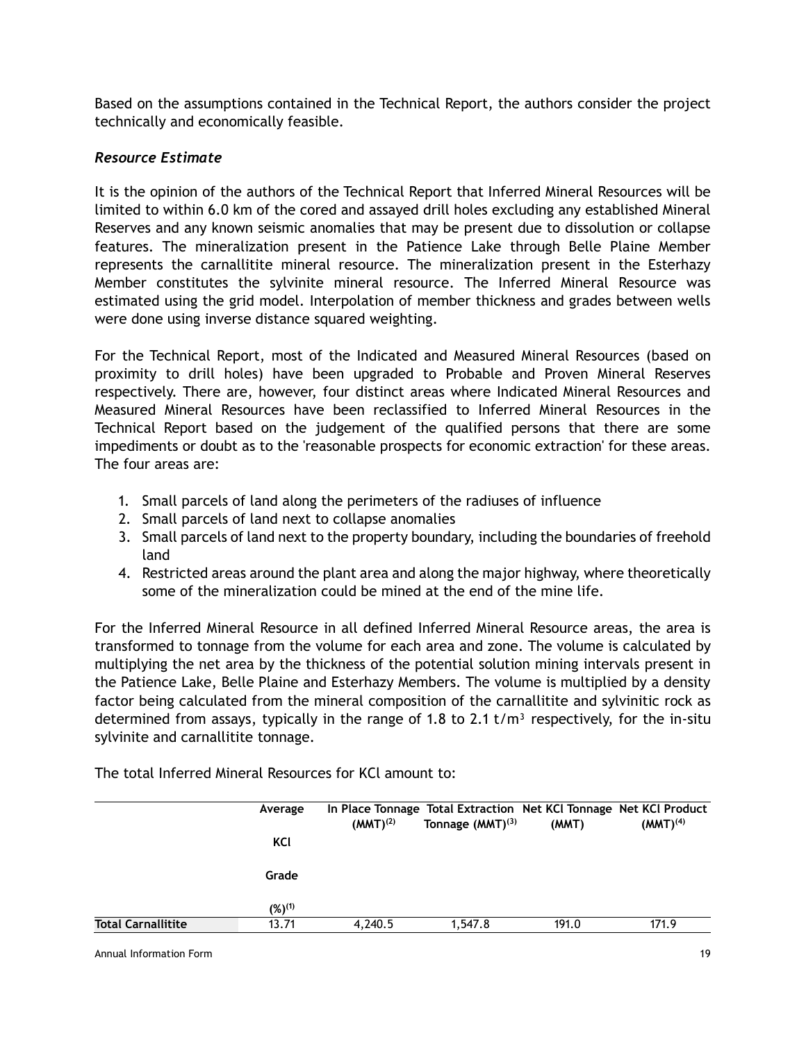Based on the assumptions contained in the Technical Report, the authors consider the project technically and economically feasible.

### *Resource Estimate*

It is the opinion of the authors of the Technical Report that Inferred Mineral Resources will be limited to within 6.0 km of the cored and assayed drill holes excluding any established Mineral Reserves and any known seismic anomalies that may be present due to dissolution or collapse features. The mineralization present in the Patience Lake through Belle Plaine Member represents the carnallitite mineral resource. The mineralization present in the Esterhazy Member constitutes the sylvinite mineral resource. The Inferred Mineral Resource was estimated using the grid model. Interpolation of member thickness and grades between wells were done using inverse distance squared weighting.

For the Technical Report, most of the Indicated and Measured Mineral Resources (based on proximity to drill holes) have been upgraded to Probable and Proven Mineral Reserves respectively. There are, however, four distinct areas where Indicated Mineral Resources and Measured Mineral Resources have been reclassified to Inferred Mineral Resources in the Technical Report based on the judgement of the qualified persons that there are some impediments or doubt as to the 'reasonable prospects for economic extraction' for these areas. The four areas are:

1. Small parcels of land along the perimeters of the radiuses of influence
2. Small parcels of land next to collapse anomalies
3. Small parcels of land next to the property boundary, including the boundaries of freehold land
4. Restricted areas around the plant area and along the major highway, where theoretically some of the mineralization could be mined at the end of the mine life.

For the Inferred Mineral Resource in all defined Inferred Mineral Resource areas, the area is transformed to tonnage from the volume for each area and zone. The volume is calculated by multiplying the net area by the thickness of the potential solution mining intervals present in the Patience Lake, Belle Plaine and Esterhazy Members. The volume is multiplied by a density factor being calculated from the mineral composition of the carnallitite and sylvinitic rock as determined from assays, typically in the range of 1.8 to 2.1 t/m³ respectively, for the in-situ sylvinite and carnallitite tonnage.

The total Inferred Mineral Resources for KCl amount to:

| | Average KCl Grade (%)[1] | In Place Tonnage (MMT)[2] | Total Extraction Tonnage (MMT)[3] | Net KCl Tonnage (MMT) | Net KCl Product (MMT)[4] |
|---|---|---|---|---|---|
| **Total Carnallitite** | 13.71 | 4,240.5 | 1,547.8 | 191.0 | 171.9 |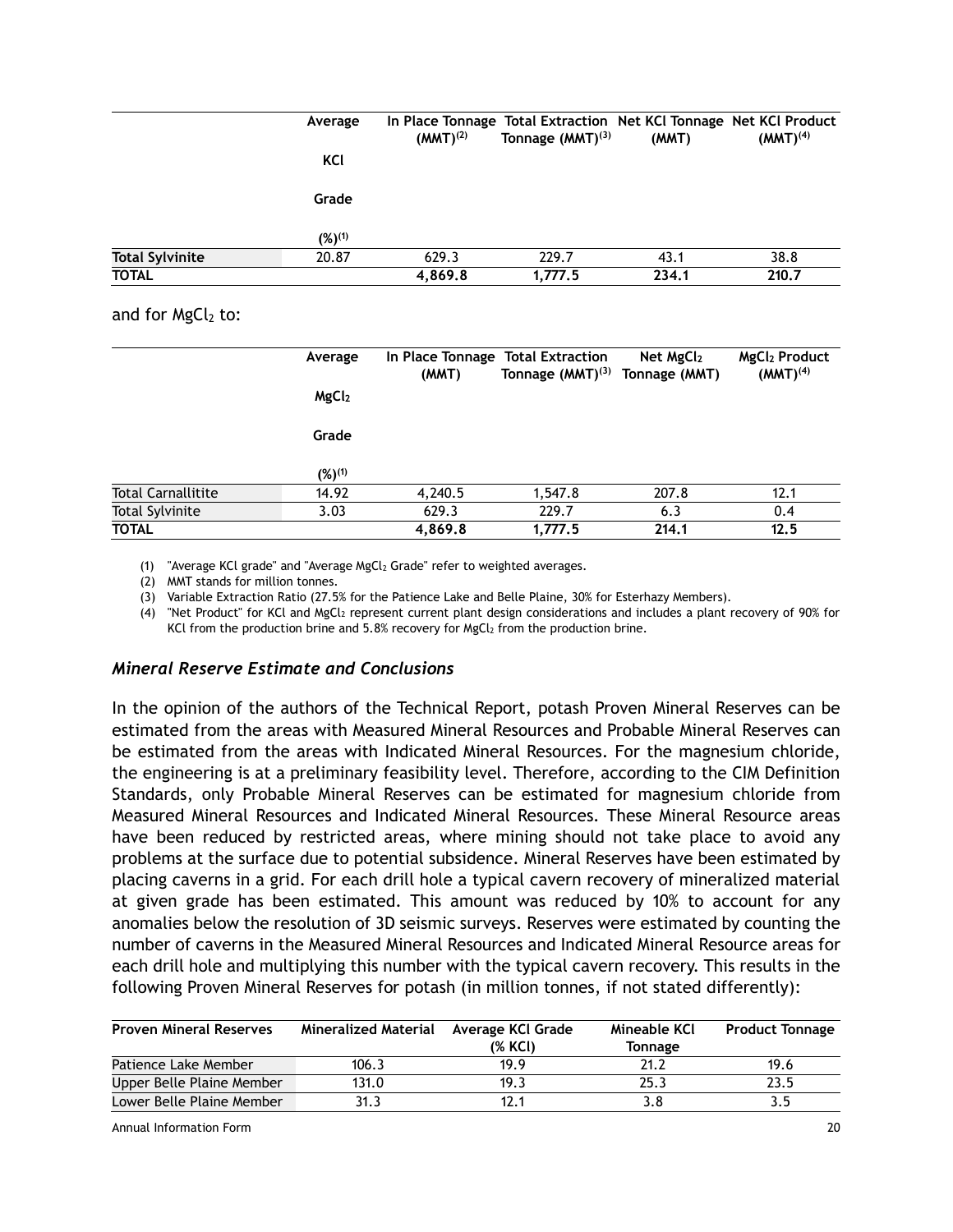| | Average KCl Grade (%)[1] | In Place Tonnage (MMT)[2] | Total Extraction Tonnage (MMT)[3] | Net KCl Tonnage (MMT) | Net KCl Product (MMT)[4] |
|---|---|---|---|---|---|
| **Total Sylvinite** | 20.87 | 629.3 | 229.7 | 43.1 | 38.8 |
| **TOTAL** | | **4,869.8** | **1,777.5** | **234.1** | **210.7** |

and for $MgCl_2$ to:

| | Average $MgCl_2$ Grade (%)[1] | In Place Tonnage (MMT) | Total Extraction Tonnage (MMT)[3] | Net $MgCl_2$ Tonnage (MMT) | $MgCl_2$ Product (MMT)[4] |
|---|---|---|---|---|---|
| Total Carnallitite | 14.92 | 4,240.5 | 1,547.8 | 207.8 | 12.1 |
| Total Sylvinite | 3.03 | 629.3 | 229.7 | 6.3 | 0.4 |
| **TOTAL** | | **4,869.8** | **1,777.5** | **214.1** | **12.5** |

(1) "Average KCl grade" and "Average $MgCl_2$ Grade" refer to weighted averages.
(2) MMT stands for million tonnes.
(3) Variable Extraction Ratio (27.5% for the Patience Lake and Belle Plaine, 30% for Esterhazy Members).
(4) "Net Product" for KCl and $MgCl_2$ represent current plant design considerations and includes a plant recovery of 90% for KCl from the production brine and 5.8% recovery for $MgCl_2$ from the production brine.

### *Mineral Reserve Estimate and Conclusions*

In the opinion of the authors of the Technical Report, potash Proven Mineral Reserves can be estimated from the areas with Measured Mineral Resources and Probable Mineral Reserves can be estimated from the areas with Indicated Mineral Resources. For the magnesium chloride, the engineering is at a preliminary feasibility level. Therefore, according to the CIM Definition Standards, only Probable Mineral Reserves can be estimated for magnesium chloride from Measured Mineral Resources and Indicated Mineral Resources. These Mineral Resource areas have been reduced by restricted areas, where mining should not take place to avoid any problems at the surface due to potential subsidence. Mineral Reserves have been estimated by placing caverns in a grid. For each drill hole a typical cavern recovery of mineralized material at given grade has been estimated. This amount was reduced by 10% to account for any anomalies below the resolution of 3D seismic surveys. Reserves were estimated by counting the number of caverns in the Measured Mineral Resources and Indicated Mineral Resource areas for each drill hole and multiplying this number with the typical cavern recovery. This results in the following Proven Mineral Reserves for potash (in million tonnes, if not stated differently):

| Proven Mineral Reserves | Mineralized Material | Average KCl Grade (% KCl) | Mineable KCl Tonnage | Product Tonnage |
|---|---|---|---|---|
| Patience Lake Member | 106.3 | 19.9 | 21.2 | 19.6 |
| Upper Belle Plaine Member | 131.0 | 19.3 | 25.3 | 23.5 |
| Lower Belle Plaine Member | 31.3 | 12.1 | 3.8 | 3.5 |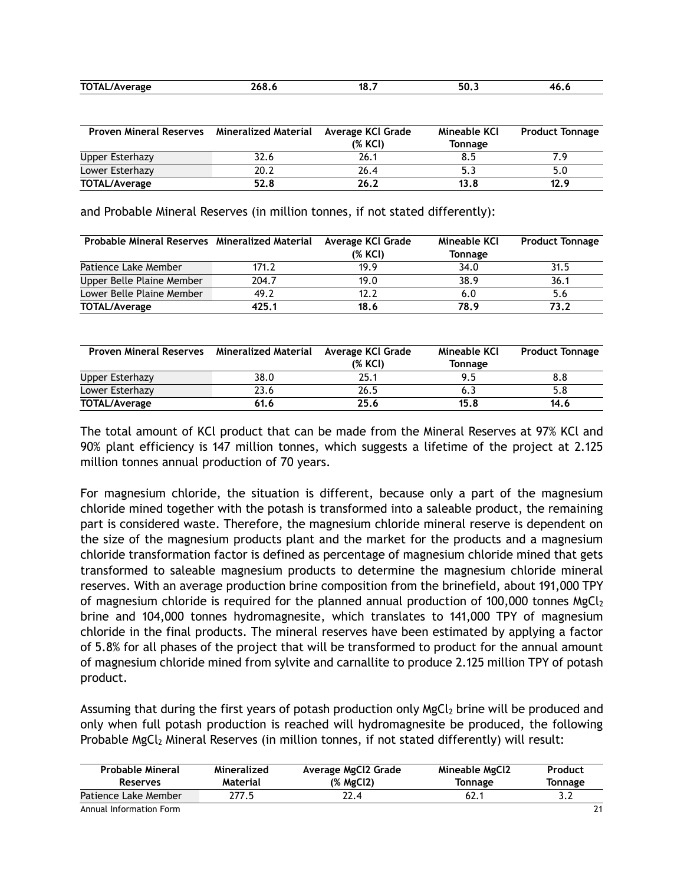| TOTAL/Average | 268.6 | 18.7 | 50.3 | 46.6 |
|---|---|---|---|---|

| Proven Mineral Reserves | Mineralized Material | Average KCl Grade (% KCl) | Mineable KCl Tonnage | Product Tonnage |
|---|---|---|---|---|
| Upper Esterhazy | 32.6 | 26.1 | 8.5 | 7.9 |
| Lower Esterhazy | 20.2 | 26.4 | 5.3 | 5.0 |
| **TOTAL/Average** | **52.8** | **26.2** | **13.8** | **12.9** |

and Probable Mineral Reserves (in million tonnes, if not stated differently):

| Probable Mineral Reserves | Mineralized Material | Average KCl Grade (% KCl) | Mineable KCl Tonnage | Product Tonnage |
|---|---|---|---|---|
| Patience Lake Member | 171.2 | 19.9 | 34.0 | 31.5 |
| Upper Belle Plaine Member | 204.7 | 19.0 | 38.9 | 36.1 |
| Lower Belle Plaine Member | 49.2 | 12.2 | 6.0 | 5.6 |
| **TOTAL/Average** | **425.1** | **18.6** | **78.9** | **73.2** |

| Proven Mineral Reserves | Mineralized Material | Average KCl Grade (% KCl) | Mineable KCl Tonnage | Product Tonnage |
|---|---|---|---|---|
| Upper Esterhazy | 38.0 | 25.1 | 9.5 | 8.8 |
| Lower Esterhazy | 23.6 | 26.5 | 6.3 | 5.8 |
| **TOTAL/Average** | **61.6** | **25.6** | **15.8** | **14.6** |

The total amount of KCl product that can be made from the Mineral Reserves at 97% KCl and 90% plant efficiency is 147 million tonnes, which suggests a lifetime of the project at 2.125 million tonnes annual production of 70 years.

For magnesium chloride, the situation is different, because only a part of the magnesium chloride mined together with the potash is transformed into a saleable product, the remaining part is considered waste. Therefore, the magnesium chloride mineral reserve is dependent on the size of the magnesium products plant and the market for the products and a magnesium chloride transformation factor is defined as percentage of magnesium chloride mined that gets transformed to saleable magnesium products to determine the magnesium chloride mineral reserves. With an average production brine composition from the brinefield, about 191,000 TPY of magnesium chloride is required for the planned annual production of 100,000 tonnes $MgCl_2$ brine and 104,000 tonnes hydromagnesite, which translates to 141,000 TPY of magnesium chloride in the final products. The mineral reserves have been estimated by applying a factor of 5.8% for all phases of the project that will be transformed to product for the annual amount of magnesium chloride mined from sylvite and carnallite to produce 2.125 million TPY of potash product.

Assuming that during the first years of potash production only $MgCl_2$ brine will be produced and only when full potash production is reached will hydromagnesite be produced, the following Probable $MgCl_2$ Mineral Reserves (in million tonnes, if not stated differently) will result:

| Probable Mineral Reserves | Mineralized Material | Average MgCl2 Grade (% MgCl2) | Mineable MgCl2 Tonnage | Product Tonnage |
|---|---|---|---|---|
| Patience Lake Member | 277.5 | 22.4 | 62.1 | 3.2 |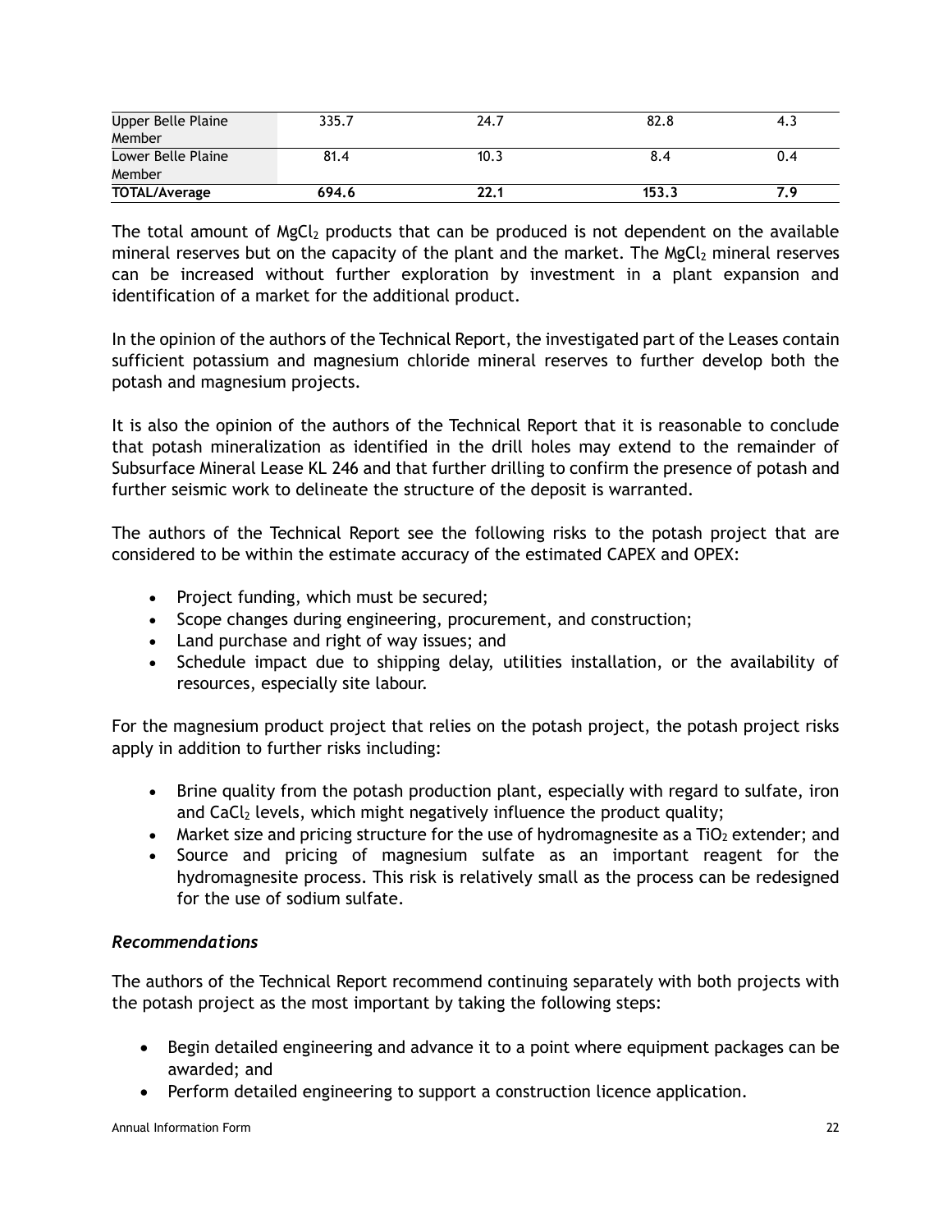| | | | | |
|---|---|---|---|---|
| Upper Belle Plaine Member | 335.7 | 24.7 | 82.8 | 4.3 |
| Lower Belle Plaine Member | 81.4 | 10.3 | 8.4 | 0.4 |
| **TOTAL/Average** | **694.6** | **22.1** | **153.3** | **7.9** |

The total amount of $MgCl_2$ products that can be produced is not dependent on the available mineral reserves but on the capacity of the plant and the market. The $MgCl_2$ mineral reserves can be increased without further exploration by investment in a plant expansion and identification of a market for the additional product.

In the opinion of the authors of the Technical Report, the investigated part of the Leases contain sufficient potassium and magnesium chloride mineral reserves to further develop both the potash and magnesium projects.

It is also the opinion of the authors of the Technical Report that it is reasonable to conclude that potash mineralization as identified in the drill holes may extend to the remainder of Subsurface Mineral Lease KL 246 and that further drilling to confirm the presence of potash and further seismic work to delineate the structure of the deposit is warranted.

The authors of the Technical Report see the following risks to the potash project that are considered to be within the estimate accuracy of the estimated CAPEX and OPEX:

- Project funding, which must be secured;
- Scope changes during engineering, procurement, and construction;
- Land purchase and right of way issues; and
- Schedule impact due to shipping delay, utilities installation, or the availability of resources, especially site labour.

For the magnesium product project that relies on the potash project, the potash project risks apply in addition to further risks including:

- Brine quality from the potash production plant, especially with regard to sulfate, iron and $CaCl_2$ levels, which might negatively influence the product quality;
- Market size and pricing structure for the use of hydromagnesite as a $TiO_2$ extender; and
- Source and pricing of magnesium sulfate as an important reagent for the hydromagnesite process. This risk is relatively small as the process can be redesigned for the use of sodium sulfate.

### *Recommendations*

The authors of the Technical Report recommend continuing separately with both projects with the potash project as the most important by taking the following steps:

- Begin detailed engineering and advance it to a point where equipment packages can be awarded; and
- Perform detailed engineering to support a construction licence application.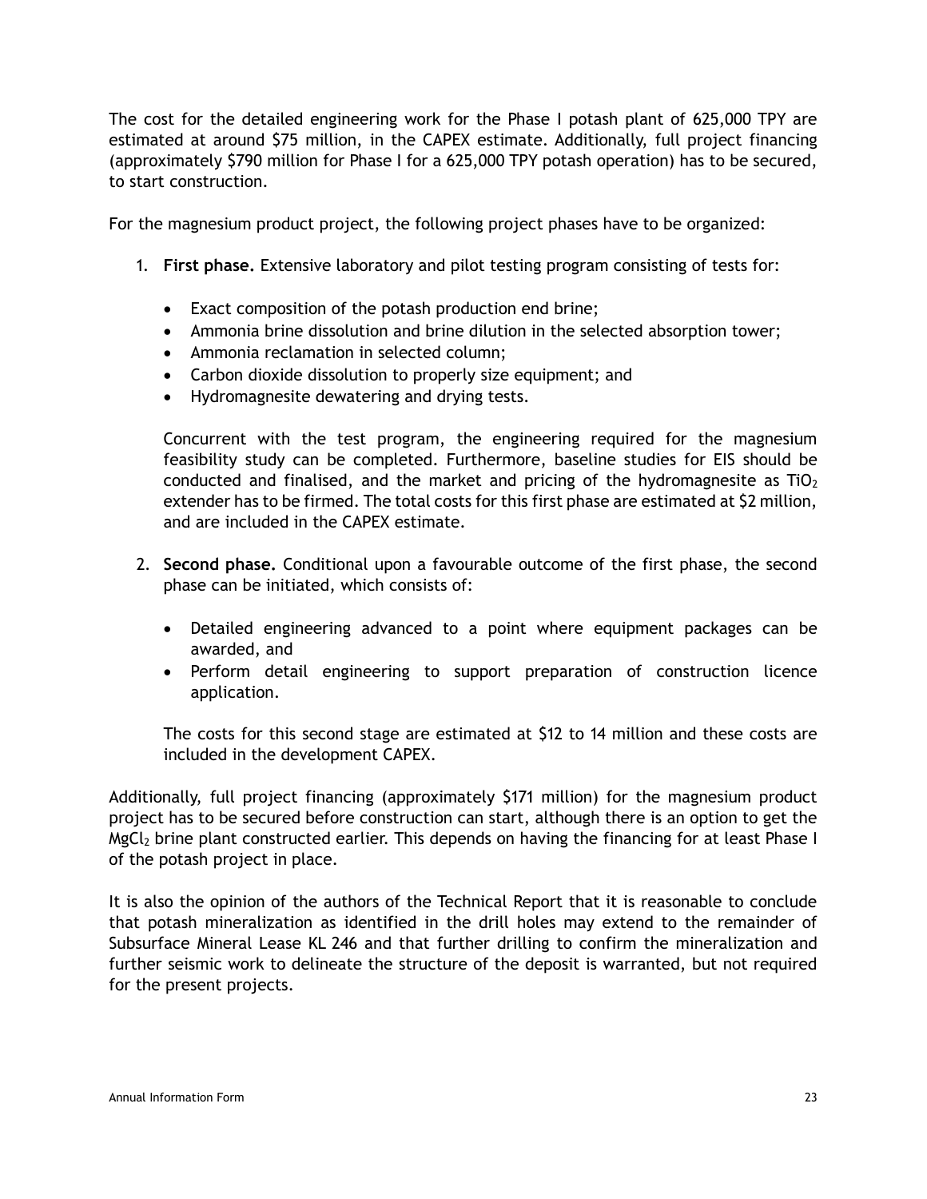The cost for the detailed engineering work for the Phase I potash plant of 625,000 TPY are estimated at around $75 million, in the CAPEX estimate. Additionally, full project financing (approximately $790 million for Phase I for a 625,000 TPY potash operation) has to be secured, to start construction.

For the magnesium product project, the following project phases have to be organized:

1. **First phase.** Extensive laboratory and pilot testing program consisting of tests for:

   - Exact composition of the potash production end brine;
   - Ammonia brine dissolution and brine dilution in the selected absorption tower;
   - Ammonia reclamation in selected column;
   - Carbon dioxide dissolution to properly size equipment; and
   - Hydromagnesite dewatering and drying tests.

   Concurrent with the test program, the engineering required for the magnesium feasibility study can be completed. Furthermore, baseline studies for EIS should be conducted and finalised, and the market and pricing of the hydromagnesite as $TiO_2$ extender has to be firmed. The total costs for this first phase are estimated at $2 million, and are included in the CAPEX estimate.

2. **Second phase.** Conditional upon a favourable outcome of the first phase, the second phase can be initiated, which consists of:

   - Detailed engineering advanced to a point where equipment packages can be awarded, and
   - Perform detail engineering to support preparation of construction licence application.

   The costs for this second stage are estimated at $12 to 14 million and these costs are included in the development CAPEX.

Additionally, full project financing (approximately $171 million) for the magnesium product project has to be secured before construction can start, although there is an option to get the $MgCl_2$ brine plant constructed earlier. This depends on having the financing for at least Phase I of the potash project in place.

It is also the opinion of the authors of the Technical Report that it is reasonable to conclude that potash mineralization as identified in the drill holes may extend to the remainder of Subsurface Mineral Lease KL 246 and that further drilling to confirm the mineralization and further seismic work to delineate the structure of the deposit is warranted, but not required for the present projects.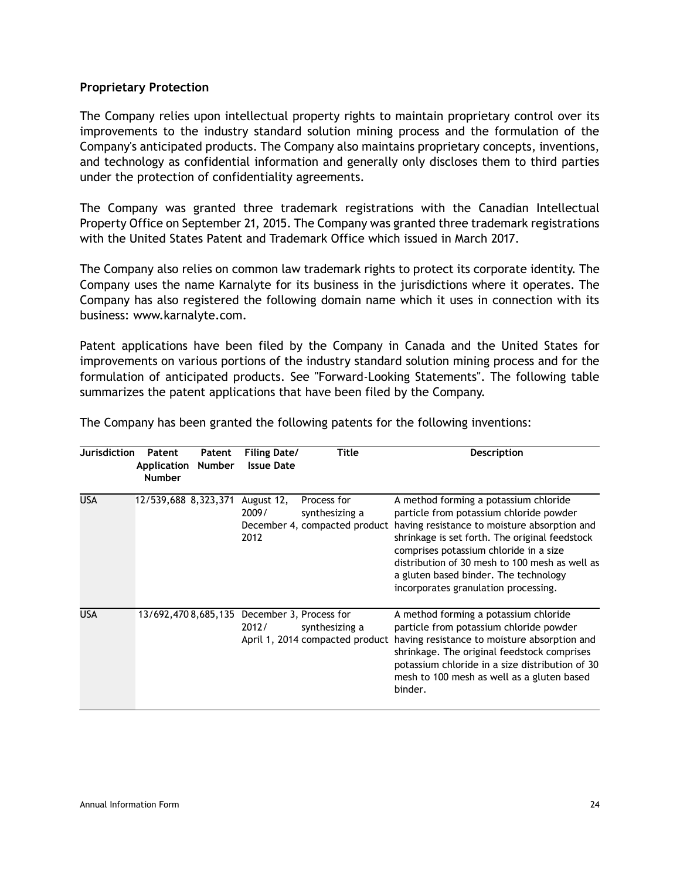**Proprietary Protection**

The Company relies upon intellectual property rights to maintain proprietary control over its improvements to the industry standard solution mining process and the formulation of the Company's anticipated products. The Company also maintains proprietary concepts, inventions, and technology as confidential information and generally only discloses them to third parties under the protection of confidentiality agreements.

The Company was granted three trademark registrations with the Canadian Intellectual Property Office on September 21, 2015. The Company was granted three trademark registrations with the United States Patent and Trademark Office which issued in March 2017.

The Company also relies on common law trademark rights to protect its corporate identity. The Company uses the name Karnalyte for its business in the jurisdictions where it operates. The Company has also registered the following domain name which it uses in connection with its business: www.karnalyte.com.

Patent applications have been filed by the Company in Canada and the United States for improvements on various portions of the industry standard solution mining process and for the formulation of anticipated products. See "Forward-Looking Statements". The following table summarizes the patent applications that have been filed by the Company.

The Company has been granted the following patents for the following inventions:

| Jurisdiction | Patent Application Number | Patent Number | Filing Date/ Issue Date | Title | Description |
|---|---|---|---|---|---|
| USA | 12/539,688 | 8,323,371 | August 12, 2009/ December 4, 2012 | Process for synthesizing a compacted product | A method forming a potassium chloride particle from potassium chloride powder having resistance to moisture absorption and shrinkage is set forth. The original feedstock comprises potassium chloride in a size distribution of 30 mesh to 100 mesh as well as a gluten based binder. The technology incorporates granulation processing. |
| USA | 13/692,470 | 8,685,135 | December 3, 2012/ April 1, 2014 | Process for synthesizing a compacted product | A method forming a potassium chloride particle from potassium chloride powder having resistance to moisture absorption and shrinkage. The original feedstock comprises potassium chloride in a size distribution of 30 mesh to 100 mesh as well as a gluten based binder. |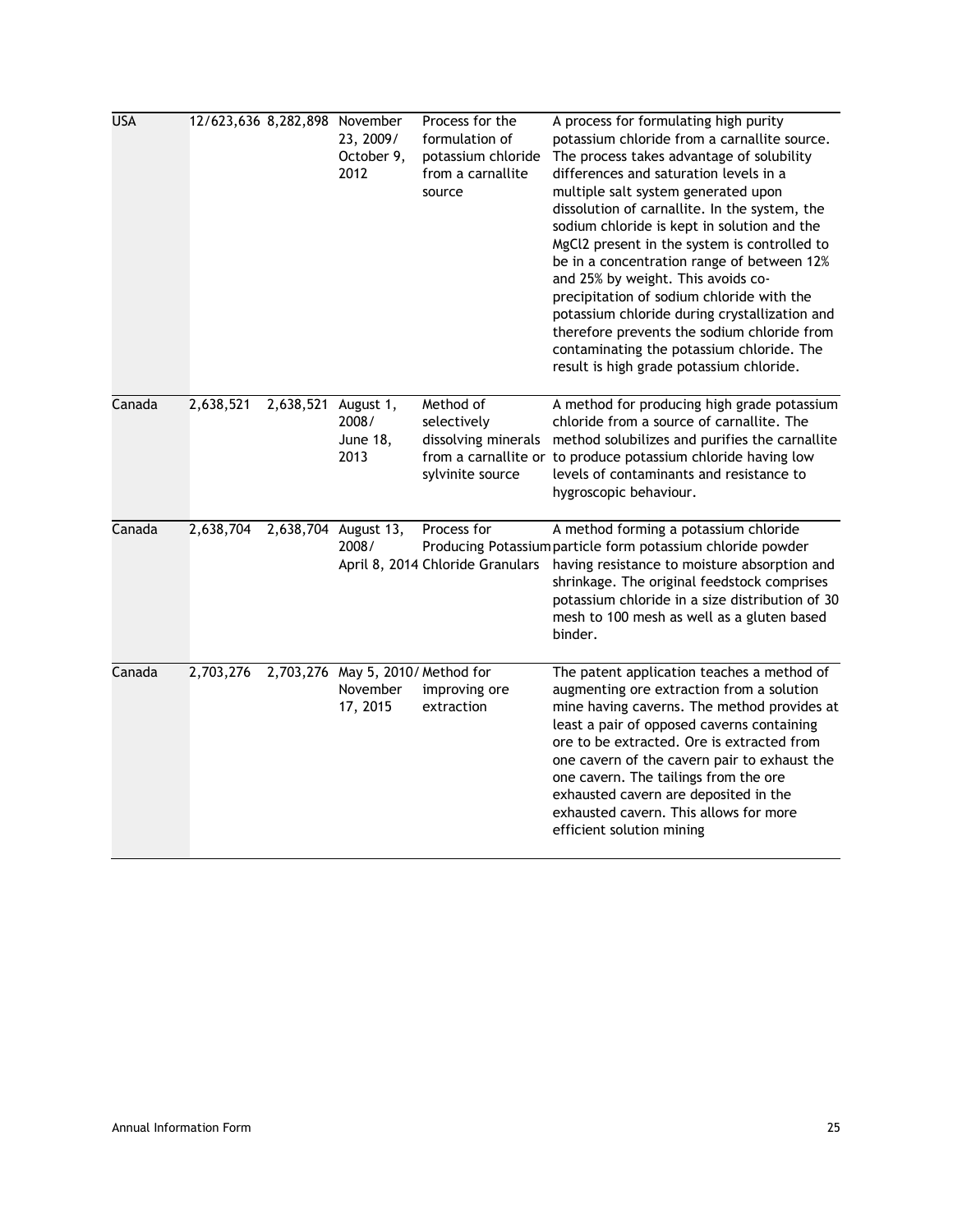| USA | 12/623,636 | 8,282,898 | November 23, 2009/ October 9, 2012 | Process for the formulation of potassium chloride from a carnallite source | A process for formulating high purity potassium chloride from a carnallite source. The process takes advantage of solubility differences and saturation levels in a multiple salt system generated upon dissolution of carnallite. In the system, the sodium chloride is kept in solution and the $MgCl_2$ present in the system is controlled to be in a concentration range of between 12% and 25% by weight. This avoids co-precipitation of sodium chloride with the potassium chloride during crystallization and therefore prevents the sodium chloride from contaminating the potassium chloride. The result is high grade potassium chloride. |
|---|---|---|---|---|---|
| Canada | 2,638,521 | 2,638,521 | August 1, 2008/ June 18, 2013 | Method of selectively dissolving minerals from a carnallite or sylvinite source | A method for producing high grade potassium chloride from a source of carnallite. The method solubilizes and purifies the carnallite to produce potassium chloride having low levels of contaminants and resistance to hygroscopic behaviour. |
| Canada | 2,638,704 | 2,638,704 | August 13, 2008/ April 8, 2014 | Process for Producing Potassium Chloride Granulars | A method forming a potassium chloride particle form potassium chloride powder having resistance to moisture absorption and shrinkage. The original feedstock comprises potassium chloride in a size distribution of 30 mesh to 100 mesh as well as a gluten based binder. |
| Canada | 2,703,276 | 2,703,276 | May 5, 2010/ November 17, 2015 | Method for improving ore extraction | The patent application teaches a method of augmenting ore extraction from a solution mine having caverns. The method provides at least a pair of opposed caverns containing ore to be extracted. Ore is extracted from one cavern of the cavern pair to exhaust the one cavern. The tailings from the ore exhausted cavern are deposited in the exhausted cavern. This allows for more efficient solution mining |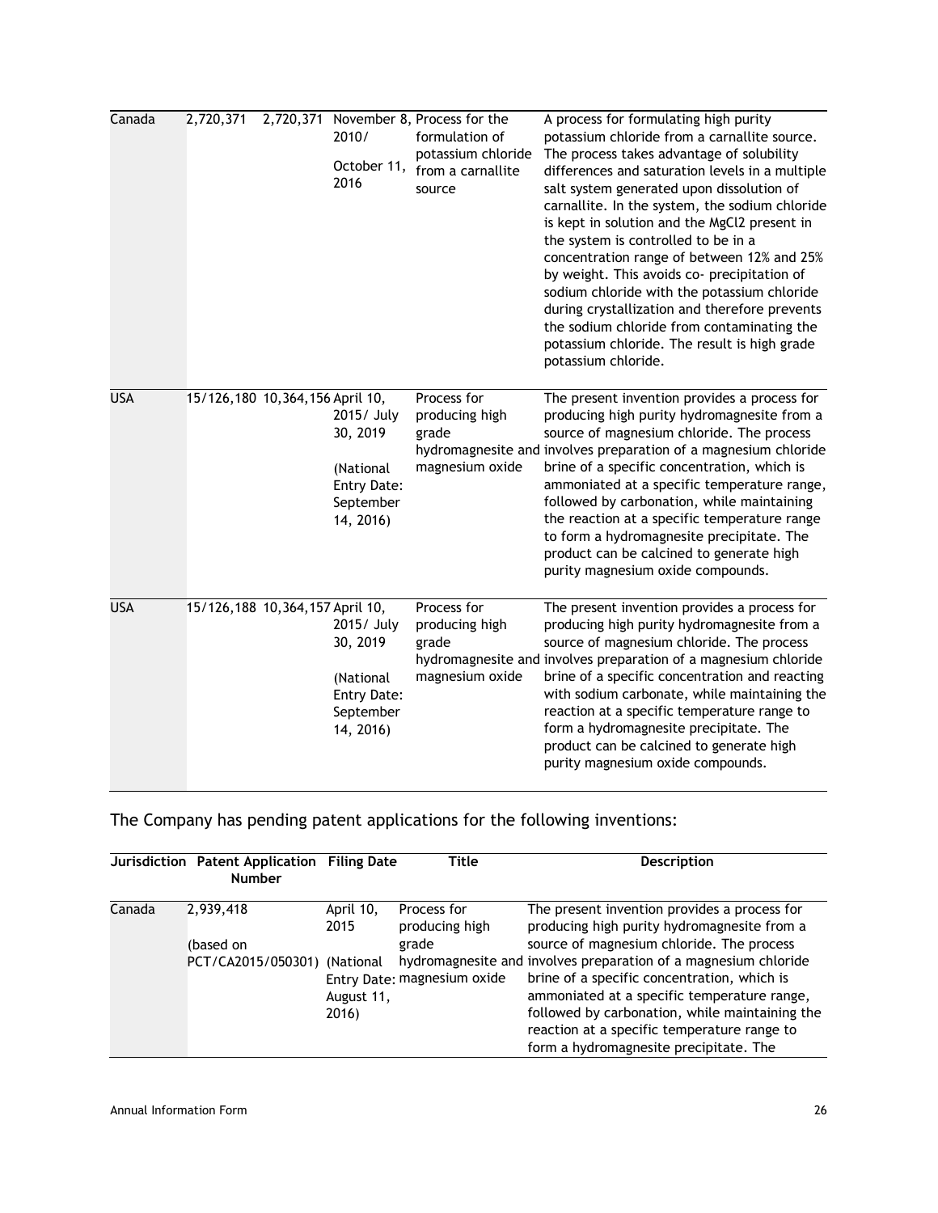| Canada | 2,720,371 | 2,720,371 | November 8, 2010/ October 11, 2016 | Process for the formulation of potassium chloride from a carnallite source | A process for formulating high purity potassium chloride from a carnallite source. The process takes advantage of solubility differences and saturation levels in a multiple salt system generated upon dissolution of carnallite. In the system, the sodium chloride is kept in solution and the $MgCl_2$ present in the system is controlled to be in a concentration range of between 12% and 25% by weight. This avoids co- precipitation of sodium chloride with the potassium chloride during crystallization and therefore prevents the sodium chloride from contaminating the potassium chloride. The result is high grade potassium chloride. |
|---|---|---|---|---|---|
| USA | 15/126,180 | 10,364,156 | April 10, 2015/ July 30, 2019 (National Entry Date: September 14, 2016) | Process for producing high grade hydromagnesite and magnesium oxide | The present invention provides a process for producing high purity hydromagnesite from a source of magnesium chloride. The process involves preparation of a magnesium chloride brine of a specific concentration, which is ammoniated at a specific temperature range, followed by carbonation, while maintaining the reaction at a specific temperature range to form a hydromagnesite precipitate. The product can be calcined to generate high purity magnesium oxide compounds. |
| USA | 15/126,188 | 10,364,157 | April 10, 2015/ July 30, 2019 (National Entry Date: September 14, 2016) | Process for producing high grade hydromagnesite and magnesium oxide | The present invention provides a process for producing high purity hydromagnesite from a source of magnesium chloride. The process involves preparation of a magnesium chloride brine of a specific concentration and reacting with sodium carbonate, while maintaining the reaction at a specific temperature range to form a hydromagnesite precipitate. The product can be calcined to generate high purity magnesium oxide compounds. |

The Company has pending patent applications for the following inventions:

| Jurisdiction | Patent Application Number | Filing Date | Title | Description |
|---|---|---|---|---|
| Canada | 2,939,418 (based on PCT/CA2015/050301) | April 10, 2015 (National Entry Date: August 11, 2016) | Process for producing high grade hydromagnesite and magnesium oxide | The present invention provides a process for producing high purity hydromagnesite from a source of magnesium chloride. The process involves preparation of a magnesium chloride brine of a specific concentration, which is ammoniated at a specific temperature range, followed by carbonation, while maintaining the reaction at a specific temperature range to form a hydromagnesite precipitate. The |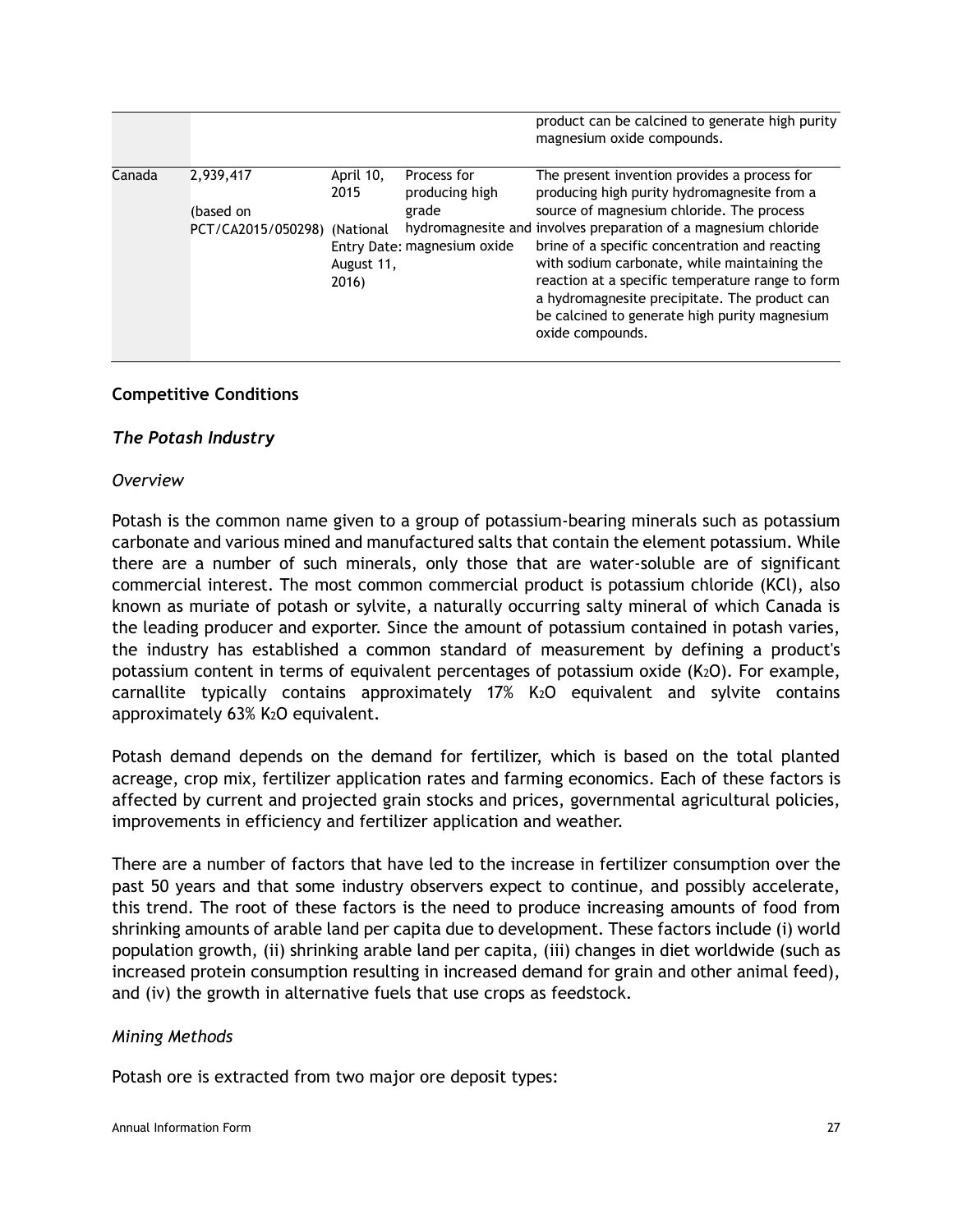| | | | | |
|---|---|---|---|---|
| | | | | product can be calcined to generate high purity magnesium oxide compounds. |
| Canada | 2,939,417 (based on PCT/CA2015/050298) | April 10, 2015 (National Entry Date: August 11, 2016) | Process for producing high grade hydromagnesite and magnesium oxide | The present invention provides a process for producing high purity hydromagnesite from a source of magnesium chloride. The process involves preparation of a magnesium chloride brine of a specific concentration and reacting with sodium carbonate, while maintaining the reaction at a specific temperature range to form a hydromagnesite precipitate. The product can be calcined to generate high purity magnesium oxide compounds. |

**Competitive Conditions**

***The Potash Industry***

*Overview*

Potash is the common name given to a group of potassium-bearing minerals such as potassium carbonate and various mined and manufactured salts that contain the element potassium. While there are a number of such minerals, only those that are water-soluble are of significant commercial interest. The most common commercial product is potassium chloride (KCl), also known as muriate of potash or sylvite, a naturally occurring salty mineral of which Canada is the leading producer and exporter. Since the amount of potassium contained in potash varies, the industry has established a common standard of measurement by defining a product's potassium content in terms of equivalent percentages of potassium oxide ($K_2O$). For example, carnallite typically contains approximately 17% $K_2O$ equivalent and sylvite contains approximately 63% $K_2O$ equivalent.

Potash demand depends on the demand for fertilizer, which is based on the total planted acreage, crop mix, fertilizer application rates and farming economics. Each of these factors is affected by current and projected grain stocks and prices, governmental agricultural policies, improvements in efficiency and fertilizer application and weather.

There are a number of factors that have led to the increase in fertilizer consumption over the past 50 years and that some industry observers expect to continue, and possibly accelerate, this trend. The root of these factors is the need to produce increasing amounts of food from shrinking amounts of arable land per capita due to development. These factors include (i) world population growth, (ii) shrinking arable land per capita, (iii) changes in diet worldwide (such as increased protein consumption resulting in increased demand for grain and other animal feed), and (iv) the growth in alternative fuels that use crops as feedstock.

*Mining Methods*

Potash ore is extracted from two major ore deposit types: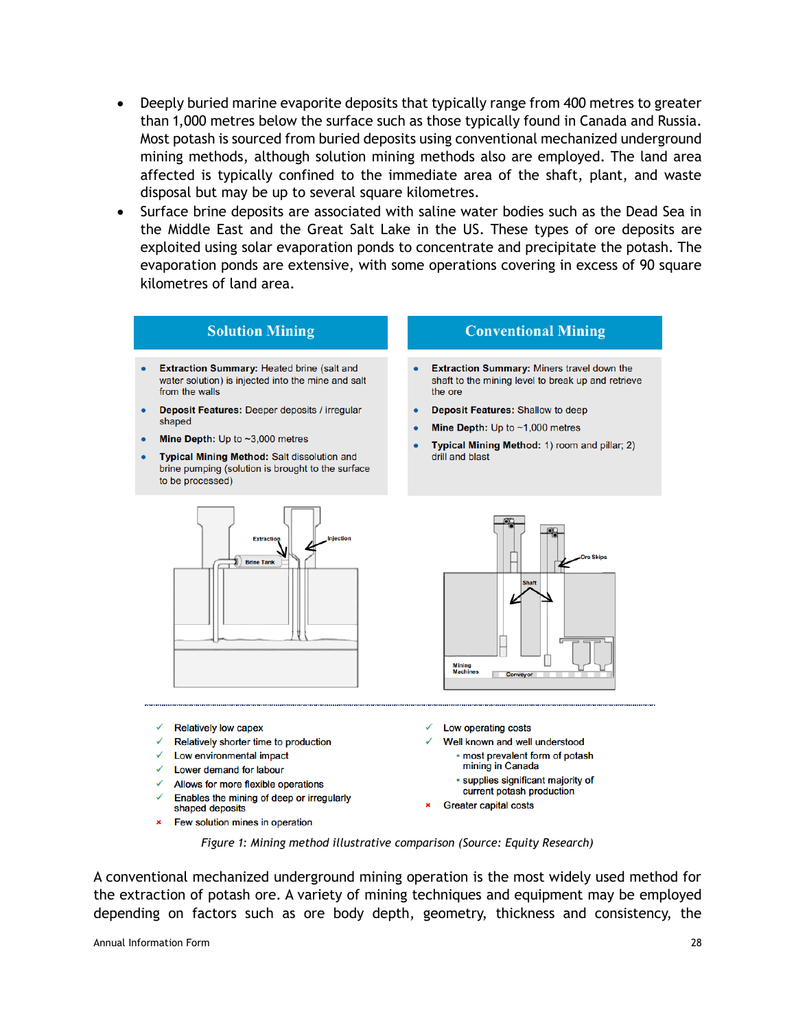- Deeply buried marine evaporite deposits that typically range from 400 metres to greater than 1,000 metres below the surface such as those typically found in Canada and Russia. Most potash is sourced from buried deposits using conventional mechanized underground mining methods, although solution mining methods also are employed. The land area affected is typically confined to the immediate area of the shaft, plant, and waste disposal but may be up to several square kilometres.
- Surface brine deposits are associated with saline water bodies such as the Dead Sea in the Middle East and the Great Salt Lake in the US. These types of ore deposits are exploited using solar evaporation ponds to concentrate and precipitate the potash. The evaporation ponds are extensive, with some operations covering in excess of 90 square kilometres of land area.

**Solution Mining**

- **Extraction Summary:** Heated brine (salt and water solution) is injected into the mine and salt from the walls
- **Deposit Features:** Deeper deposits / irregular shaped
- **Mine Depth:** Up to ~3,000 metres
- **Typical Mining Method:** Salt dissolution and brine pumping (solution is brought to the surface to be processed)

Extraction
Injection
Brine Tank

- ✓ Relatively low capex
- ✓ Relatively shorter time to production
- ✓ Low environmental impact
- ✓ Lower demand for labour
- ✓ Allows for more flexible operations
- ✓ Enables the mining of deep or irregularly shaped deposits
- × Few solution mines in operation

**Conventional Mining**

- **Extraction Summary:** Miners travel down the shaft to the mining level to break up and retrieve the ore
- **Deposit Features:** Shallow to deep
- **Mine Depth:** Up to ~1,000 metres
- **Typical Mining Method:** 1) room and pillar; 2) drill and blast

Ore Skips
Shaft
Mining Machines
Conveyor

- ✓ Low operating costs
- ✓ Well known and well understood
  - most prevalent form of potash mining in Canada
  - supplies significant majority of current potash production
- × Greater capital costs

*Figure 1: Mining method illustrative comparison (Source: Equity Research)*

A conventional mechanized underground mining operation is the most widely used method for the extraction of potash ore. A variety of mining techniques and equipment may be employed depending on factors such as ore body depth, geometry, thickness and consistency, the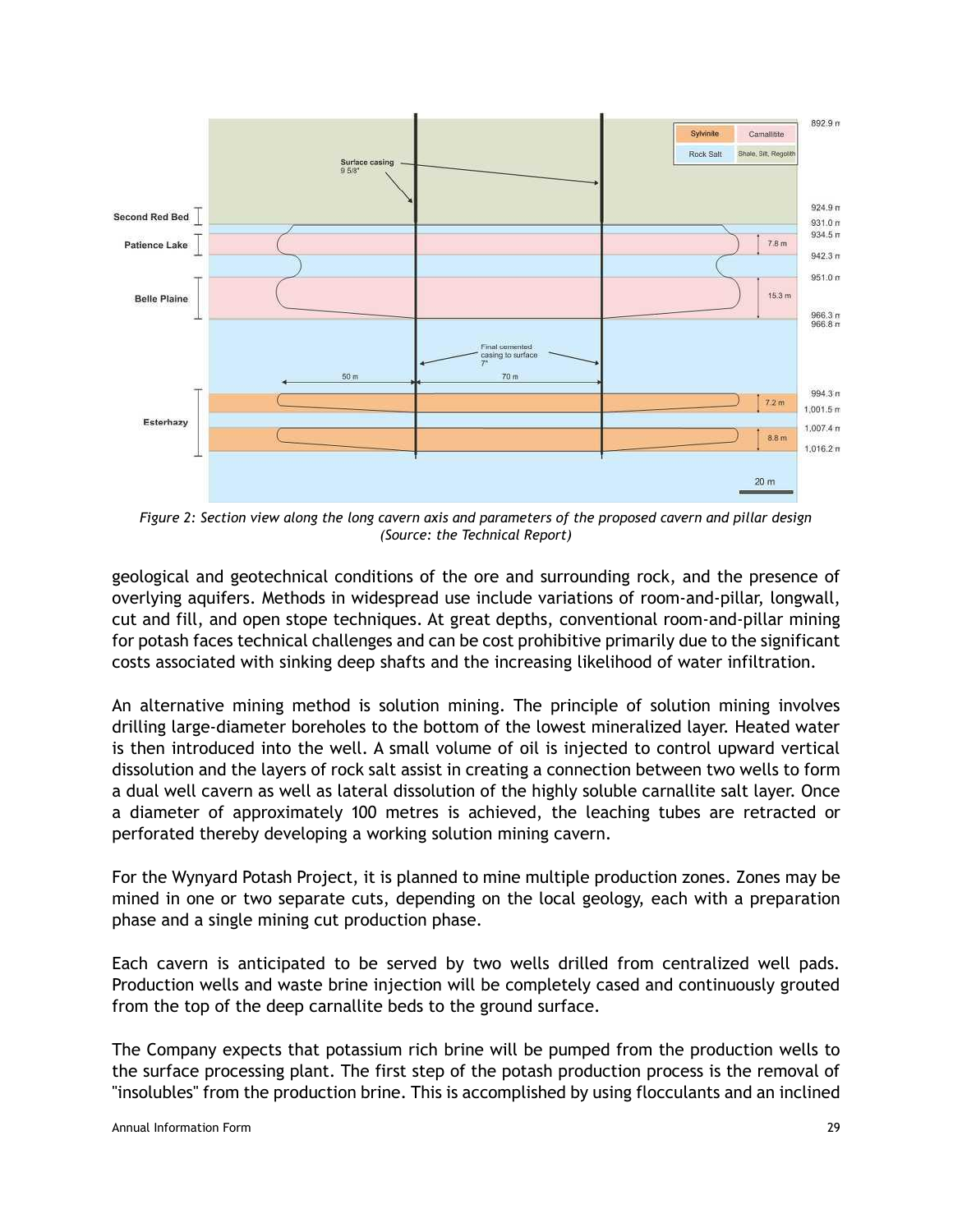Figure 2: Section view along the long cavern axis and parameters of the proposed cavern and pillar design (Source: the Technical Report)

geological and geotechnical conditions of the ore and surrounding rock, and the presence of overlying aquifers. Methods in widespread use include variations of room-and-pillar, longwall, cut and fill, and open stope techniques. At great depths, conventional room-and-pillar mining for potash faces technical challenges and can be cost prohibitive primarily due to the significant costs associated with sinking deep shafts and the increasing likelihood of water infiltration.

An alternative mining method is solution mining. The principle of solution mining involves drilling large-diameter boreholes to the bottom of the lowest mineralized layer. Heated water is then introduced into the well. A small volume of oil is injected to control upward vertical dissolution and the layers of rock salt assist in creating a connection between two wells to form a dual well cavern as well as lateral dissolution of the highly soluble carnallite salt layer. Once a diameter of approximately 100 metres is achieved, the leaching tubes are retracted or perforated thereby developing a working solution mining cavern.

For the Wynyard Potash Project, it is planned to mine multiple production zones. Zones may be mined in one or two separate cuts, depending on the local geology, each with a preparation phase and a single mining cut production phase.

Each cavern is anticipated to be served by two wells drilled from centralized well pads. Production wells and waste brine injection will be completely cased and continuously grouted from the top of the deep carnallite beds to the ground surface.

The Company expects that potassium rich brine will be pumped from the production wells to the surface processing plant. The first step of the potash production process is the removal of "insolubles" from the production brine. This is accomplished by using flocculants and an inclined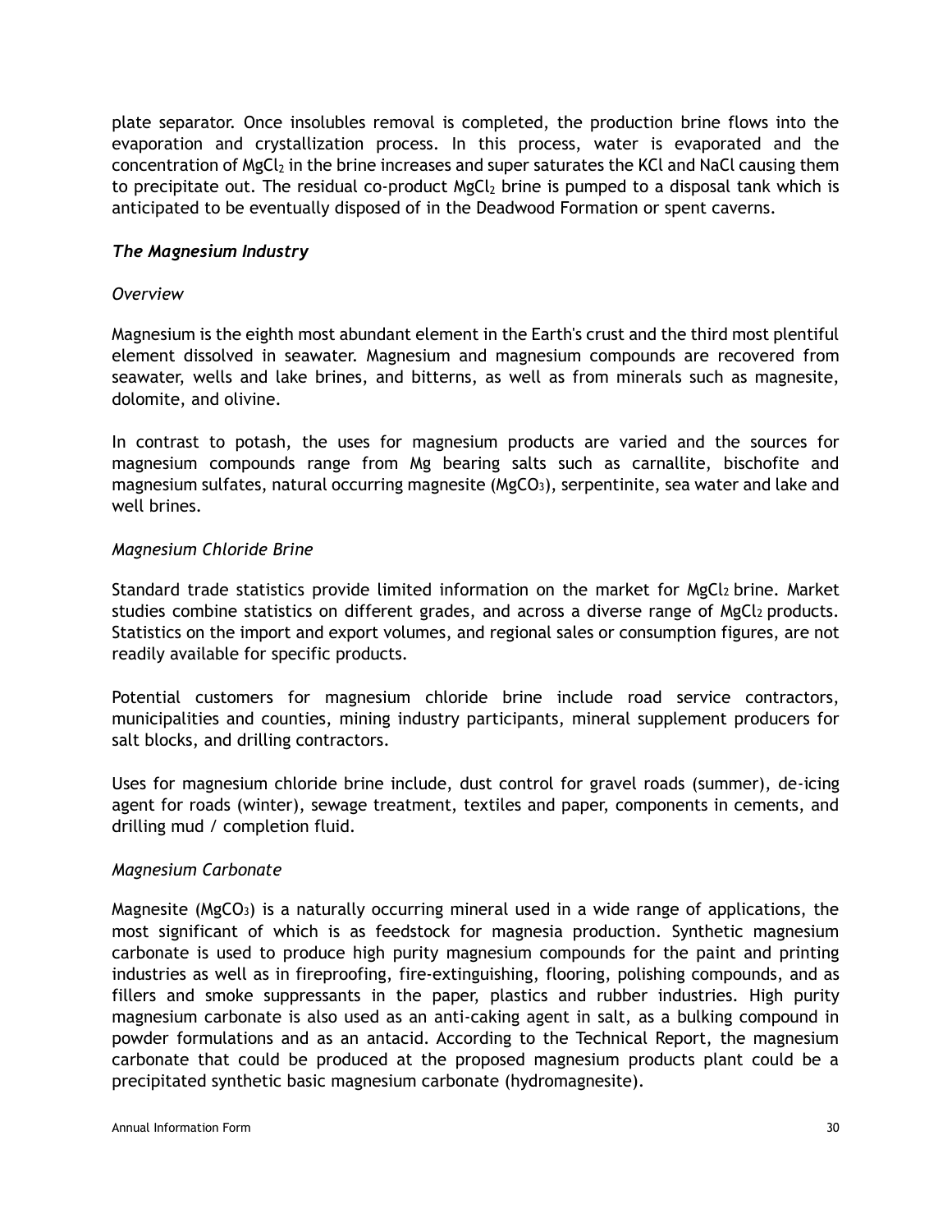plate separator. Once insolubles removal is completed, the production brine flows into the evaporation and crystallization process. In this process, water is evaporated and the concentration of $MgCl_2$ in the brine increases and super saturates the KCl and NaCl causing them to precipitate out. The residual co-product $MgCl_2$ brine is pumped to a disposal tank which is anticipated to be eventually disposed of in the Deadwood Formation or spent caverns.

### *The Magnesium Industry*

#### *Overview*

Magnesium is the eighth most abundant element in the Earth's crust and the third most plentiful element dissolved in seawater. Magnesium and magnesium compounds are recovered from seawater, wells and lake brines, and bitterns, as well as from minerals such as magnesite, dolomite, and olivine.

In contrast to potash, the uses for magnesium products are varied and the sources for magnesium compounds range from Mg bearing salts such as carnallite, bischofite and magnesium sulfates, natural occurring magnesite ($MgCO_3$), serpentinite, sea water and lake and well brines.

#### *Magnesium Chloride Brine*

Standard trade statistics provide limited information on the market for $MgCl_2$ brine. Market studies combine statistics on different grades, and across a diverse range of $MgCl_2$ products. Statistics on the import and export volumes, and regional sales or consumption figures, are not readily available for specific products.

Potential customers for magnesium chloride brine include road service contractors, municipalities and counties, mining industry participants, mineral supplement producers for salt blocks, and drilling contractors.

Uses for magnesium chloride brine include, dust control for gravel roads (summer), de-icing agent for roads (winter), sewage treatment, textiles and paper, components in cements, and drilling mud / completion fluid.

#### *Magnesium Carbonate*

Magnesite ($MgCO_3$) is a naturally occurring mineral used in a wide range of applications, the most significant of which is as feedstock for magnesia production. Synthetic magnesium carbonate is used to produce high purity magnesium compounds for the paint and printing industries as well as in fireproofing, fire-extinguishing, flooring, polishing compounds, and as fillers and smoke suppressants in the paper, plastics and rubber industries. High purity magnesium carbonate is also used as an anti-caking agent in salt, as a bulking compound in powder formulations and as an antacid. According to the Technical Report, the magnesium carbonate that could be produced at the proposed magnesium products plant could be a precipitated synthetic basic magnesium carbonate (hydromagnesite).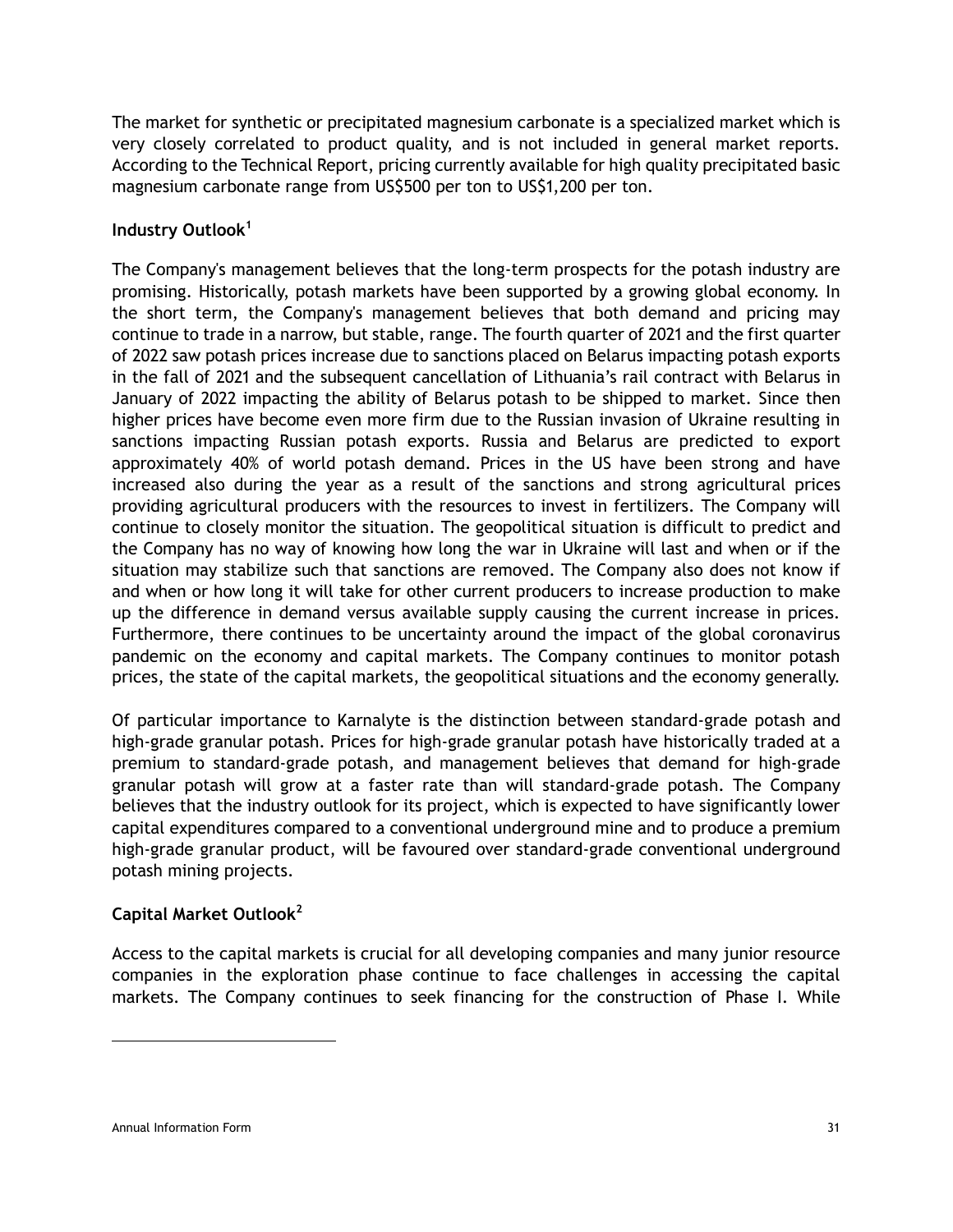The market for synthetic or precipitated magnesium carbonate is a specialized market which is very closely correlated to product quality, and is not included in general market reports. According to the Technical Report, pricing currently available for high quality precipitated basic magnesium carbonate range from US$500 per ton to US$1,200 per ton.

**Industry Outlook[1]**

The Company's management believes that the long-term prospects for the potash industry are promising. Historically, potash markets have been supported by a growing global economy. In the short term, the Company's management believes that both demand and pricing may continue to trade in a narrow, but stable, range. The fourth quarter of 2021 and the first quarter of 2022 saw potash prices increase due to sanctions placed on Belarus impacting potash exports in the fall of 2021 and the subsequent cancellation of Lithuania's rail contract with Belarus in January of 2022 impacting the ability of Belarus potash to be shipped to market. Since then higher prices have become even more firm due to the Russian invasion of Ukraine resulting in sanctions impacting Russian potash exports. Russia and Belarus are predicted to export approximately 40% of world potash demand. Prices in the US have been strong and have increased also during the year as a result of the sanctions and strong agricultural prices providing agricultural producers with the resources to invest in fertilizers. The Company will continue to closely monitor the situation. The geopolitical situation is difficult to predict and the Company has no way of knowing how long the war in Ukraine will last and when or if the situation may stabilize such that sanctions are removed. The Company also does not know if and when or how long it will take for other current producers to increase production to make up the difference in demand versus available supply causing the current increase in prices. Furthermore, there continues to be uncertainty around the impact of the global coronavirus pandemic on the economy and capital markets. The Company continues to monitor potash prices, the state of the capital markets, the geopolitical situations and the economy generally.

Of particular importance to Karnalyte is the distinction between standard-grade potash and high-grade granular potash. Prices for high-grade granular potash have historically traded at a premium to standard-grade potash, and management believes that demand for high-grade granular potash will grow at a faster rate than will standard-grade potash. The Company believes that the industry outlook for its project, which is expected to have significantly lower capital expenditures compared to a conventional underground mine and to produce a premium high-grade granular product, will be favoured over standard-grade conventional underground potash mining projects.

**Capital Market Outlook[2]**

Access to the capital markets is crucial for all developing companies and many junior resource companies in the exploration phase continue to face challenges in accessing the capital markets. The Company continues to seek financing for the construction of Phase I. While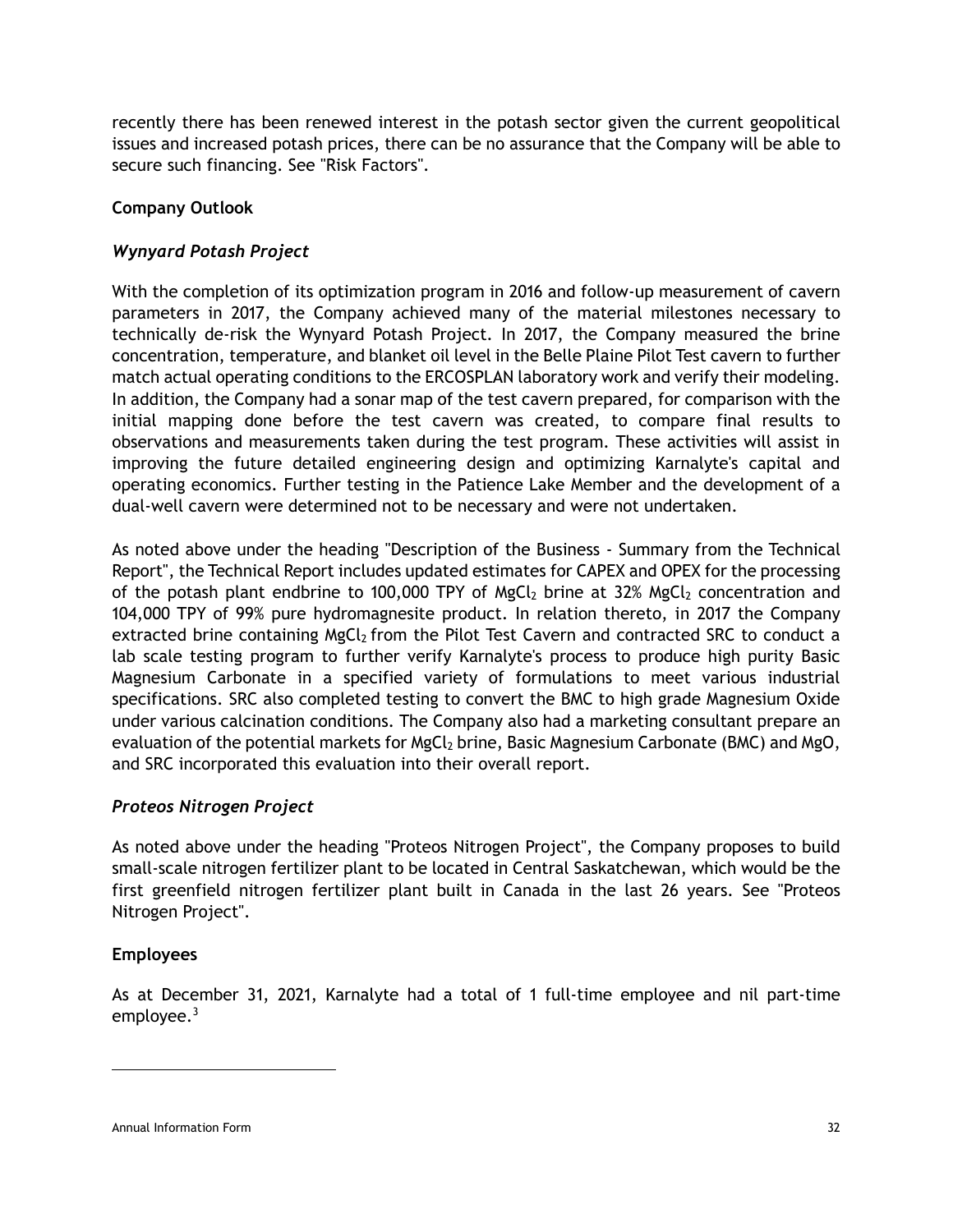recently there has been renewed interest in the potash sector given the current geopolitical issues and increased potash prices, there can be no assurance that the Company will be able to secure such financing. See "Risk Factors".

## Company Outlook

### *Wynyard Potash Project*

With the completion of its optimization program in 2016 and follow-up measurement of cavern parameters in 2017, the Company achieved many of the material milestones necessary to technically de-risk the Wynyard Potash Project. In 2017, the Company measured the brine concentration, temperature, and blanket oil level in the Belle Plaine Pilot Test cavern to further match actual operating conditions to the ERCOSPLAN laboratory work and verify their modeling. In addition, the Company had a sonar map of the test cavern prepared, for comparison with the initial mapping done before the test cavern was created, to compare final results to observations and measurements taken during the test program. These activities will assist in improving the future detailed engineering design and optimizing Karnalyte's capital and operating economics. Further testing in the Patience Lake Member and the development of a dual-well cavern were determined not to be necessary and were not undertaken.

As noted above under the heading "Description of the Business - Summary from the Technical Report", the Technical Report includes updated estimates for CAPEX and OPEX for the processing of the potash plant endbrine to 100,000 TPY of $MgCl_2$ brine at 32% $MgCl_2$ concentration and 104,000 TPY of 99% pure hydromagnesite product. In relation thereto, in 2017 the Company extracted brine containing $MgCl_2$ from the Pilot Test Cavern and contracted SRC to conduct a lab scale testing program to further verify Karnalyte's process to produce high purity Basic Magnesium Carbonate in a specified variety of formulations to meet various industrial specifications. SRC also completed testing to convert the BMC to high grade Magnesium Oxide under various calcination conditions. The Company also had a marketing consultant prepare an evaluation of the potential markets for $MgCl_2$ brine, Basic Magnesium Carbonate (BMC) and MgO, and SRC incorporated this evaluation into their overall report.

### *Proteos Nitrogen Project*

As noted above under the heading "Proteos Nitrogen Project", the Company proposes to build small-scale nitrogen fertilizer plant to be located in Central Saskatchewan, which would be the first greenfield nitrogen fertilizer plant built in Canada in the last 26 years. See "Proteos Nitrogen Project".

## Employees

As at December 31, 2021, Karnalyte had a total of 1 full-time employee and nil part-time employee.[3]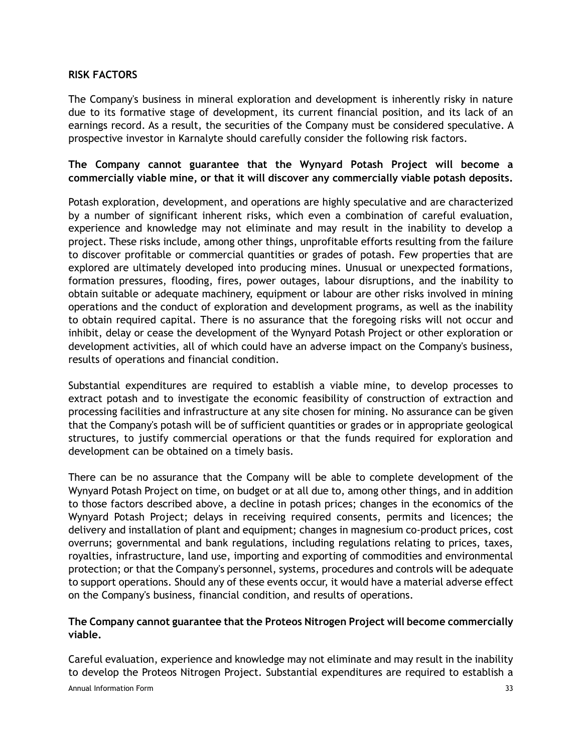## RISK FACTORS

The Company's business in mineral exploration and development is inherently risky in nature due to its formative stage of development, its current financial position, and its lack of an earnings record. As a result, the securities of the Company must be considered speculative. A prospective investor in Karnalyte should carefully consider the following risk factors.

**The Company cannot guarantee that the Wynyard Potash Project will become a commercially viable mine, or that it will discover any commercially viable potash deposits.**

Potash exploration, development, and operations are highly speculative and are characterized by a number of significant inherent risks, which even a combination of careful evaluation, experience and knowledge may not eliminate and may result in the inability to develop a project. These risks include, among other things, unprofitable efforts resulting from the failure to discover profitable or commercial quantities or grades of potash. Few properties that are explored are ultimately developed into producing mines. Unusual or unexpected formations, formation pressures, flooding, fires, power outages, labour disruptions, and the inability to obtain suitable or adequate machinery, equipment or labour are other risks involved in mining operations and the conduct of exploration and development programs, as well as the inability to obtain required capital. There is no assurance that the foregoing risks will not occur and inhibit, delay or cease the development of the Wynyard Potash Project or other exploration or development activities, all of which could have an adverse impact on the Company's business, results of operations and financial condition.

Substantial expenditures are required to establish a viable mine, to develop processes to extract potash and to investigate the economic feasibility of construction of extraction and processing facilities and infrastructure at any site chosen for mining. No assurance can be given that the Company's potash will be of sufficient quantities or grades or in appropriate geological structures, to justify commercial operations or that the funds required for exploration and development can be obtained on a timely basis.

There can be no assurance that the Company will be able to complete development of the Wynyard Potash Project on time, on budget or at all due to, among other things, and in addition to those factors described above, a decline in potash prices; changes in the economics of the Wynyard Potash Project; delays in receiving required consents, permits and licences; the delivery and installation of plant and equipment; changes in magnesium co-product prices, cost overruns; governmental and bank regulations, including regulations relating to prices, taxes, royalties, infrastructure, land use, importing and exporting of commodities and environmental protection; or that the Company's personnel, systems, procedures and controls will be adequate to support operations. Should any of these events occur, it would have a material adverse effect on the Company's business, financial condition, and results of operations.

**The Company cannot guarantee that the Proteos Nitrogen Project will become commercially viable.**

Careful evaluation, experience and knowledge may not eliminate and may result in the inability to develop the Proteos Nitrogen Project. Substantial expenditures are required to establish a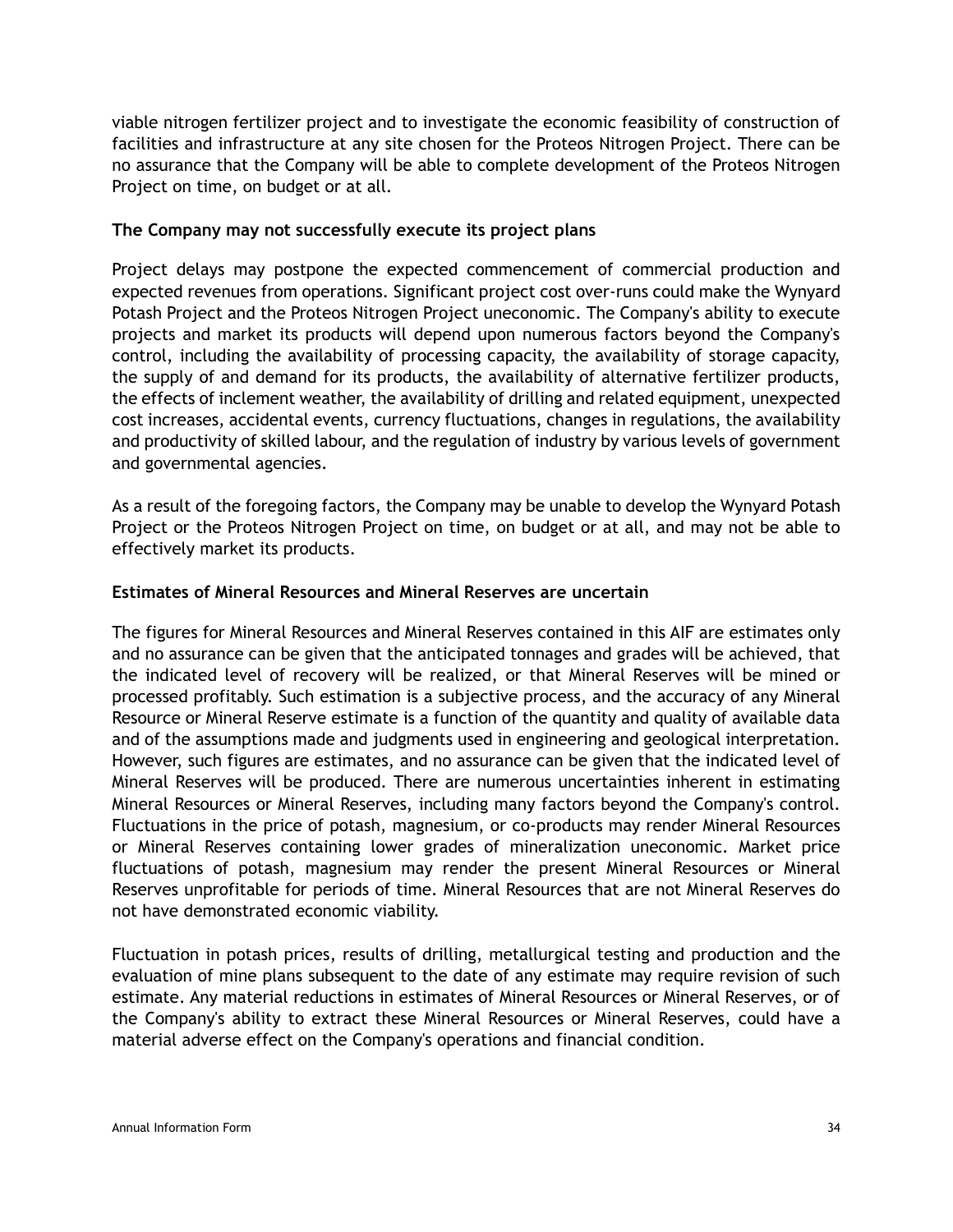viable nitrogen fertilizer project and to investigate the economic feasibility of construction of facilities and infrastructure at any site chosen for the Proteos Nitrogen Project. There can be no assurance that the Company will be able to complete development of the Proteos Nitrogen Project on time, on budget or at all.

**The Company may not successfully execute its project plans**

Project delays may postpone the expected commencement of commercial production and expected revenues from operations. Significant project cost over-runs could make the Wynyard Potash Project and the Proteos Nitrogen Project uneconomic. The Company's ability to execute projects and market its products will depend upon numerous factors beyond the Company's control, including the availability of processing capacity, the availability of storage capacity, the supply of and demand for its products, the availability of alternative fertilizer products, the effects of inclement weather, the availability of drilling and related equipment, unexpected cost increases, accidental events, currency fluctuations, changes in regulations, the availability and productivity of skilled labour, and the regulation of industry by various levels of government and governmental agencies.

As a result of the foregoing factors, the Company may be unable to develop the Wynyard Potash Project or the Proteos Nitrogen Project on time, on budget or at all, and may not be able to effectively market its products.

**Estimates of Mineral Resources and Mineral Reserves are uncertain**

The figures for Mineral Resources and Mineral Reserves contained in this AIF are estimates only and no assurance can be given that the anticipated tonnages and grades will be achieved, that the indicated level of recovery will be realized, or that Mineral Reserves will be mined or processed profitably. Such estimation is a subjective process, and the accuracy of any Mineral Resource or Mineral Reserve estimate is a function of the quantity and quality of available data and of the assumptions made and judgments used in engineering and geological interpretation. However, such figures are estimates, and no assurance can be given that the indicated level of Mineral Reserves will be produced. There are numerous uncertainties inherent in estimating Mineral Resources or Mineral Reserves, including many factors beyond the Company's control. Fluctuations in the price of potash, magnesium, or co-products may render Mineral Resources or Mineral Reserves containing lower grades of mineralization uneconomic. Market price fluctuations of potash, magnesium may render the present Mineral Resources or Mineral Reserves unprofitable for periods of time. Mineral Resources that are not Mineral Reserves do not have demonstrated economic viability.

Fluctuation in potash prices, results of drilling, metallurgical testing and production and the evaluation of mine plans subsequent to the date of any estimate may require revision of such estimate. Any material reductions in estimates of Mineral Resources or Mineral Reserves, or of the Company's ability to extract these Mineral Resources or Mineral Reserves, could have a material adverse effect on the Company's operations and financial condition.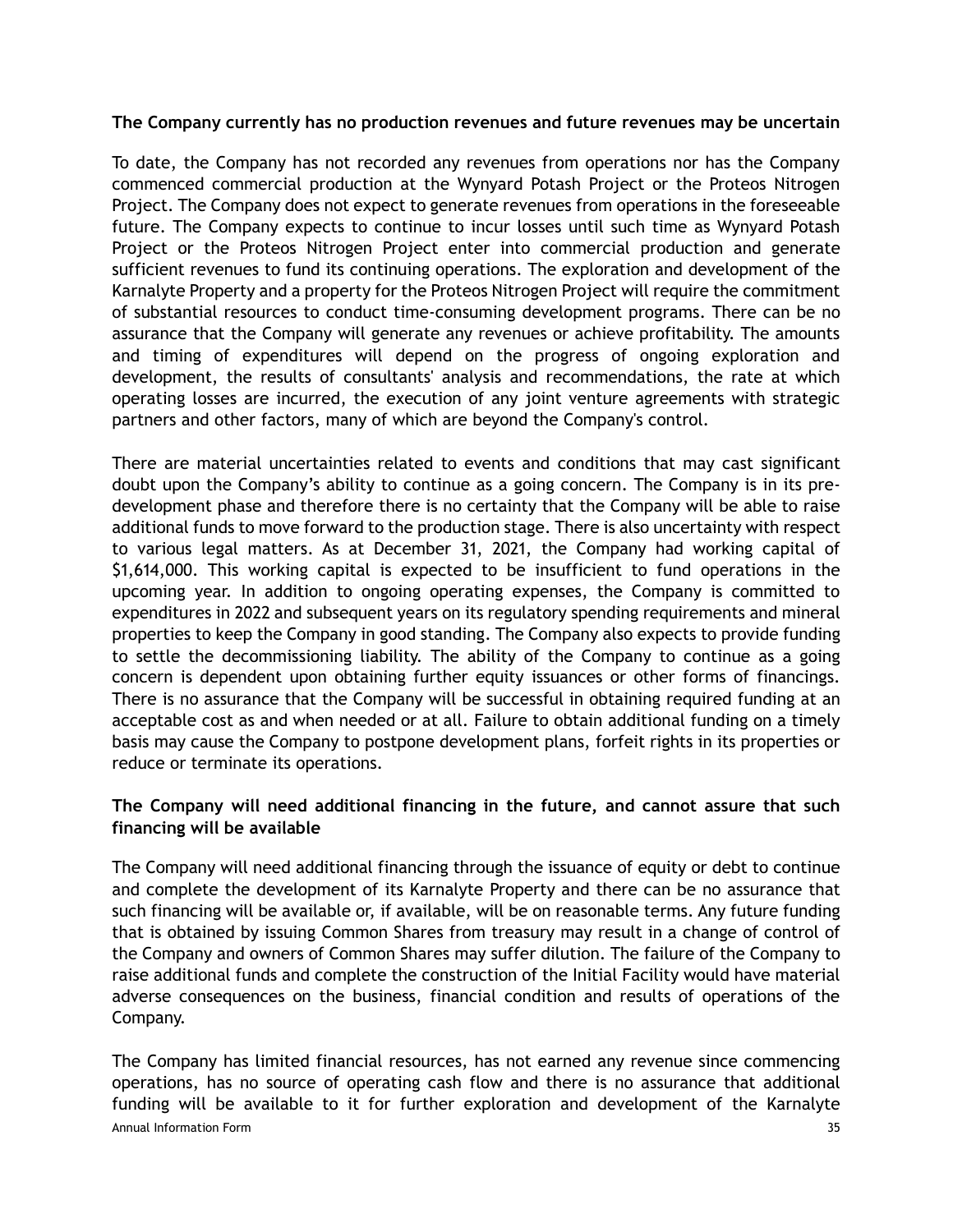**The Company currently has no production revenues and future revenues may be uncertain**

To date, the Company has not recorded any revenues from operations nor has the Company commenced commercial production at the Wynyard Potash Project or the Proteos Nitrogen Project. The Company does not expect to generate revenues from operations in the foreseeable future. The Company expects to continue to incur losses until such time as Wynyard Potash Project or the Proteos Nitrogen Project enter into commercial production and generate sufficient revenues to fund its continuing operations. The exploration and development of the Karnalyte Property and a property for the Proteos Nitrogen Project will require the commitment of substantial resources to conduct time-consuming development programs. There can be no assurance that the Company will generate any revenues or achieve profitability. The amounts and timing of expenditures will depend on the progress of ongoing exploration and development, the results of consultants' analysis and recommendations, the rate at which operating losses are incurred, the execution of any joint venture agreements with strategic partners and other factors, many of which are beyond the Company's control.

There are material uncertainties related to events and conditions that may cast significant doubt upon the Company's ability to continue as a going concern. The Company is in its pre-development phase and therefore there is no certainty that the Company will be able to raise additional funds to move forward to the production stage. There is also uncertainty with respect to various legal matters. As at December 31, 2021, the Company had working capital of $1,614,000. This working capital is expected to be insufficient to fund operations in the upcoming year. In addition to ongoing operating expenses, the Company is committed to expenditures in 2022 and subsequent years on its regulatory spending requirements and mineral properties to keep the Company in good standing. The Company also expects to provide funding to settle the decommissioning liability. The ability of the Company to continue as a going concern is dependent upon obtaining further equity issuances or other forms of financings. There is no assurance that the Company will be successful in obtaining required funding at an acceptable cost as and when needed or at all. Failure to obtain additional funding on a timely basis may cause the Company to postpone development plans, forfeit rights in its properties or reduce or terminate its operations.

**The Company will need additional financing in the future, and cannot assure that such financing will be available**

The Company will need additional financing through the issuance of equity or debt to continue and complete the development of its Karnalyte Property and there can be no assurance that such financing will be available or, if available, will be on reasonable terms. Any future funding that is obtained by issuing Common Shares from treasury may result in a change of control of the Company and owners of Common Shares may suffer dilution. The failure of the Company to raise additional funds and complete the construction of the Initial Facility would have material adverse consequences on the business, financial condition and results of operations of the Company.

The Company has limited financial resources, has not earned any revenue since commencing operations, has no source of operating cash flow and there is no assurance that additional funding will be available to it for further exploration and development of the Karnalyte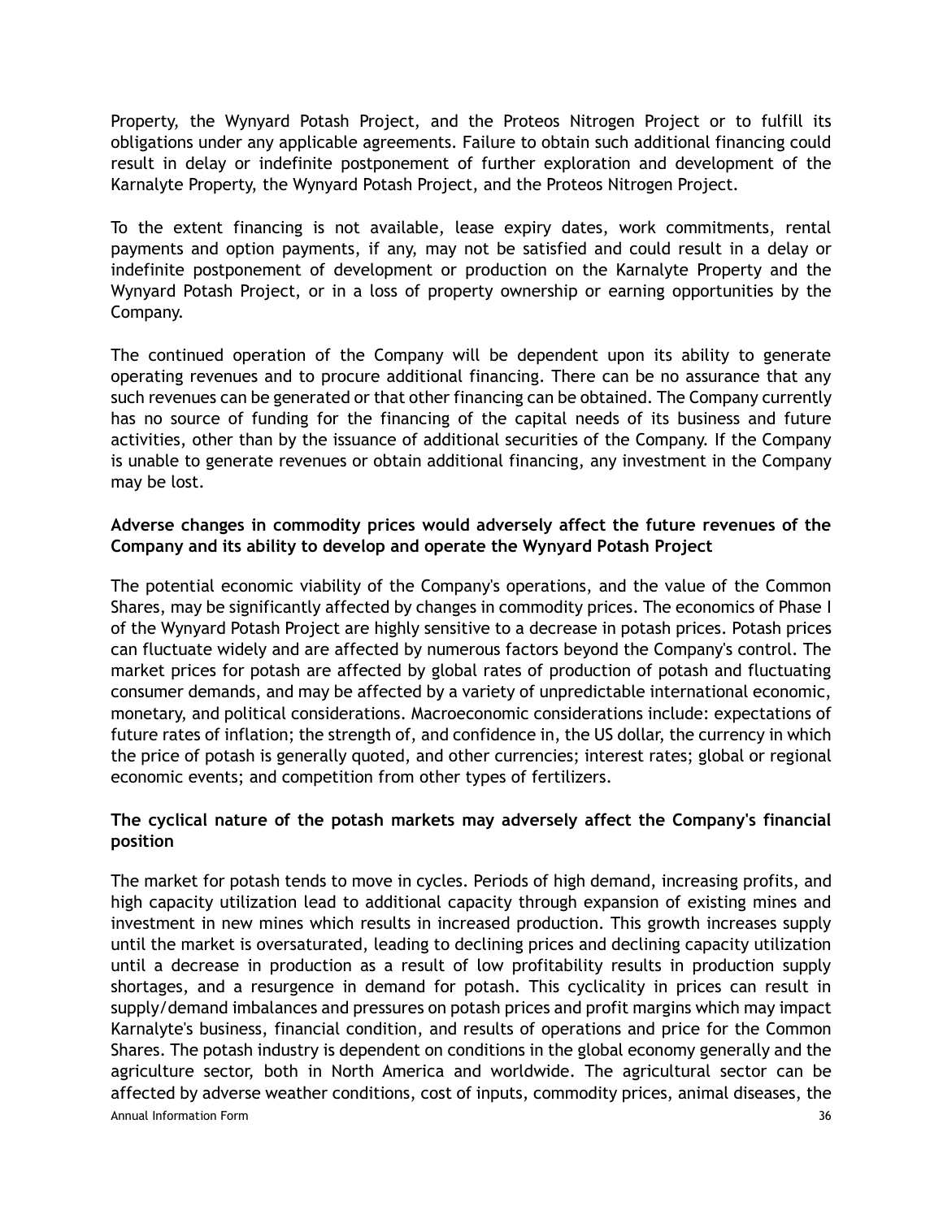Property, the Wynyard Potash Project, and the Proteos Nitrogen Project or to fulfill its obligations under any applicable agreements. Failure to obtain such additional financing could result in delay or indefinite postponement of further exploration and development of the Karnalyte Property, the Wynyard Potash Project, and the Proteos Nitrogen Project.

To the extent financing is not available, lease expiry dates, work commitments, rental payments and option payments, if any, may not be satisfied and could result in a delay or indefinite postponement of development or production on the Karnalyte Property and the Wynyard Potash Project, or in a loss of property ownership or earning opportunities by the Company.

The continued operation of the Company will be dependent upon its ability to generate operating revenues and to procure additional financing. There can be no assurance that any such revenues can be generated or that other financing can be obtained. The Company currently has no source of funding for the financing of the capital needs of its business and future activities, other than by the issuance of additional securities of the Company. If the Company is unable to generate revenues or obtain additional financing, any investment in the Company may be lost.

**Adverse changes in commodity prices would adversely affect the future revenues of the Company and its ability to develop and operate the Wynyard Potash Project**

The potential economic viability of the Company's operations, and the value of the Common Shares, may be significantly affected by changes in commodity prices. The economics of Phase I of the Wynyard Potash Project are highly sensitive to a decrease in potash prices. Potash prices can fluctuate widely and are affected by numerous factors beyond the Company's control. The market prices for potash are affected by global rates of production of potash and fluctuating consumer demands, and may be affected by a variety of unpredictable international economic, monetary, and political considerations. Macroeconomic considerations include: expectations of future rates of inflation; the strength of, and confidence in, the US dollar, the currency in which the price of potash is generally quoted, and other currencies; interest rates; global or regional economic events; and competition from other types of fertilizers.

**The cyclical nature of the potash markets may adversely affect the Company's financial position**

The market for potash tends to move in cycles. Periods of high demand, increasing profits, and high capacity utilization lead to additional capacity through expansion of existing mines and investment in new mines which results in increased production. This growth increases supply until the market is oversaturated, leading to declining prices and declining capacity utilization until a decrease in production as a result of low profitability results in production supply shortages, and a resurgence in demand for potash. This cyclicality in prices can result in supply/demand imbalances and pressures on potash prices and profit margins which may impact Karnalyte's business, financial condition, and results of operations and price for the Common Shares. The potash industry is dependent on conditions in the global economy generally and the agriculture sector, both in North America and worldwide. The agricultural sector can be affected by adverse weather conditions, cost of inputs, commodity prices, animal diseases, the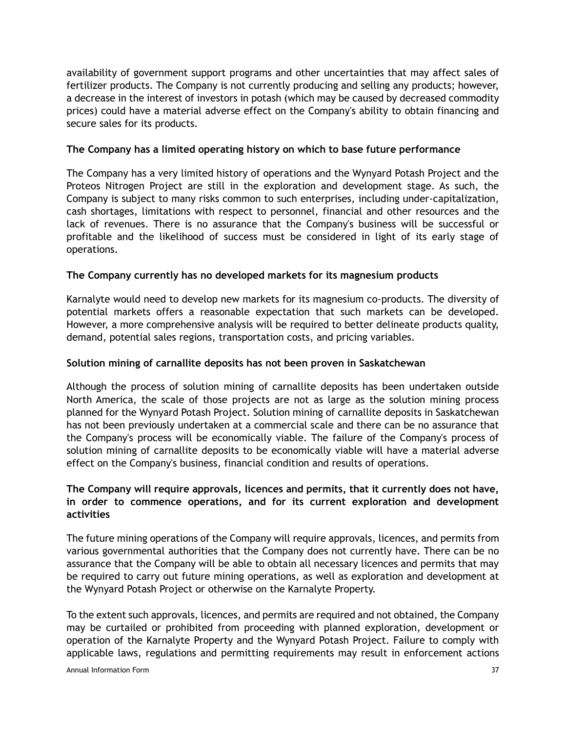availability of government support programs and other uncertainties that may affect sales of fertilizer products. The Company is not currently producing and selling any products; however, a decrease in the interest of investors in potash (which may be caused by decreased commodity prices) could have a material adverse effect on the Company's ability to obtain financing and secure sales for its products.

**The Company has a limited operating history on which to base future performance**

The Company has a very limited history of operations and the Wynyard Potash Project and the Proteos Nitrogen Project are still in the exploration and development stage. As such, the Company is subject to many risks common to such enterprises, including under-capitalization, cash shortages, limitations with respect to personnel, financial and other resources and the lack of revenues. There is no assurance that the Company's business will be successful or profitable and the likelihood of success must be considered in light of its early stage of operations.

**The Company currently has no developed markets for its magnesium products**

Karnalyte would need to develop new markets for its magnesium co-products. The diversity of potential markets offers a reasonable expectation that such markets can be developed. However, a more comprehensive analysis will be required to better delineate products quality, demand, potential sales regions, transportation costs, and pricing variables.

**Solution mining of carnallite deposits has not been proven in Saskatchewan**

Although the process of solution mining of carnallite deposits has been undertaken outside North America, the scale of those projects are not as large as the solution mining process planned for the Wynyard Potash Project. Solution mining of carnallite deposits in Saskatchewan has not been previously undertaken at a commercial scale and there can be no assurance that the Company's process will be economically viable. The failure of the Company's process of solution mining of carnallite deposits to be economically viable will have a material adverse effect on the Company's business, financial condition and results of operations.

**The Company will require approvals, licences and permits, that it currently does not have, in order to commence operations, and for its current exploration and development activities**

The future mining operations of the Company will require approvals, licences, and permits from various governmental authorities that the Company does not currently have. There can be no assurance that the Company will be able to obtain all necessary licences and permits that may be required to carry out future mining operations, as well as exploration and development at the Wynyard Potash Project or otherwise on the Karnalyte Property.

To the extent such approvals, licences, and permits are required and not obtained, the Company may be curtailed or prohibited from proceeding with planned exploration, development or operation of the Karnalyte Property and the Wynyard Potash Project. Failure to comply with applicable laws, regulations and permitting requirements may result in enforcement actions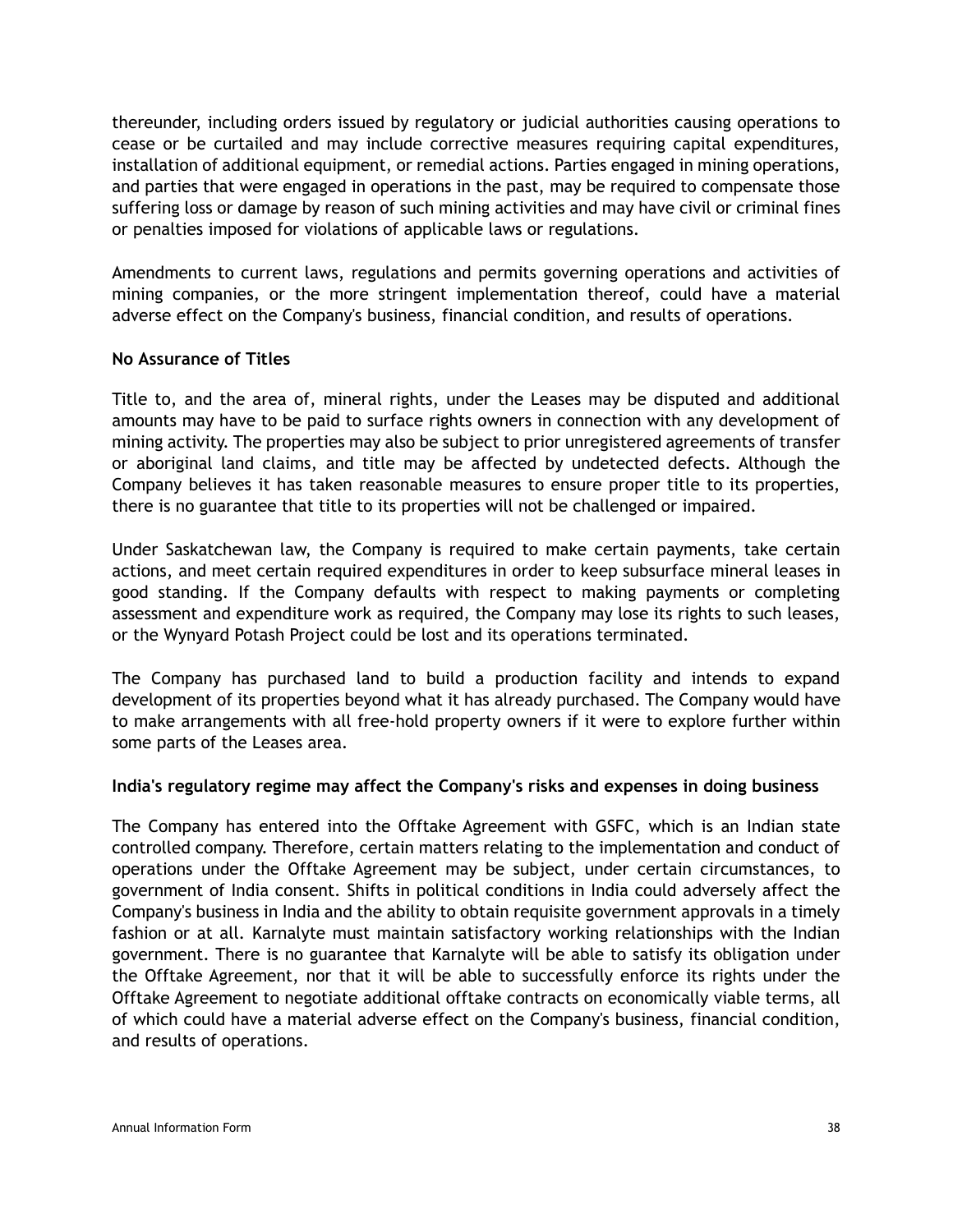thereunder, including orders issued by regulatory or judicial authorities causing operations to cease or be curtailed and may include corrective measures requiring capital expenditures, installation of additional equipment, or remedial actions. Parties engaged in mining operations, and parties that were engaged in operations in the past, may be required to compensate those suffering loss or damage by reason of such mining activities and may have civil or criminal fines or penalties imposed for violations of applicable laws or regulations.

Amendments to current laws, regulations and permits governing operations and activities of mining companies, or the more stringent implementation thereof, could have a material adverse effect on the Company's business, financial condition, and results of operations.

**No Assurance of Titles**

Title to, and the area of, mineral rights, under the Leases may be disputed and additional amounts may have to be paid to surface rights owners in connection with any development of mining activity. The properties may also be subject to prior unregistered agreements of transfer or aboriginal land claims, and title may be affected by undetected defects. Although the Company believes it has taken reasonable measures to ensure proper title to its properties, there is no guarantee that title to its properties will not be challenged or impaired.

Under Saskatchewan law, the Company is required to make certain payments, take certain actions, and meet certain required expenditures in order to keep subsurface mineral leases in good standing. If the Company defaults with respect to making payments or completing assessment and expenditure work as required, the Company may lose its rights to such leases, or the Wynyard Potash Project could be lost and its operations terminated.

The Company has purchased land to build a production facility and intends to expand development of its properties beyond what it has already purchased. The Company would have to make arrangements with all free-hold property owners if it were to explore further within some parts of the Leases area.

**India's regulatory regime may affect the Company's risks and expenses in doing business**

The Company has entered into the Offtake Agreement with GSFC, which is an Indian state controlled company. Therefore, certain matters relating to the implementation and conduct of operations under the Offtake Agreement may be subject, under certain circumstances, to government of India consent. Shifts in political conditions in India could adversely affect the Company's business in India and the ability to obtain requisite government approvals in a timely fashion or at all. Karnalyte must maintain satisfactory working relationships with the Indian government. There is no guarantee that Karnalyte will be able to satisfy its obligation under the Offtake Agreement, nor that it will be able to successfully enforce its rights under the Offtake Agreement to negotiate additional offtake contracts on economically viable terms, all of which could have a material adverse effect on the Company's business, financial condition, and results of operations.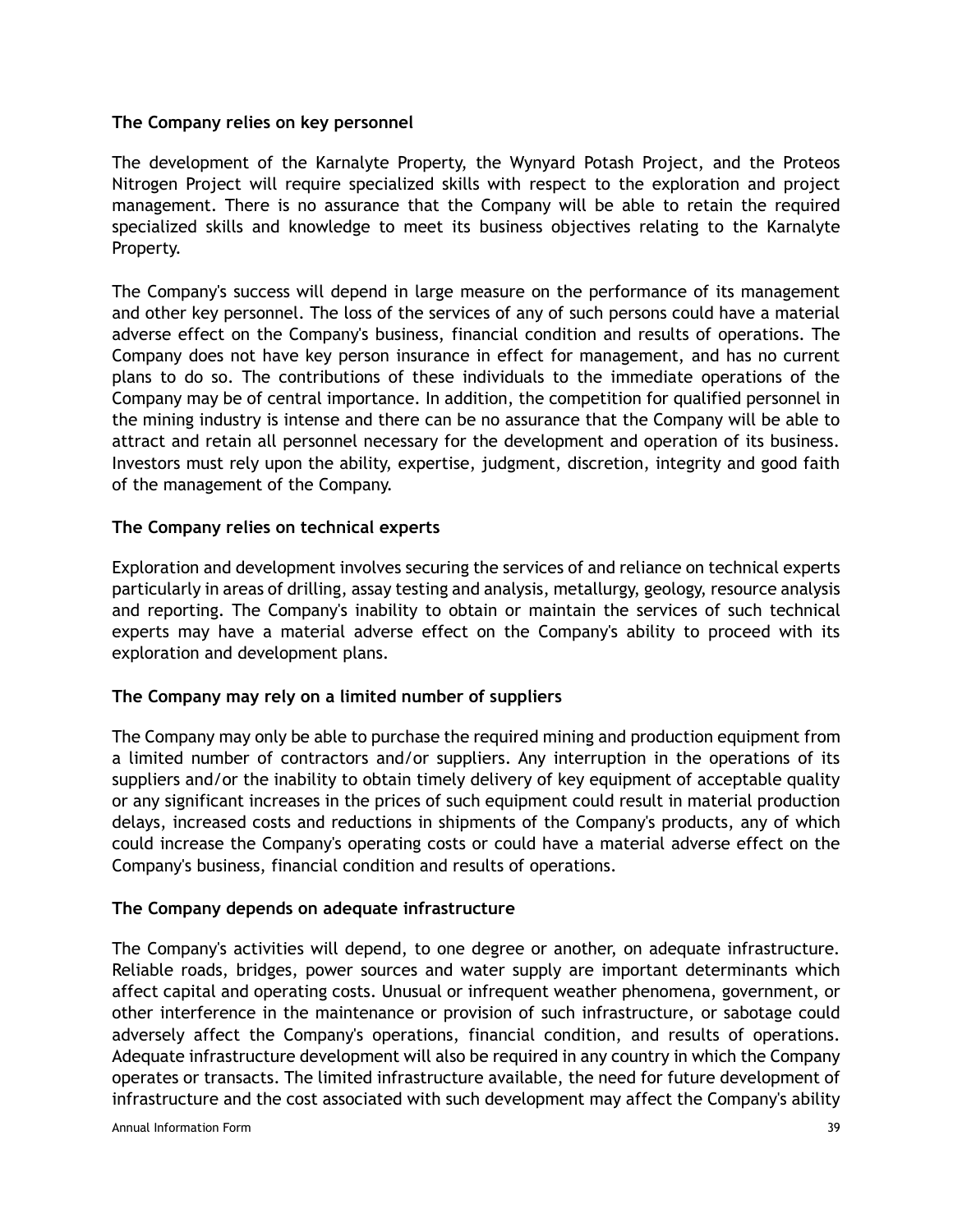**The Company relies on key personnel**

The development of the Karnalyte Property, the Wynyard Potash Project, and the Proteos Nitrogen Project will require specialized skills with respect to the exploration and project management. There is no assurance that the Company will be able to retain the required specialized skills and knowledge to meet its business objectives relating to the Karnalyte Property.

The Company's success will depend in large measure on the performance of its management and other key personnel. The loss of the services of any of such persons could have a material adverse effect on the Company's business, financial condition and results of operations. The Company does not have key person insurance in effect for management, and has no current plans to do so. The contributions of these individuals to the immediate operations of the Company may be of central importance. In addition, the competition for qualified personnel in the mining industry is intense and there can be no assurance that the Company will be able to attract and retain all personnel necessary for the development and operation of its business. Investors must rely upon the ability, expertise, judgment, discretion, integrity and good faith of the management of the Company.

**The Company relies on technical experts**

Exploration and development involves securing the services of and reliance on technical experts particularly in areas of drilling, assay testing and analysis, metallurgy, geology, resource analysis and reporting. The Company's inability to obtain or maintain the services of such technical experts may have a material adverse effect on the Company's ability to proceed with its exploration and development plans.

**The Company may rely on a limited number of suppliers**

The Company may only be able to purchase the required mining and production equipment from a limited number of contractors and/or suppliers. Any interruption in the operations of its suppliers and/or the inability to obtain timely delivery of key equipment of acceptable quality or any significant increases in the prices of such equipment could result in material production delays, increased costs and reductions in shipments of the Company's products, any of which could increase the Company's operating costs or could have a material adverse effect on the Company's business, financial condition and results of operations.

**The Company depends on adequate infrastructure**

The Company's activities will depend, to one degree or another, on adequate infrastructure. Reliable roads, bridges, power sources and water supply are important determinants which affect capital and operating costs. Unusual or infrequent weather phenomena, government, or other interference in the maintenance or provision of such infrastructure, or sabotage could adversely affect the Company's operations, financial condition, and results of operations. Adequate infrastructure development will also be required in any country in which the Company operates or transacts. The limited infrastructure available, the need for future development of infrastructure and the cost associated with such development may affect the Company's ability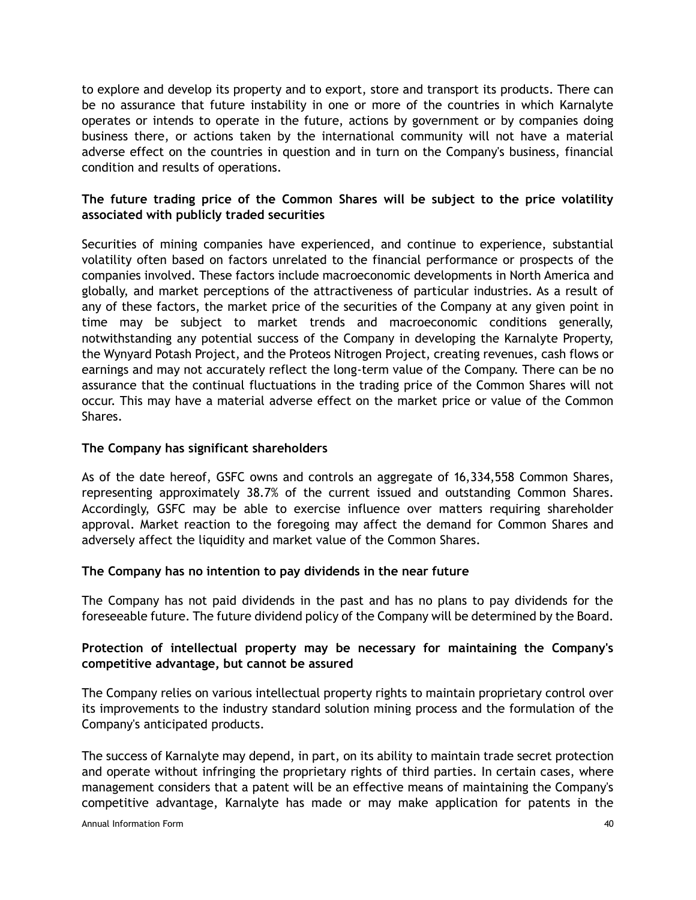to explore and develop its property and to export, store and transport its products. There can be no assurance that future instability in one or more of the countries in which Karnalyte operates or intends to operate in the future, actions by government or by companies doing business there, or actions taken by the international community will not have a material adverse effect on the countries in question and in turn on the Company's business, financial condition and results of operations.

**The future trading price of the Common Shares will be subject to the price volatility associated with publicly traded securities**

Securities of mining companies have experienced, and continue to experience, substantial volatility often based on factors unrelated to the financial performance or prospects of the companies involved. These factors include macroeconomic developments in North America and globally, and market perceptions of the attractiveness of particular industries. As a result of any of these factors, the market price of the securities of the Company at any given point in time may be subject to market trends and macroeconomic conditions generally, notwithstanding any potential success of the Company in developing the Karnalyte Property, the Wynyard Potash Project, and the Proteos Nitrogen Project, creating revenues, cash flows or earnings and may not accurately reflect the long-term value of the Company. There can be no assurance that the continual fluctuations in the trading price of the Common Shares will not occur. This may have a material adverse effect on the market price or value of the Common Shares.

**The Company has significant shareholders**

As of the date hereof, GSFC owns and controls an aggregate of 16,334,558 Common Shares, representing approximately 38.7% of the current issued and outstanding Common Shares. Accordingly, GSFC may be able to exercise influence over matters requiring shareholder approval. Market reaction to the foregoing may affect the demand for Common Shares and adversely affect the liquidity and market value of the Common Shares.

**The Company has no intention to pay dividends in the near future**

The Company has not paid dividends in the past and has no plans to pay dividends for the foreseeable future. The future dividend policy of the Company will be determined by the Board.

**Protection of intellectual property may be necessary for maintaining the Company's competitive advantage, but cannot be assured**

The Company relies on various intellectual property rights to maintain proprietary control over its improvements to the industry standard solution mining process and the formulation of the Company's anticipated products.

The success of Karnalyte may depend, in part, on its ability to maintain trade secret protection and operate without infringing the proprietary rights of third parties. In certain cases, where management considers that a patent will be an effective means of maintaining the Company's competitive advantage, Karnalyte has made or may make application for patents in the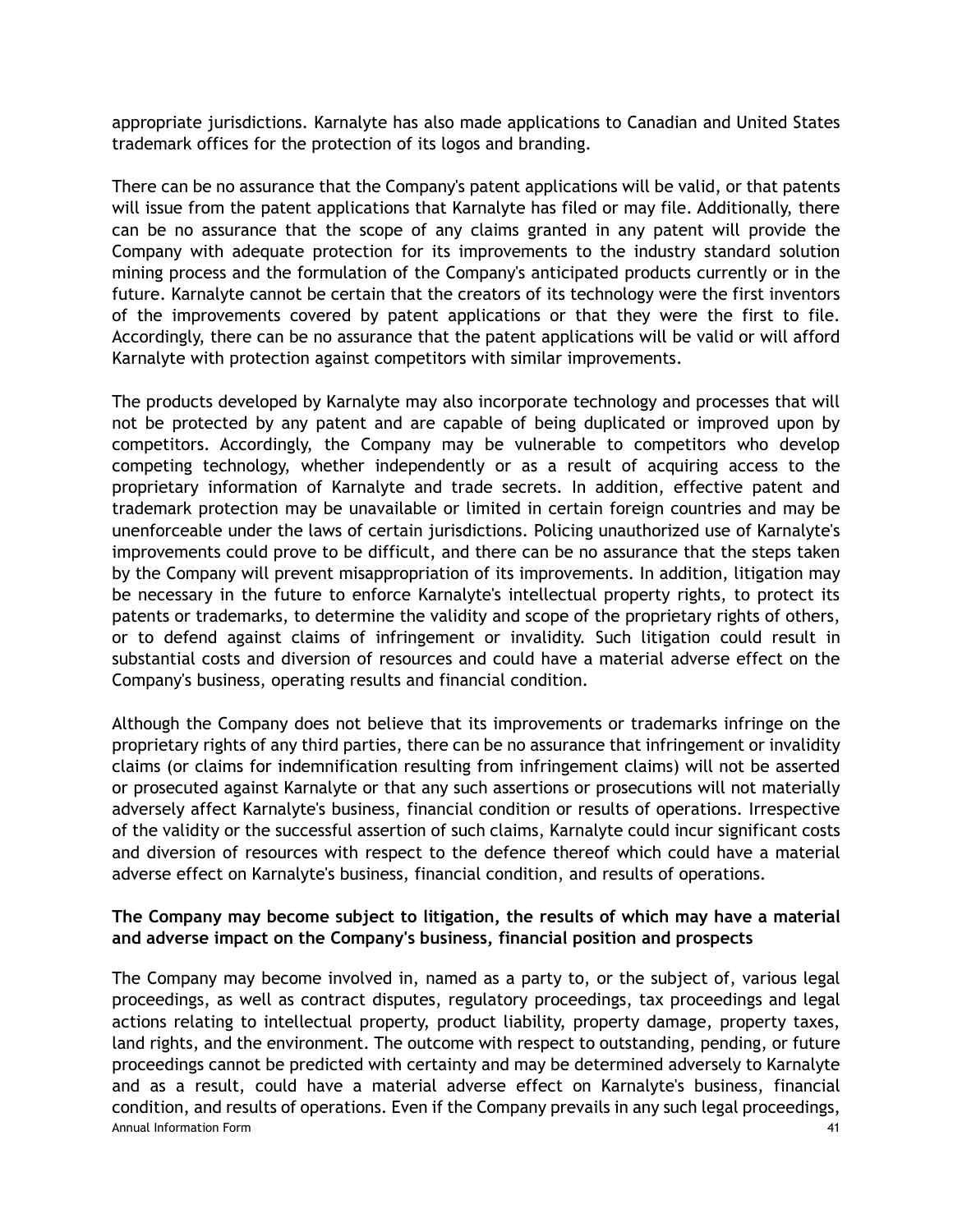appropriate jurisdictions. Karnalyte has also made applications to Canadian and United States trademark offices for the protection of its logos and branding.

There can be no assurance that the Company's patent applications will be valid, or that patents will issue from the patent applications that Karnalyte has filed or may file. Additionally, there can be no assurance that the scope of any claims granted in any patent will provide the Company with adequate protection for its improvements to the industry standard solution mining process and the formulation of the Company's anticipated products currently or in the future. Karnalyte cannot be certain that the creators of its technology were the first inventors of the improvements covered by patent applications or that they were the first to file. Accordingly, there can be no assurance that the patent applications will be valid or will afford Karnalyte with protection against competitors with similar improvements.

The products developed by Karnalyte may also incorporate technology and processes that will not be protected by any patent and are capable of being duplicated or improved upon by competitors. Accordingly, the Company may be vulnerable to competitors who develop competing technology, whether independently or as a result of acquiring access to the proprietary information of Karnalyte and trade secrets. In addition, effective patent and trademark protection may be unavailable or limited in certain foreign countries and may be unenforceable under the laws of certain jurisdictions. Policing unauthorized use of Karnalyte's improvements could prove to be difficult, and there can be no assurance that the steps taken by the Company will prevent misappropriation of its improvements. In addition, litigation may be necessary in the future to enforce Karnalyte's intellectual property rights, to protect its patents or trademarks, to determine the validity and scope of the proprietary rights of others, or to defend against claims of infringement or invalidity. Such litigation could result in substantial costs and diversion of resources and could have a material adverse effect on the Company's business, operating results and financial condition.

Although the Company does not believe that its improvements or trademarks infringe on the proprietary rights of any third parties, there can be no assurance that infringement or invalidity claims (or claims for indemnification resulting from infringement claims) will not be asserted or prosecuted against Karnalyte or that any such assertions or prosecutions will not materially adversely affect Karnalyte's business, financial condition or results of operations. Irrespective of the validity or the successful assertion of such claims, Karnalyte could incur significant costs and diversion of resources with respect to the defence thereof which could have a material adverse effect on Karnalyte's business, financial condition, and results of operations.

**The Company may become subject to litigation, the results of which may have a material and adverse impact on the Company's business, financial position and prospects**

The Company may become involved in, named as a party to, or the subject of, various legal proceedings, as well as contract disputes, regulatory proceedings, tax proceedings and legal actions relating to intellectual property, product liability, property damage, property taxes, land rights, and the environment. The outcome with respect to outstanding, pending, or future proceedings cannot be predicted with certainty and may be determined adversely to Karnalyte and as a result, could have a material adverse effect on Karnalyte's business, financial condition, and results of operations. Even if the Company prevails in any such legal proceedings,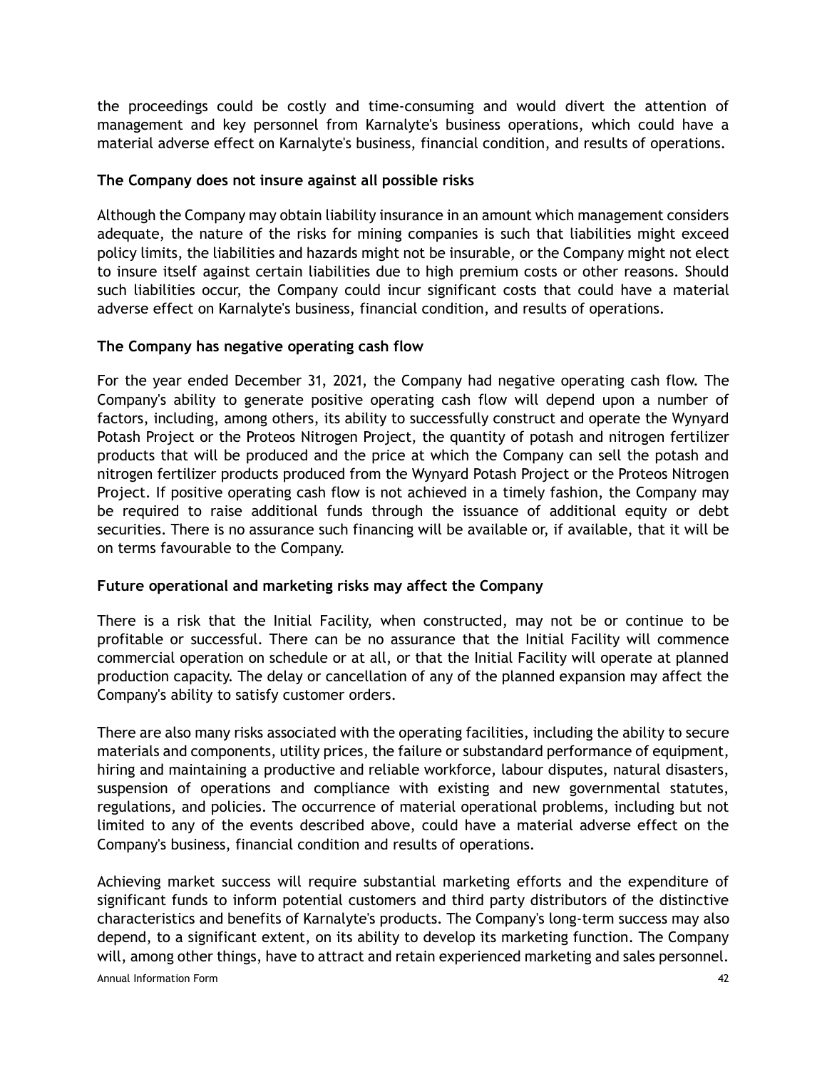the proceedings could be costly and time-consuming and would divert the attention of management and key personnel from Karnalyte's business operations, which could have a material adverse effect on Karnalyte's business, financial condition, and results of operations.

**The Company does not insure against all possible risks**

Although the Company may obtain liability insurance in an amount which management considers adequate, the nature of the risks for mining companies is such that liabilities might exceed policy limits, the liabilities and hazards might not be insurable, or the Company might not elect to insure itself against certain liabilities due to high premium costs or other reasons. Should such liabilities occur, the Company could incur significant costs that could have a material adverse effect on Karnalyte's business, financial condition, and results of operations.

**The Company has negative operating cash flow**

For the year ended December 31, 2021, the Company had negative operating cash flow. The Company's ability to generate positive operating cash flow will depend upon a number of factors, including, among others, its ability to successfully construct and operate the Wynyard Potash Project or the Proteos Nitrogen Project, the quantity of potash and nitrogen fertilizer products that will be produced and the price at which the Company can sell the potash and nitrogen fertilizer products produced from the Wynyard Potash Project or the Proteos Nitrogen Project. If positive operating cash flow is not achieved in a timely fashion, the Company may be required to raise additional funds through the issuance of additional equity or debt securities. There is no assurance such financing will be available or, if available, that it will be on terms favourable to the Company.

**Future operational and marketing risks may affect the Company**

There is a risk that the Initial Facility, when constructed, may not be or continue to be profitable or successful. There can be no assurance that the Initial Facility will commence commercial operation on schedule or at all, or that the Initial Facility will operate at planned production capacity. The delay or cancellation of any of the planned expansion may affect the Company's ability to satisfy customer orders.

There are also many risks associated with the operating facilities, including the ability to secure materials and components, utility prices, the failure or substandard performance of equipment, hiring and maintaining a productive and reliable workforce, labour disputes, natural disasters, suspension of operations and compliance with existing and new governmental statutes, regulations, and policies. The occurrence of material operational problems, including but not limited to any of the events described above, could have a material adverse effect on the Company's business, financial condition and results of operations.

Achieving market success will require substantial marketing efforts and the expenditure of significant funds to inform potential customers and third party distributors of the distinctive characteristics and benefits of Karnalyte's products. The Company's long-term success may also depend, to a significant extent, on its ability to develop its marketing function. The Company will, among other things, have to attract and retain experienced marketing and sales personnel.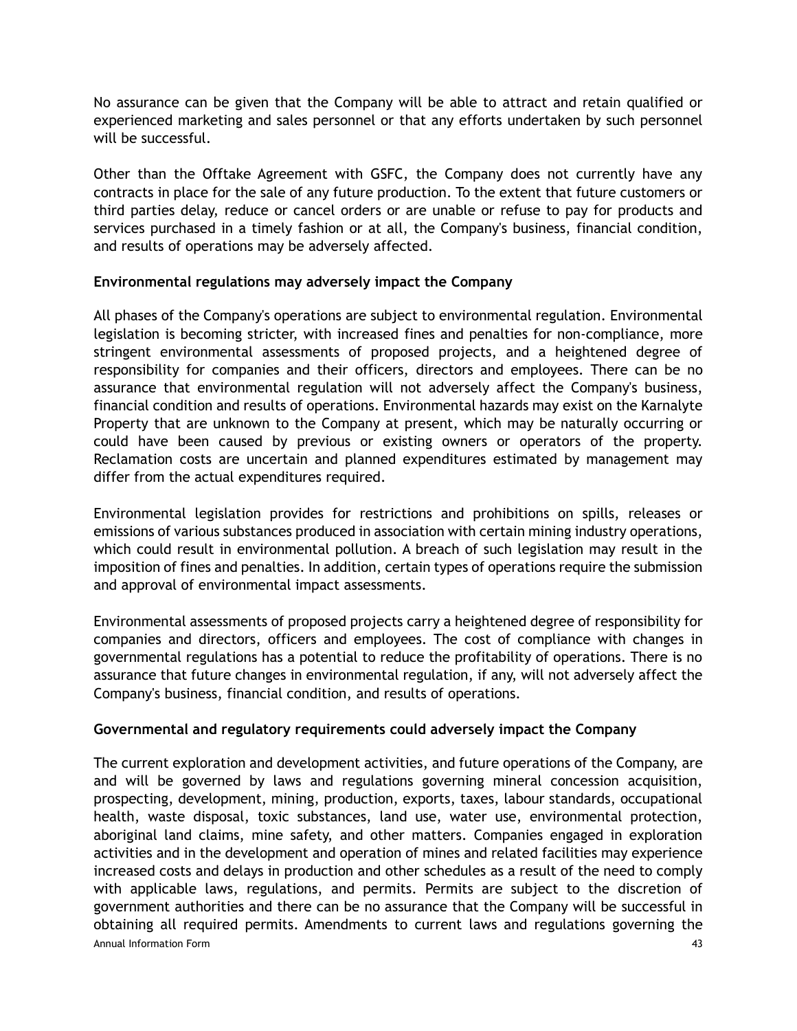No assurance can be given that the Company will be able to attract and retain qualified or experienced marketing and sales personnel or that any efforts undertaken by such personnel will be successful.

Other than the Offtake Agreement with GSFC, the Company does not currently have any contracts in place for the sale of any future production. To the extent that future customers or third parties delay, reduce or cancel orders or are unable or refuse to pay for products and services purchased in a timely fashion or at all, the Company's business, financial condition, and results of operations may be adversely affected.

**Environmental regulations may adversely impact the Company**

All phases of the Company's operations are subject to environmental regulation. Environmental legislation is becoming stricter, with increased fines and penalties for non-compliance, more stringent environmental assessments of proposed projects, and a heightened degree of responsibility for companies and their officers, directors and employees. There can be no assurance that environmental regulation will not adversely affect the Company's business, financial condition and results of operations. Environmental hazards may exist on the Karnalyte Property that are unknown to the Company at present, which may be naturally occurring or could have been caused by previous or existing owners or operators of the property. Reclamation costs are uncertain and planned expenditures estimated by management may differ from the actual expenditures required.

Environmental legislation provides for restrictions and prohibitions on spills, releases or emissions of various substances produced in association with certain mining industry operations, which could result in environmental pollution. A breach of such legislation may result in the imposition of fines and penalties. In addition, certain types of operations require the submission and approval of environmental impact assessments.

Environmental assessments of proposed projects carry a heightened degree of responsibility for companies and directors, officers and employees. The cost of compliance with changes in governmental regulations has a potential to reduce the profitability of operations. There is no assurance that future changes in environmental regulation, if any, will not adversely affect the Company's business, financial condition, and results of operations.

**Governmental and regulatory requirements could adversely impact the Company**

The current exploration and development activities, and future operations of the Company, are and will be governed by laws and regulations governing mineral concession acquisition, prospecting, development, mining, production, exports, taxes, labour standards, occupational health, waste disposal, toxic substances, land use, water use, environmental protection, aboriginal land claims, mine safety, and other matters. Companies engaged in exploration activities and in the development and operation of mines and related facilities may experience increased costs and delays in production and other schedules as a result of the need to comply with applicable laws, regulations, and permits. Permits are subject to the discretion of government authorities and there can be no assurance that the Company will be successful in obtaining all required permits. Amendments to current laws and regulations governing the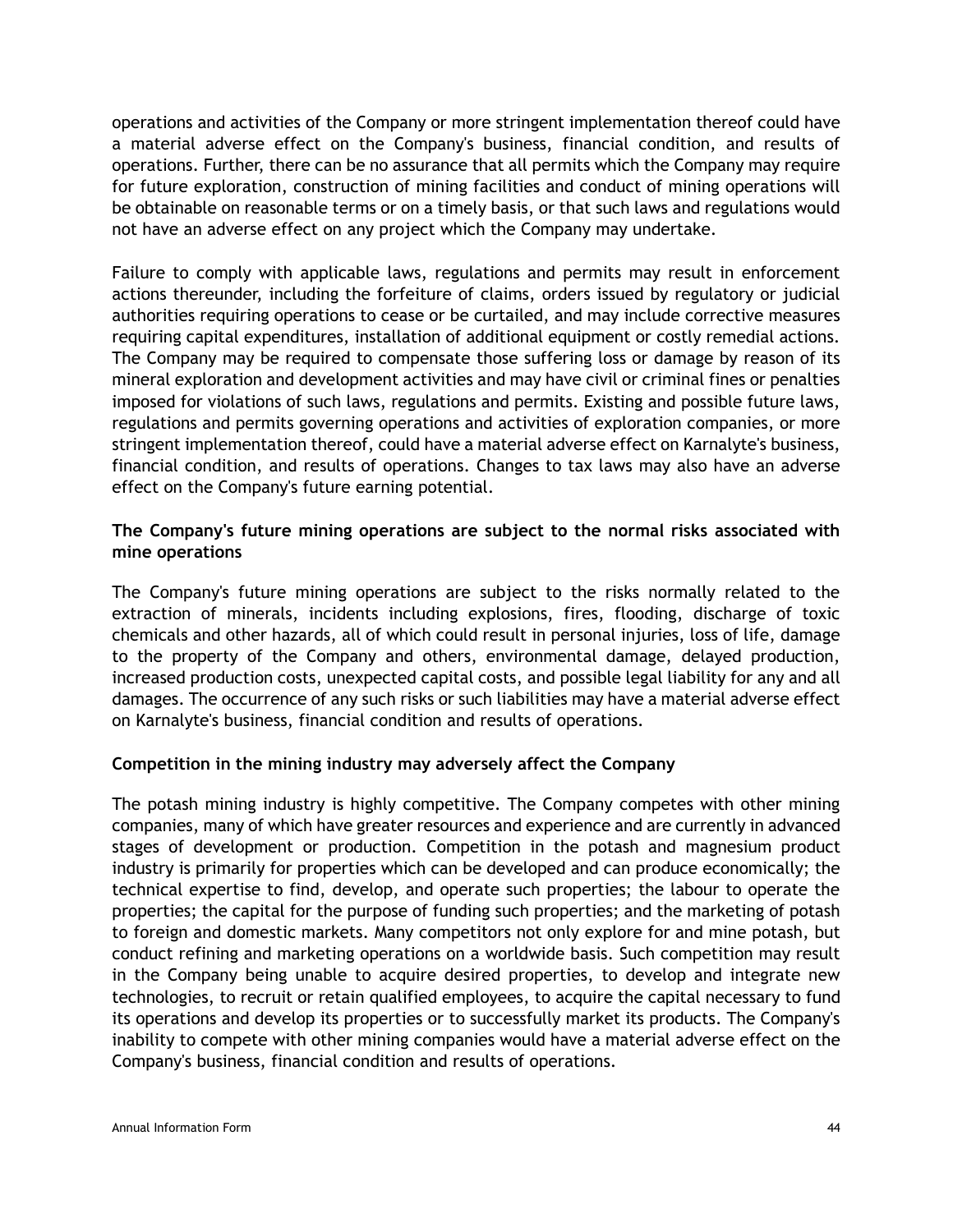operations and activities of the Company or more stringent implementation thereof could have a material adverse effect on the Company's business, financial condition, and results of operations. Further, there can be no assurance that all permits which the Company may require for future exploration, construction of mining facilities and conduct of mining operations will be obtainable on reasonable terms or on a timely basis, or that such laws and regulations would not have an adverse effect on any project which the Company may undertake.

Failure to comply with applicable laws, regulations and permits may result in enforcement actions thereunder, including the forfeiture of claims, orders issued by regulatory or judicial authorities requiring operations to cease or be curtailed, and may include corrective measures requiring capital expenditures, installation of additional equipment or costly remedial actions. The Company may be required to compensate those suffering loss or damage by reason of its mineral exploration and development activities and may have civil or criminal fines or penalties imposed for violations of such laws, regulations and permits. Existing and possible future laws, regulations and permits governing operations and activities of exploration companies, or more stringent implementation thereof, could have a material adverse effect on Karnalyte's business, financial condition, and results of operations. Changes to tax laws may also have an adverse effect on the Company's future earning potential.

**The Company's future mining operations are subject to the normal risks associated with mine operations**

The Company's future mining operations are subject to the risks normally related to the extraction of minerals, incidents including explosions, fires, flooding, discharge of toxic chemicals and other hazards, all of which could result in personal injuries, loss of life, damage to the property of the Company and others, environmental damage, delayed production, increased production costs, unexpected capital costs, and possible legal liability for any and all damages. The occurrence of any such risks or such liabilities may have a material adverse effect on Karnalyte's business, financial condition and results of operations.

**Competition in the mining industry may adversely affect the Company**

The potash mining industry is highly competitive. The Company competes with other mining companies, many of which have greater resources and experience and are currently in advanced stages of development or production. Competition in the potash and magnesium product industry is primarily for properties which can be developed and can produce economically; the technical expertise to find, develop, and operate such properties; the labour to operate the properties; the capital for the purpose of funding such properties; and the marketing of potash to foreign and domestic markets. Many competitors not only explore for and mine potash, but conduct refining and marketing operations on a worldwide basis. Such competition may result in the Company being unable to acquire desired properties, to develop and integrate new technologies, to recruit or retain qualified employees, to acquire the capital necessary to fund its operations and develop its properties or to successfully market its products. The Company's inability to compete with other mining companies would have a material adverse effect on the Company's business, financial condition and results of operations.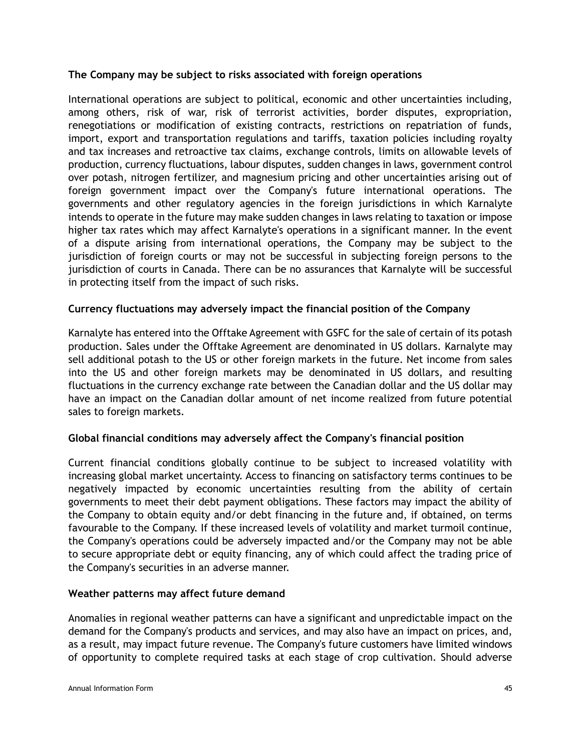**The Company may be subject to risks associated with foreign operations**

International operations are subject to political, economic and other uncertainties including, among others, risk of war, risk of terrorist activities, border disputes, expropriation, renegotiations or modification of existing contracts, restrictions on repatriation of funds, import, export and transportation regulations and tariffs, taxation policies including royalty and tax increases and retroactive tax claims, exchange controls, limits on allowable levels of production, currency fluctuations, labour disputes, sudden changes in laws, government control over potash, nitrogen fertilizer, and magnesium pricing and other uncertainties arising out of foreign government impact over the Company's future international operations. The governments and other regulatory agencies in the foreign jurisdictions in which Karnalyte intends to operate in the future may make sudden changes in laws relating to taxation or impose higher tax rates which may affect Karnalyte's operations in a significant manner. In the event of a dispute arising from international operations, the Company may be subject to the jurisdiction of foreign courts or may not be successful in subjecting foreign persons to the jurisdiction of courts in Canada. There can be no assurances that Karnalyte will be successful in protecting itself from the impact of such risks.

**Currency fluctuations may adversely impact the financial position of the Company**

Karnalyte has entered into the Offtake Agreement with GSFC for the sale of certain of its potash production. Sales under the Offtake Agreement are denominated in US dollars. Karnalyte may sell additional potash to the US or other foreign markets in the future. Net income from sales into the US and other foreign markets may be denominated in US dollars, and resulting fluctuations in the currency exchange rate between the Canadian dollar and the US dollar may have an impact on the Canadian dollar amount of net income realized from future potential sales to foreign markets.

**Global financial conditions may adversely affect the Company's financial position**

Current financial conditions globally continue to be subject to increased volatility with increasing global market uncertainty. Access to financing on satisfactory terms continues to be negatively impacted by economic uncertainties resulting from the ability of certain governments to meet their debt payment obligations. These factors may impact the ability of the Company to obtain equity and/or debt financing in the future and, if obtained, on terms favourable to the Company. If these increased levels of volatility and market turmoil continue, the Company's operations could be adversely impacted and/or the Company may not be able to secure appropriate debt or equity financing, any of which could affect the trading price of the Company's securities in an adverse manner.

**Weather patterns may affect future demand**

Anomalies in regional weather patterns can have a significant and unpredictable impact on the demand for the Company's products and services, and may also have an impact on prices, and, as a result, may impact future revenue. The Company's future customers have limited windows of opportunity to complete required tasks at each stage of crop cultivation. Should adverse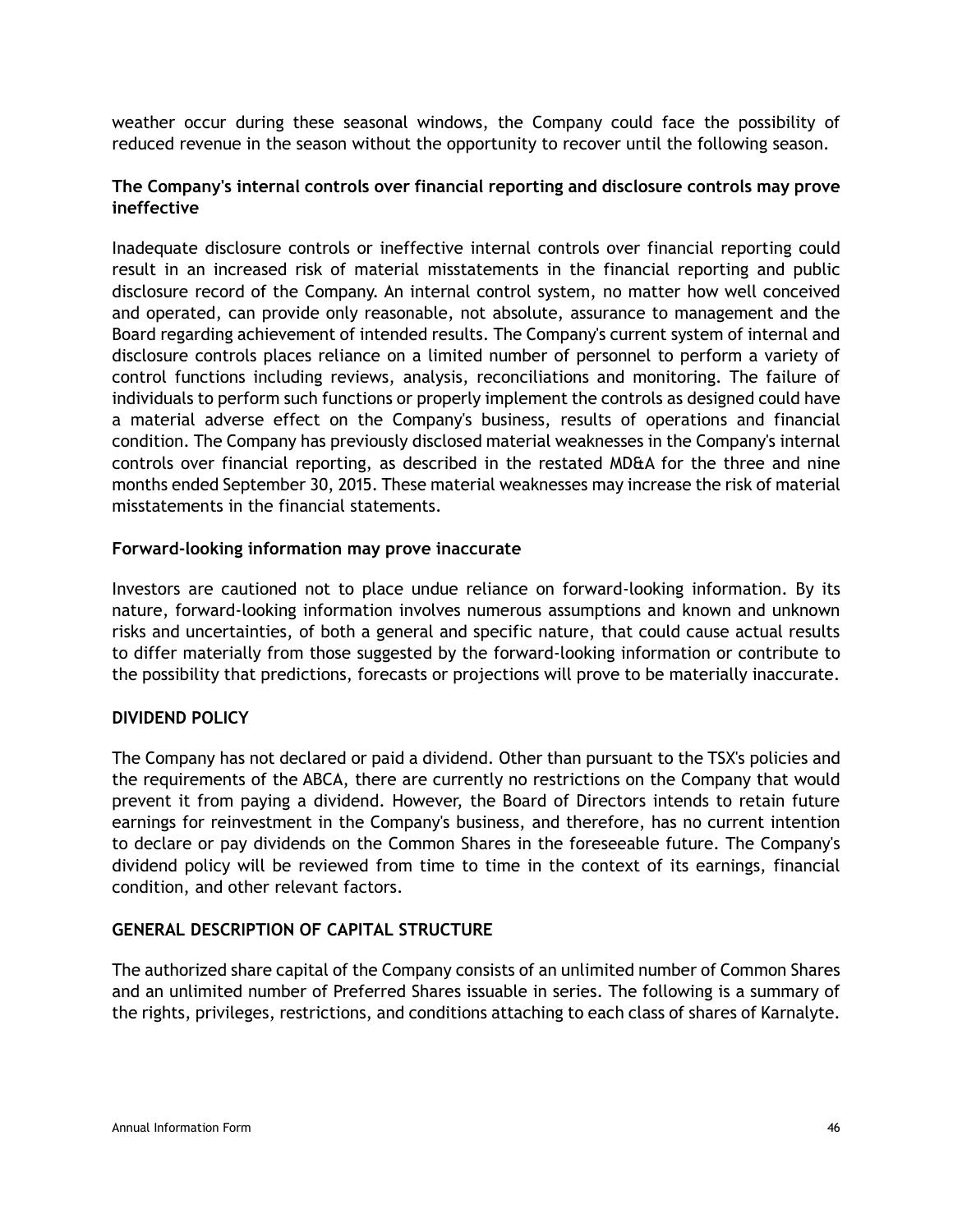weather occur during these seasonal windows, the Company could face the possibility of reduced revenue in the season without the opportunity to recover until the following season.

### The Company's internal controls over financial reporting and disclosure controls may prove ineffective

Inadequate disclosure controls or ineffective internal controls over financial reporting could result in an increased risk of material misstatements in the financial reporting and public disclosure record of the Company. An internal control system, no matter how well conceived and operated, can provide only reasonable, not absolute, assurance to management and the Board regarding achievement of intended results. The Company's current system of internal and disclosure controls places reliance on a limited number of personnel to perform a variety of control functions including reviews, analysis, reconciliations and monitoring. The failure of individuals to perform such functions or properly implement the controls as designed could have a material adverse effect on the Company's business, results of operations and financial condition. The Company has previously disclosed material weaknesses in the Company's internal controls over financial reporting, as described in the restated MD&A for the three and nine months ended September 30, 2015. These material weaknesses may increase the risk of material misstatements in the financial statements.

### Forward-looking information may prove inaccurate

Investors are cautioned not to place undue reliance on forward-looking information. By its nature, forward-looking information involves numerous assumptions and known and unknown risks and uncertainties, of both a general and specific nature, that could cause actual results to differ materially from those suggested by the forward-looking information or contribute to the possibility that predictions, forecasts or projections will prove to be materially inaccurate.

## DIVIDEND POLICY

The Company has not declared or paid a dividend. Other than pursuant to the TSX's policies and the requirements of the ABCA, there are currently no restrictions on the Company that would prevent it from paying a dividend. However, the Board of Directors intends to retain future earnings for reinvestment in the Company's business, and therefore, has no current intention to declare or pay dividends on the Common Shares in the foreseeable future. The Company's dividend policy will be reviewed from time to time in the context of its earnings, financial condition, and other relevant factors.

## GENERAL DESCRIPTION OF CAPITAL STRUCTURE

The authorized share capital of the Company consists of an unlimited number of Common Shares and an unlimited number of Preferred Shares issuable in series. The following is a summary of the rights, privileges, restrictions, and conditions attaching to each class of shares of Karnalyte.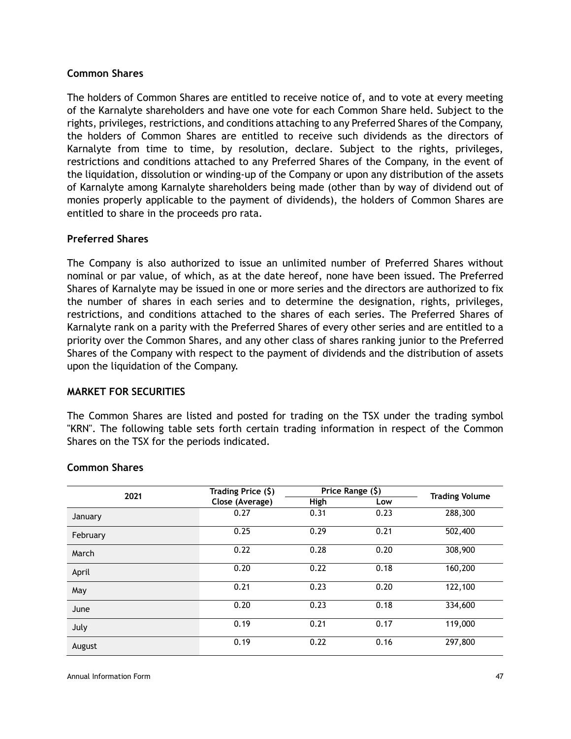### Common Shares

The holders of Common Shares are entitled to receive notice of, and to vote at every meeting of the Karnalyte shareholders and have one vote for each Common Share held. Subject to the rights, privileges, restrictions, and conditions attaching to any Preferred Shares of the Company, the holders of Common Shares are entitled to receive such dividends as the directors of Karnalyte from time to time, by resolution, declare. Subject to the rights, privileges, restrictions and conditions attached to any Preferred Shares of the Company, in the event of the liquidation, dissolution or winding-up of the Company or upon any distribution of the assets of Karnalyte among Karnalyte shareholders being made (other than by way of dividend out of monies properly applicable to the payment of dividends), the holders of Common Shares are entitled to share in the proceeds pro rata.

### Preferred Shares

The Company is also authorized to issue an unlimited number of Preferred Shares without nominal or par value, of which, as at the date hereof, none have been issued. The Preferred Shares of Karnalyte may be issued in one or more series and the directors are authorized to fix the number of shares in each series and to determine the designation, rights, privileges, restrictions, and conditions attached to the shares of each series. The Preferred Shares of Karnalyte rank on a parity with the Preferred Shares of every other series and are entitled to a priority over the Common Shares, and any other class of shares ranking junior to the Preferred Shares of the Company with respect to the payment of dividends and the distribution of assets upon the liquidation of the Company.

## MARKET FOR SECURITIES

The Common Shares are listed and posted for trading on the TSX under the trading symbol "KRN". The following table sets forth certain trading information in respect of the Common Shares on the TSX for the periods indicated.

### Common Shares

| 2021 | Trading Price ($) Close (Average) | Price Range ($) | | Trading Volume |
|---|---|---|---|---|
| | | High | Low | |
| January | 0.27 | 0.31 | 0.23 | 288,300 |
| February | 0.25 | 0.29 | 0.21 | 502,400 |
| March | 0.22 | 0.28 | 0.20 | 308,900 |
| April | 0.20 | 0.22 | 0.18 | 160,200 |
| May | 0.21 | 0.23 | 0.20 | 122,100 |
| June | 0.20 | 0.23 | 0.18 | 334,600 |
| July | 0.19 | 0.21 | 0.17 | 119,000 |
| August | 0.19 | 0.22 | 0.16 | 297,800 |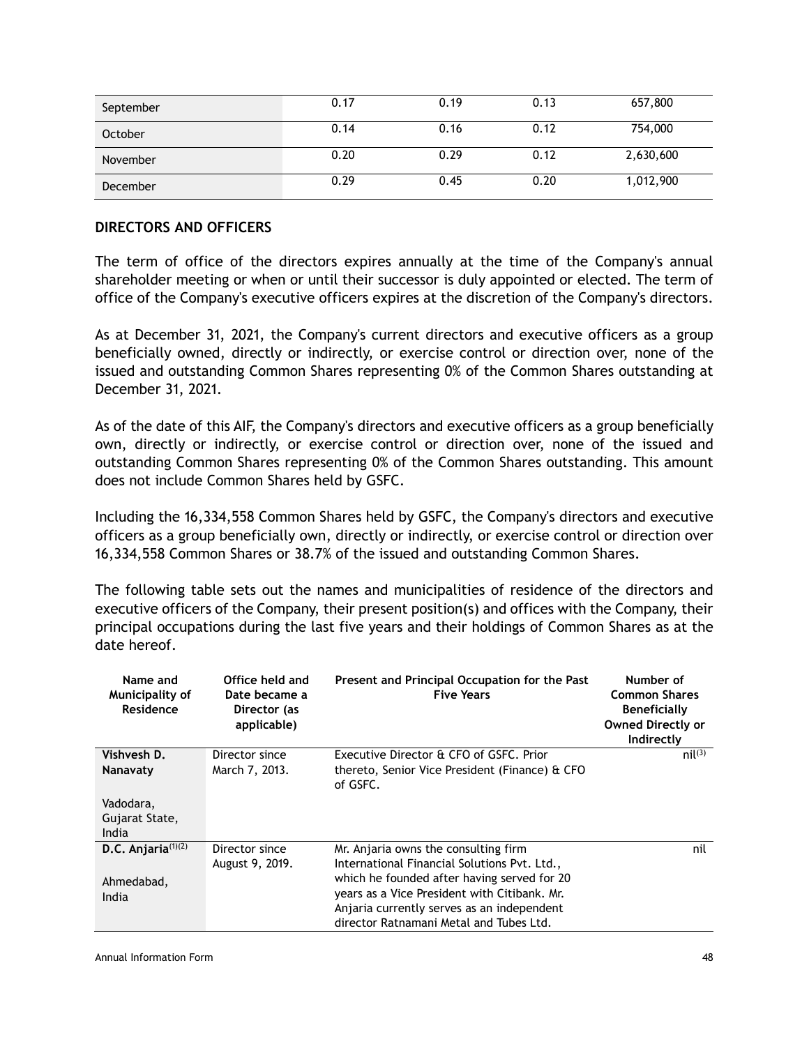| September | 0.17 | 0.19 | 0.13 | 657,800 |
|---|---|---|---|---|
| October | 0.14 | 0.16 | 0.12 | 754,000 |
| November | 0.20 | 0.29 | 0.12 | 2,630,600 |
| December | 0.29 | 0.45 | 0.20 | 1,012,900 |

## DIRECTORS AND OFFICERS

The term of office of the directors expires annually at the time of the Company's annual shareholder meeting or when or until their successor is duly appointed or elected. The term of office of the Company's executive officers expires at the discretion of the Company's directors.

As at December 31, 2021, the Company's current directors and executive officers as a group beneficially owned, directly or indirectly, or exercise control or direction over, none of the issued and outstanding Common Shares representing 0% of the Common Shares outstanding at December 31, 2021.

As of the date of this AIF, the Company's directors and executive officers as a group beneficially own, directly or indirectly, or exercise control or direction over, none of the issued and outstanding Common Shares representing 0% of the Common Shares outstanding. This amount does not include Common Shares held by GSFC.

Including the 16,334,558 Common Shares held by GSFC, the Company's directors and executive officers as a group beneficially own, directly or indirectly, or exercise control or direction over 16,334,558 Common Shares or 38.7% of the issued and outstanding Common Shares.

The following table sets out the names and municipalities of residence of the directors and executive officers of the Company, their present position(s) and offices with the Company, their principal occupations during the last five years and their holdings of Common Shares as at the date hereof.

| Name and Municipality of Residence | Office held and Date became a Director (as applicable) | Present and Principal Occupation for the Past Five Years | Number of Common Shares Beneficially Owned Directly or Indirectly |
|---|---|---|---|
| **Vishvesh D. Nanavaty**<br><br>Vadodara, Gujarat State, India | Director since March 7, 2013. | Executive Director & CFO of GSFC. Prior thereto, Senior Vice President (Finance) & CFO of GSFC. | nil[(3)] |
| **D.C. Anjaria**[(1)(2)]<br><br>Ahmedabad, India | Director since August 9, 2019. | Mr. Anjaria owns the consulting firm International Financial Solutions Pvt. Ltd., which he founded after having served for 20 years as a Vice President with Citibank. Mr. Anjaria currently serves as an independent director Ratnamani Metal and Tubes Ltd. | nil |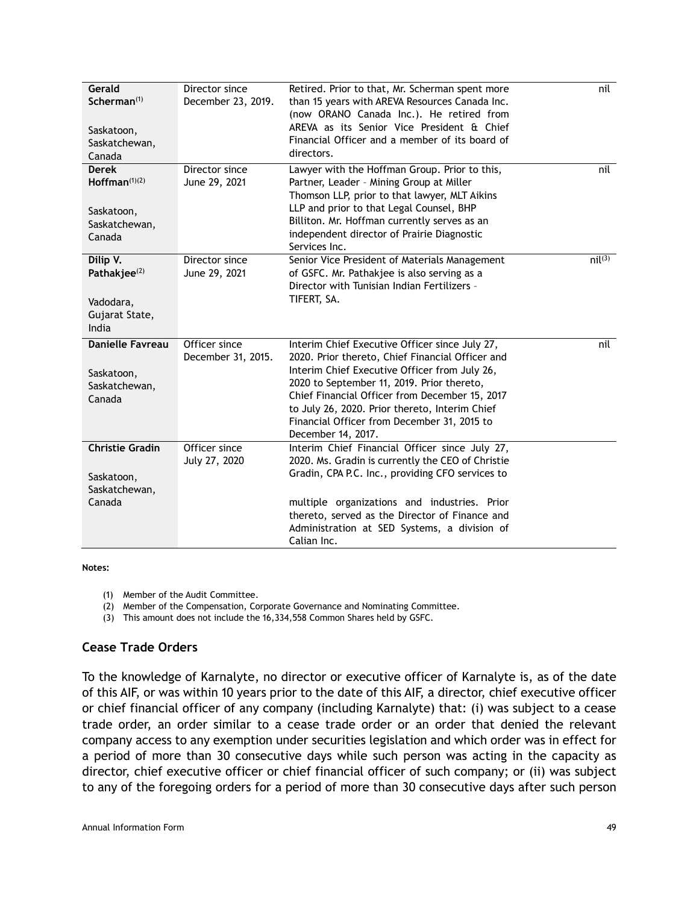| | | | |
|---|---|---|---|
| **Gerald Scherman**[1]<br><br>Saskatoon, Saskatchewan, Canada | Director since December 23, 2019. | Retired. Prior to that, Mr. Scherman spent more than 15 years with AREVA Resources Canada Inc. (now ORANO Canada Inc.). He retired from AREVA as its Senior Vice President & Chief Financial Officer and a member of its board of directors. | nil |
| **Derek Hoffman**[1][2]<br><br>Saskatoon, Saskatchewan, Canada | Director since June 29, 2021 | Lawyer with the Hoffman Group. Prior to this, Partner, Leader – Mining Group at Miller Thomson LLP, prior to that lawyer, MLT Aikins LLP and prior to that Legal Counsel, BHP Billiton. Mr. Hoffman currently serves as an independent director of Prairie Diagnostic Services Inc. | nil |
| **Dilip V. Pathakjee**[2]<br><br>Vadodara, Gujarat State, India | Director since June 29, 2021 | Senior Vice President of Materials Management of GSFC. Mr. Pathakjee is also serving as a Director with Tunisian Indian Fertilizers – TIFERT, SA. | nil[3] |
| **Danielle Favreau**<br><br>Saskatoon, Saskatchewan, Canada | Officer since December 31, 2015. | Interim Chief Executive Officer since July 27, 2020. Prior thereto, Chief Financial Officer and Interim Chief Executive Officer from July 26, 2020 to September 11, 2019. Prior thereto, Chief Financial Officer from December 15, 2017 to July 26, 2020. Prior thereto, Interim Chief Financial Officer from December 31, 2015 to December 14, 2017. | nil |
| **Christie Gradin**<br><br>Saskatoon, Saskatchewan, Canada | Officer since July 27, 2020 | Interim Chief Financial Officer since July 27, 2020. Ms. Gradin is currently the CEO of Christie Gradin, CPA P.C. Inc., providing CFO services to multiple organizations and industries. Prior thereto, served as the Director of Finance and Administration at SED Systems, a division of Calian Inc. | |

**Notes:**

(1) Member of the Audit Committee.
(2) Member of the Compensation, Corporate Governance and Nominating Committee.
(3) This amount does not include the 16,334,558 Common Shares held by GSFC.

## Cease Trade Orders

To the knowledge of Karnalyte, no director or executive officer of Karnalyte is, as of the date of this AIF, or was within 10 years prior to the date of this AIF, a director, chief executive officer or chief financial officer of any company (including Karnalyte) that: (i) was subject to a cease trade order, an order similar to a cease trade order or an order that denied the relevant company access to any exemption under securities legislation and which order was in effect for a period of more than 30 consecutive days while such person was acting in the capacity as director, chief executive officer or chief financial officer of such company; or (ii) was subject to any of the foregoing orders for a period of more than 30 consecutive days after such person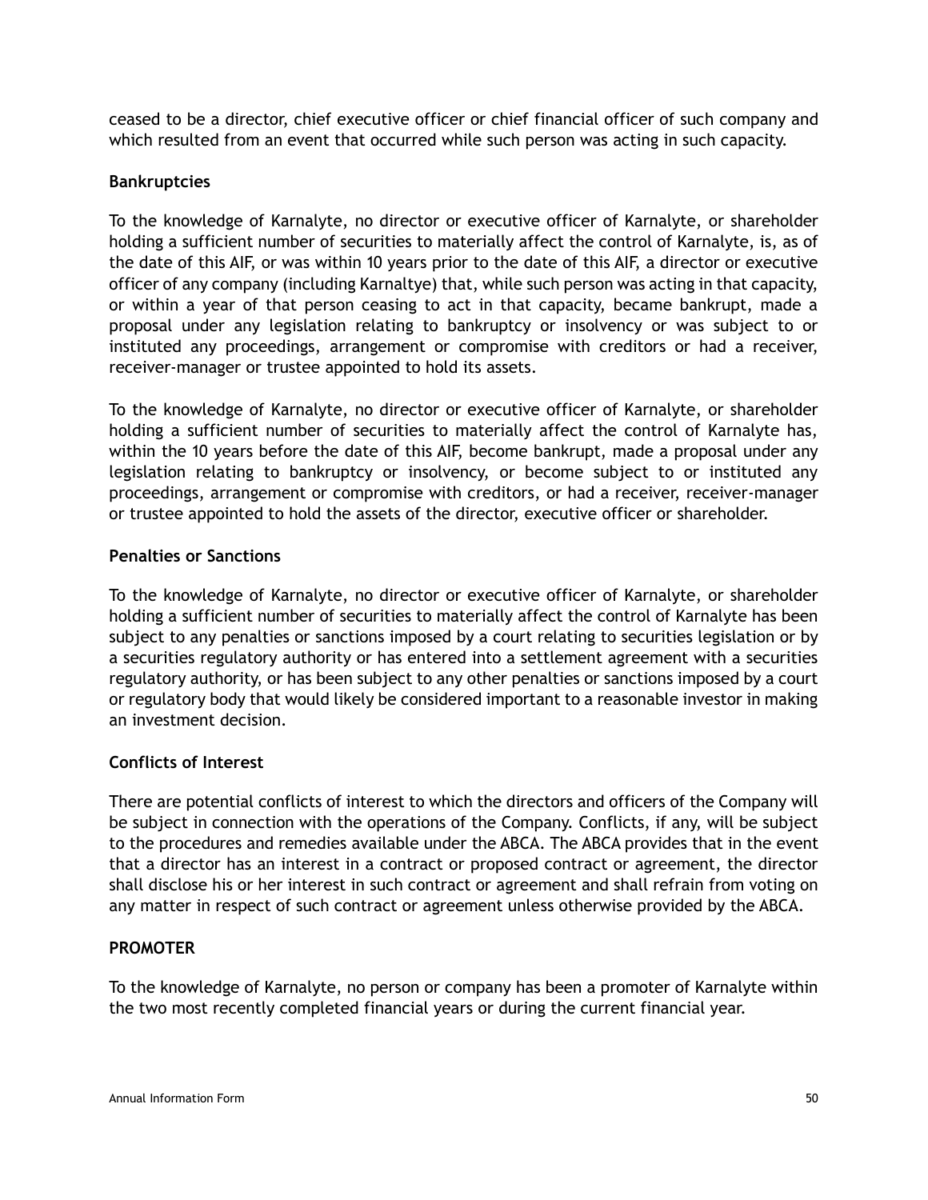ceased to be a director, chief executive officer or chief financial officer of such company and which resulted from an event that occurred while such person was acting in such capacity.

**Bankruptcies**

To the knowledge of Karnalyte, no director or executive officer of Karnalyte, or shareholder holding a sufficient number of securities to materially affect the control of Karnalyte, is, as of the date of this AIF, or was within 10 years prior to the date of this AIF, a director or executive officer of any company (including Karnaltye) that, while such person was acting in that capacity, or within a year of that person ceasing to act in that capacity, became bankrupt, made a proposal under any legislation relating to bankruptcy or insolvency or was subject to or instituted any proceedings, arrangement or compromise with creditors or had a receiver, receiver-manager or trustee appointed to hold its assets.

To the knowledge of Karnalyte, no director or executive officer of Karnalyte, or shareholder holding a sufficient number of securities to materially affect the control of Karnalyte has, within the 10 years before the date of this AIF, become bankrupt, made a proposal under any legislation relating to bankruptcy or insolvency, or become subject to or instituted any proceedings, arrangement or compromise with creditors, or had a receiver, receiver-manager or trustee appointed to hold the assets of the director, executive officer or shareholder.

**Penalties or Sanctions**

To the knowledge of Karnalyte, no director or executive officer of Karnalyte, or shareholder holding a sufficient number of securities to materially affect the control of Karnalyte has been subject to any penalties or sanctions imposed by a court relating to securities legislation or by a securities regulatory authority or has entered into a settlement agreement with a securities regulatory authority, or has been subject to any other penalties or sanctions imposed by a court or regulatory body that would likely be considered important to a reasonable investor in making an investment decision.

**Conflicts of Interest**

There are potential conflicts of interest to which the directors and officers of the Company will be subject in connection with the operations of the Company. Conflicts, if any, will be subject to the procedures and remedies available under the ABCA. The ABCA provides that in the event that a director has an interest in a contract or proposed contract or agreement, the director shall disclose his or her interest in such contract or agreement and shall refrain from voting on any matter in respect of such contract or agreement unless otherwise provided by the ABCA.

## PROMOTER

To the knowledge of Karnalyte, no person or company has been a promoter of Karnalyte within the two most recently completed financial years or during the current financial year.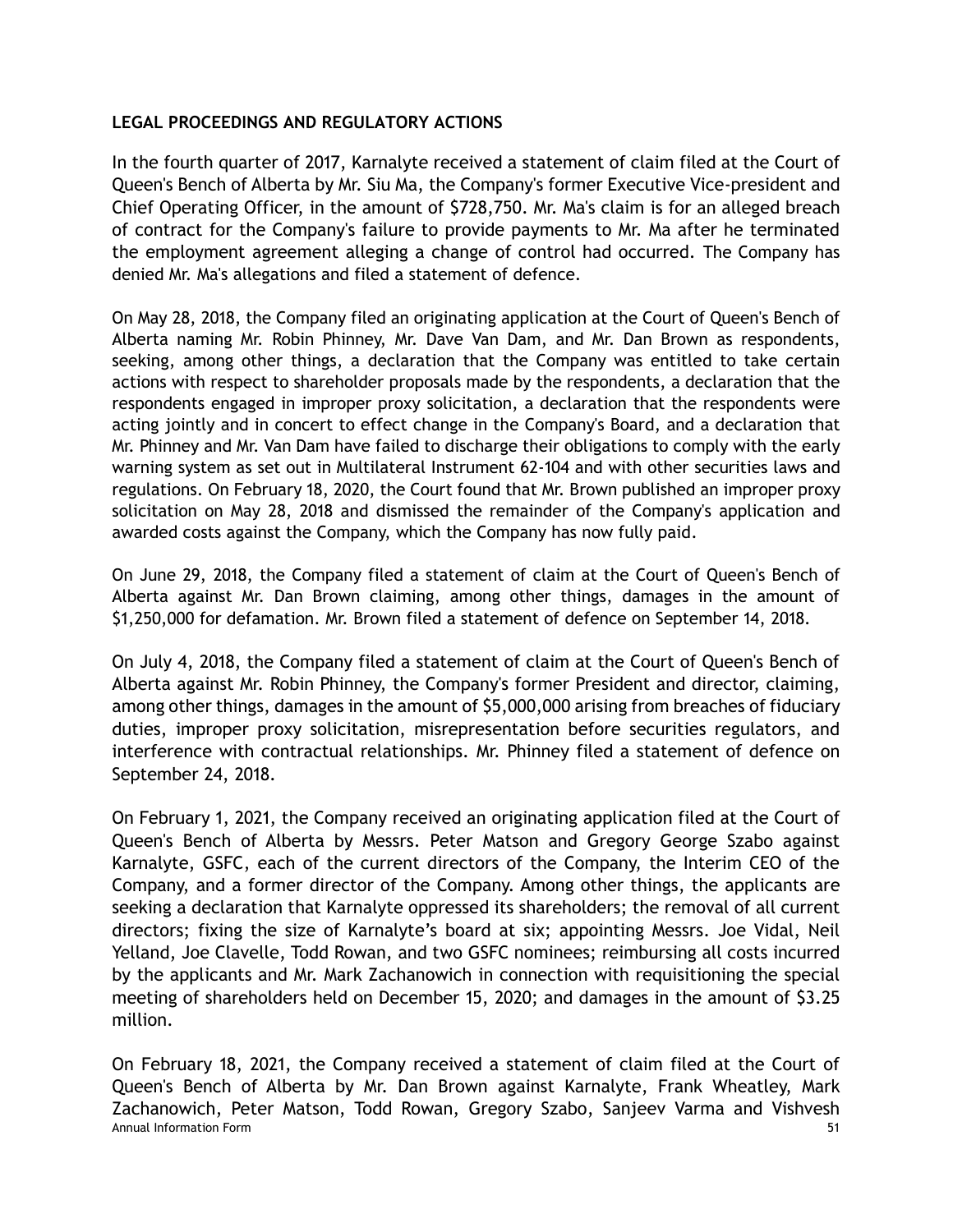**LEGAL PROCEEDINGS AND REGULATORY ACTIONS**

In the fourth quarter of 2017, Karnalyte received a statement of claim filed at the Court of Queen's Bench of Alberta by Mr. Siu Ma, the Company's former Executive Vice-president and Chief Operating Officer, in the amount of $728,750. Mr. Ma's claim is for an alleged breach of contract for the Company's failure to provide payments to Mr. Ma after he terminated the employment agreement alleging a change of control had occurred. The Company has denied Mr. Ma's allegations and filed a statement of defence.

On May 28, 2018, the Company filed an originating application at the Court of Queen's Bench of Alberta naming Mr. Robin Phinney, Mr. Dave Van Dam, and Mr. Dan Brown as respondents, seeking, among other things, a declaration that the Company was entitled to take certain actions with respect to shareholder proposals made by the respondents, a declaration that the respondents engaged in improper proxy solicitation, a declaration that the respondents were acting jointly and in concert to effect change in the Company's Board, and a declaration that Mr. Phinney and Mr. Van Dam have failed to discharge their obligations to comply with the early warning system as set out in Multilateral Instrument 62-104 and with other securities laws and regulations. On February 18, 2020, the Court found that Mr. Brown published an improper proxy solicitation on May 28, 2018 and dismissed the remainder of the Company's application and awarded costs against the Company, which the Company has now fully paid.

On June 29, 2018, the Company filed a statement of claim at the Court of Queen's Bench of Alberta against Mr. Dan Brown claiming, among other things, damages in the amount of $1,250,000 for defamation. Mr. Brown filed a statement of defence on September 14, 2018.

On July 4, 2018, the Company filed a statement of claim at the Court of Queen's Bench of Alberta against Mr. Robin Phinney, the Company's former President and director, claiming, among other things, damages in the amount of $5,000,000 arising from breaches of fiduciary duties, improper proxy solicitation, misrepresentation before securities regulators, and interference with contractual relationships. Mr. Phinney filed a statement of defence on September 24, 2018.

On February 1, 2021, the Company received an originating application filed at the Court of Queen's Bench of Alberta by Messrs. Peter Matson and Gregory George Szabo against Karnalyte, GSFC, each of the current directors of the Company, the Interim CEO of the Company, and a former director of the Company. Among other things, the applicants are seeking a declaration that Karnalyte oppressed its shareholders; the removal of all current directors; fixing the size of Karnalyte's board at six; appointing Messrs. Joe Vidal, Neil Yelland, Joe Clavelle, Todd Rowan, and two GSFC nominees; reimbursing all costs incurred by the applicants and Mr. Mark Zachanowich in connection with requisitioning the special meeting of shareholders held on December 15, 2020; and damages in the amount of $3.25 million.

On February 18, 2021, the Company received a statement of claim filed at the Court of Queen's Bench of Alberta by Mr. Dan Brown against Karnalyte, Frank Wheatley, Mark Zachanowich, Peter Matson, Todd Rowan, Gregory Szabo, Sanjeev Varma and Vishvesh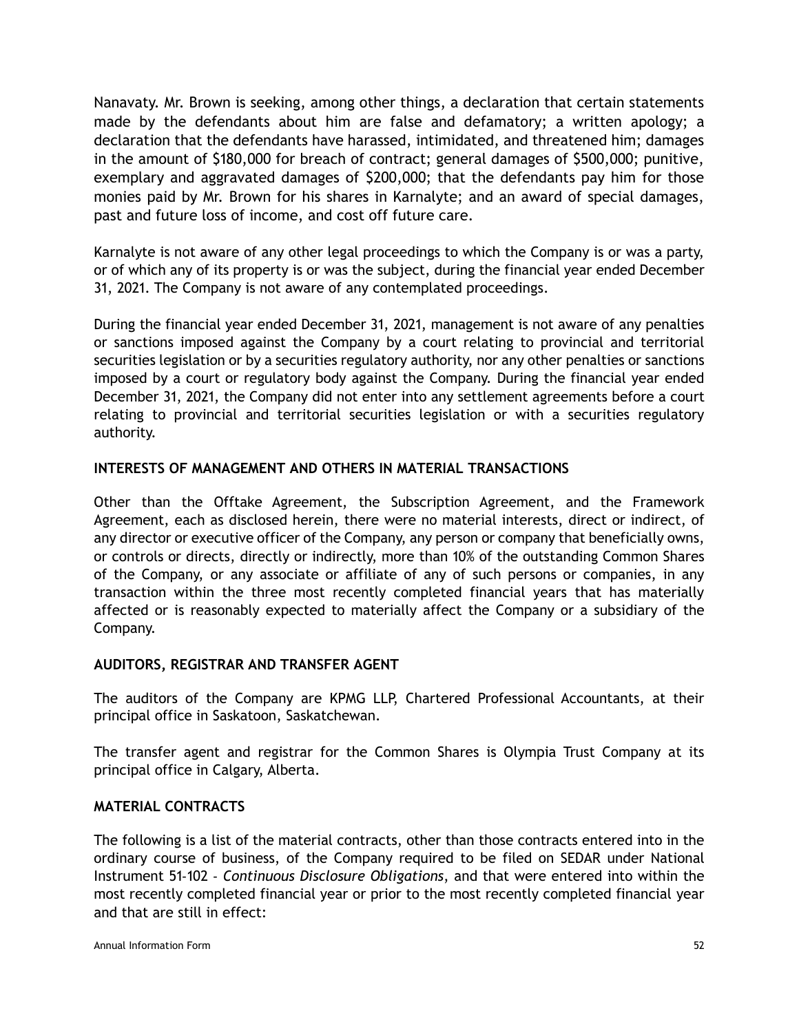Nanavaty. Mr. Brown is seeking, among other things, a declaration that certain statements made by the defendants about him are false and defamatory; a written apology; a declaration that the defendants have harassed, intimidated, and threatened him; damages in the amount of $180,000 for breach of contract; general damages of $500,000; punitive, exemplary and aggravated damages of $200,000; that the defendants pay him for those monies paid by Mr. Brown for his shares in Karnalyte; and an award of special damages, past and future loss of income, and cost off future care.

Karnalyte is not aware of any other legal proceedings to which the Company is or was a party, or of which any of its property is or was the subject, during the financial year ended December 31, 2021. The Company is not aware of any contemplated proceedings.

During the financial year ended December 31, 2021, management is not aware of any penalties or sanctions imposed against the Company by a court relating to provincial and territorial securities legislation or by a securities regulatory authority, nor any other penalties or sanctions imposed by a court or regulatory body against the Company. During the financial year ended December 31, 2021, the Company did not enter into any settlement agreements before a court relating to provincial and territorial securities legislation or with a securities regulatory authority.

**INTERESTS OF MANAGEMENT AND OTHERS IN MATERIAL TRANSACTIONS**

Other than the Offtake Agreement, the Subscription Agreement, and the Framework Agreement, each as disclosed herein, there were no material interests, direct or indirect, of any director or executive officer of the Company, any person or company that beneficially owns, or controls or directs, directly or indirectly, more than 10% of the outstanding Common Shares of the Company, or any associate or affiliate of any of such persons or companies, in any transaction within the three most recently completed financial years that has materially affected or is reasonably expected to materially affect the Company or a subsidiary of the Company.

**AUDITORS, REGISTRAR AND TRANSFER AGENT**

The auditors of the Company are KPMG LLP, Chartered Professional Accountants, at their principal office in Saskatoon, Saskatchewan.

The transfer agent and registrar for the Common Shares is Olympia Trust Company at its principal office in Calgary, Alberta.

**MATERIAL CONTRACTS**

The following is a list of the material contracts, other than those contracts entered into in the ordinary course of business, of the Company required to be filed on SEDAR under National Instrument 51-102 - *Continuous Disclosure Obligations*, and that were entered into within the most recently completed financial year or prior to the most recently completed financial year and that are still in effect: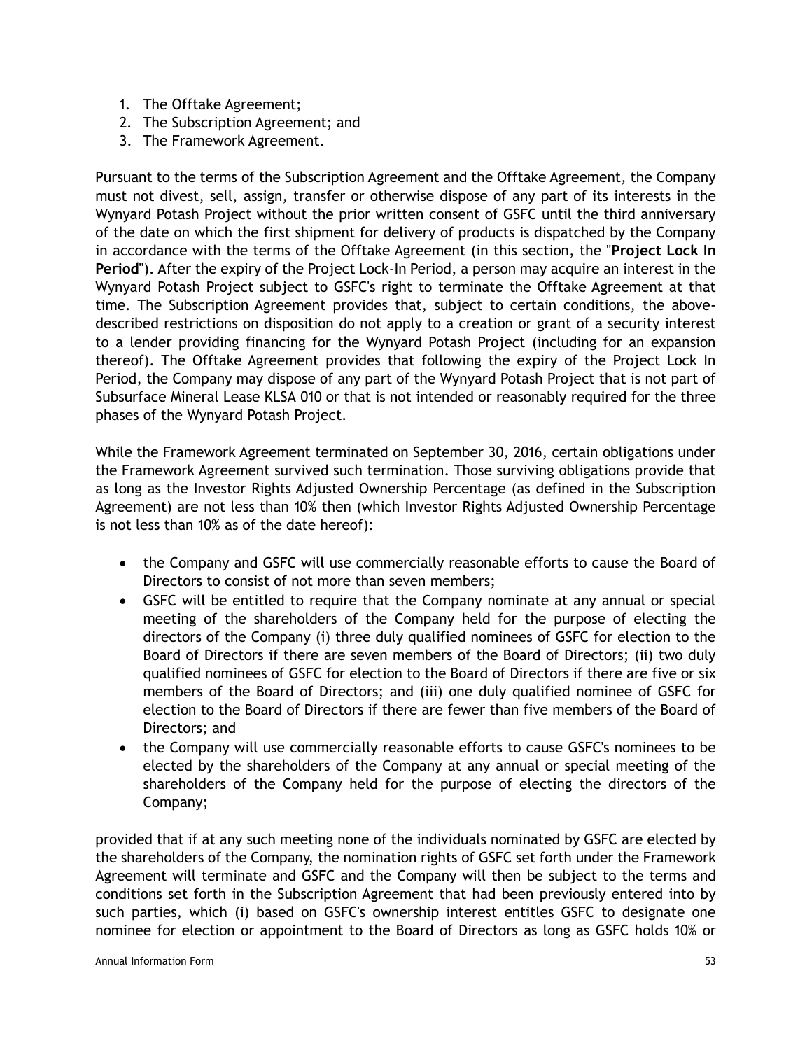1. The Offtake Agreement;
2. The Subscription Agreement; and
3. The Framework Agreement.

Pursuant to the terms of the Subscription Agreement and the Offtake Agreement, the Company must not divest, sell, assign, transfer or otherwise dispose of any part of its interests in the Wynyard Potash Project without the prior written consent of GSFC until the third anniversary of the date on which the first shipment for delivery of products is dispatched by the Company in accordance with the terms of the Offtake Agreement (in this section, the "**Project Lock In Period**"). After the expiry of the Project Lock-In Period, a person may acquire an interest in the Wynyard Potash Project subject to GSFC's right to terminate the Offtake Agreement at that time. The Subscription Agreement provides that, subject to certain conditions, the above-described restrictions on disposition do not apply to a creation or grant of a security interest to a lender providing financing for the Wynyard Potash Project (including for an expansion thereof). The Offtake Agreement provides that following the expiry of the Project Lock In Period, the Company may dispose of any part of the Wynyard Potash Project that is not part of Subsurface Mineral Lease KLSA 010 or that is not intended or reasonably required for the three phases of the Wynyard Potash Project.

While the Framework Agreement terminated on September 30, 2016, certain obligations under the Framework Agreement survived such termination. Those surviving obligations provide that as long as the Investor Rights Adjusted Ownership Percentage (as defined in the Subscription Agreement) are not less than 10% then (which Investor Rights Adjusted Ownership Percentage is not less than 10% as of the date hereof):

- the Company and GSFC will use commercially reasonable efforts to cause the Board of Directors to consist of not more than seven members;
- GSFC will be entitled to require that the Company nominate at any annual or special meeting of the shareholders of the Company held for the purpose of electing the directors of the Company (i) three duly qualified nominees of GSFC for election to the Board of Directors if there are seven members of the Board of Directors; (ii) two duly qualified nominees of GSFC for election to the Board of Directors if there are five or six members of the Board of Directors; and (iii) one duly qualified nominee of GSFC for election to the Board of Directors if there are fewer than five members of the Board of Directors; and
- the Company will use commercially reasonable efforts to cause GSFC's nominees to be elected by the shareholders of the Company at any annual or special meeting of the shareholders of the Company held for the purpose of electing the directors of the Company;

provided that if at any such meeting none of the individuals nominated by GSFC are elected by the shareholders of the Company, the nomination rights of GSFC set forth under the Framework Agreement will terminate and GSFC and the Company will then be subject to the terms and conditions set forth in the Subscription Agreement that had been previously entered into by such parties, which (i) based on GSFC's ownership interest entitles GSFC to designate one nominee for election or appointment to the Board of Directors as long as GSFC holds 10% or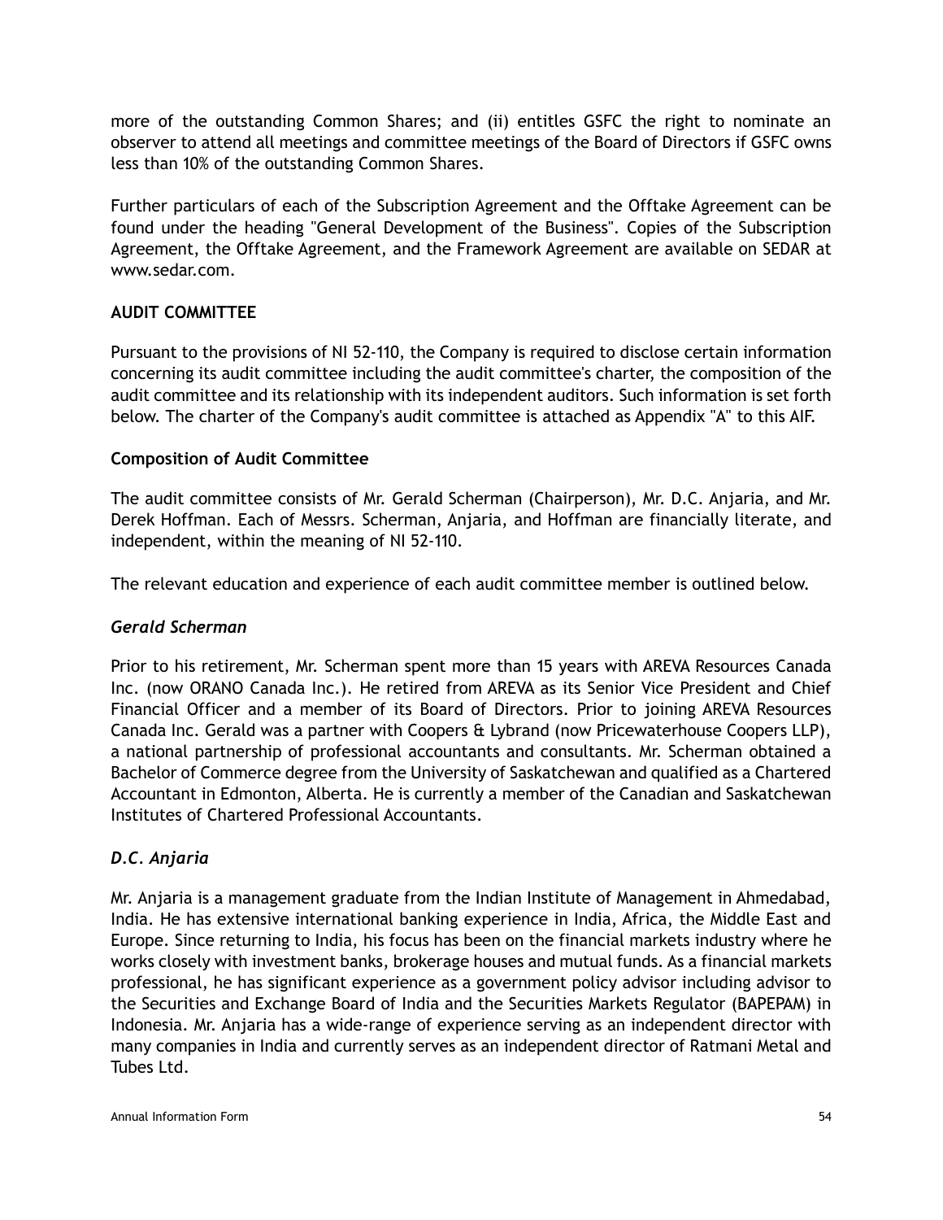more of the outstanding Common Shares; and (ii) entitles GSFC the right to nominate an observer to attend all meetings and committee meetings of the Board of Directors if GSFC owns less than 10% of the outstanding Common Shares.

Further particulars of each of the Subscription Agreement and the Offtake Agreement can be found under the heading "General Development of the Business". Copies of the Subscription Agreement, the Offtake Agreement, and the Framework Agreement are available on SEDAR at www.sedar.com.

## AUDIT COMMITTEE

Pursuant to the provisions of NI 52-110, the Company is required to disclose certain information concerning its audit committee including the audit committee's charter, the composition of the audit committee and its relationship with its independent auditors. Such information is set forth below. The charter of the Company's audit committee is attached as Appendix "A" to this AIF.

### Composition of Audit Committee

The audit committee consists of Mr. Gerald Scherman (Chairperson), Mr. D.C. Anjaria, and Mr. Derek Hoffman. Each of Messrs. Scherman, Anjaria, and Hoffman are financially literate, and independent, within the meaning of NI 52-110.

The relevant education and experience of each audit committee member is outlined below.

#### *Gerald Scherman*

Prior to his retirement, Mr. Scherman spent more than 15 years with AREVA Resources Canada Inc. (now ORANO Canada Inc.). He retired from AREVA as its Senior Vice President and Chief Financial Officer and a member of its Board of Directors. Prior to joining AREVA Resources Canada Inc. Gerald was a partner with Coopers & Lybrand (now Pricewaterhouse Coopers LLP), a national partnership of professional accountants and consultants. Mr. Scherman obtained a Bachelor of Commerce degree from the University of Saskatchewan and qualified as a Chartered Accountant in Edmonton, Alberta. He is currently a member of the Canadian and Saskatchewan Institutes of Chartered Professional Accountants.

#### *D.C. Anjaria*

Mr. Anjaria is a management graduate from the Indian Institute of Management in Ahmedabad, India. He has extensive international banking experience in India, Africa, the Middle East and Europe. Since returning to India, his focus has been on the financial markets industry where he works closely with investment banks, brokerage houses and mutual funds. As a financial markets professional, he has significant experience as a government policy advisor including advisor to the Securities and Exchange Board of India and the Securities Markets Regulator (BAPEPAM) in Indonesia. Mr. Anjaria has a wide-range of experience serving as an independent director with many companies in India and currently serves as an independent director of Ratmani Metal and Tubes Ltd.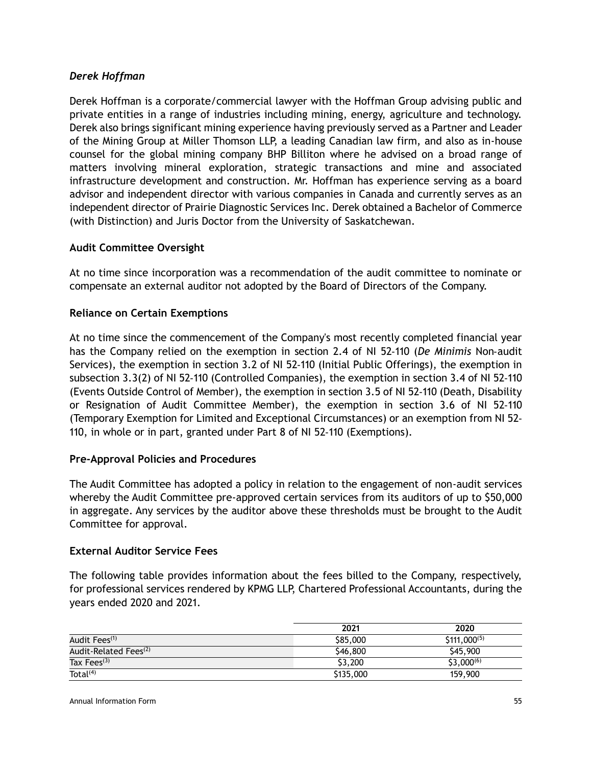*Derek Hoffman*

Derek Hoffman is a corporate/commercial lawyer with the Hoffman Group advising public and private entities in a range of industries including mining, energy, agriculture and technology. Derek also brings significant mining experience having previously served as a Partner and Leader of the Mining Group at Miller Thomson LLP, a leading Canadian law firm, and also as in-house counsel for the global mining company BHP Billiton where he advised on a broad range of matters involving mineral exploration, strategic transactions and mine and associated infrastructure development and construction. Mr. Hoffman has experience serving as a board advisor and independent director with various companies in Canada and currently serves as an independent director of Prairie Diagnostic Services Inc. Derek obtained a Bachelor of Commerce (with Distinction) and Juris Doctor from the University of Saskatchewan.

**Audit Committee Oversight**

At no time since incorporation was a recommendation of the audit committee to nominate or compensate an external auditor not adopted by the Board of Directors of the Company.

**Reliance on Certain Exemptions**

At no time since the commencement of the Company's most recently completed financial year has the Company relied on the exemption in section 2.4 of NI 52-110 (*De Minimis* Non-audit Services), the exemption in section 3.2 of NI 52-110 (Initial Public Offerings), the exemption in subsection 3.3(2) of NI 52-110 (Controlled Companies), the exemption in section 3.4 of NI 52-110 (Events Outside Control of Member), the exemption in section 3.5 of NI 52-110 (Death, Disability or Resignation of Audit Committee Member), the exemption in section 3.6 of NI 52-110 (Temporary Exemption for Limited and Exceptional Circumstances) or an exemption from NI 52-110, in whole or in part, granted under Part 8 of NI 52-110 (Exemptions).

**Pre-Approval Policies and Procedures**

The Audit Committee has adopted a policy in relation to the engagement of non-audit services whereby the Audit Committee pre-approved certain services from its auditors of up to $50,000 in aggregate. Any services by the auditor above these thresholds must be brought to the Audit Committee for approval.

**External Auditor Service Fees**

The following table provides information about the fees billed to the Company, respectively, for professional services rendered by KPMG LLP, Chartered Professional Accountants, during the years ended 2020 and 2021.

| | 2021 | 2020 |
|---|---|---|
| Audit Fees[(1)] | $85,000 | $111,000[(5)] |
| Audit-Related Fees[(2)] | $46,800 | $45,900 |
| Tax Fees[(3)] | $3,200 | $3,000[(6)] |
| Total[(4)] | $135,000 | 159,900 |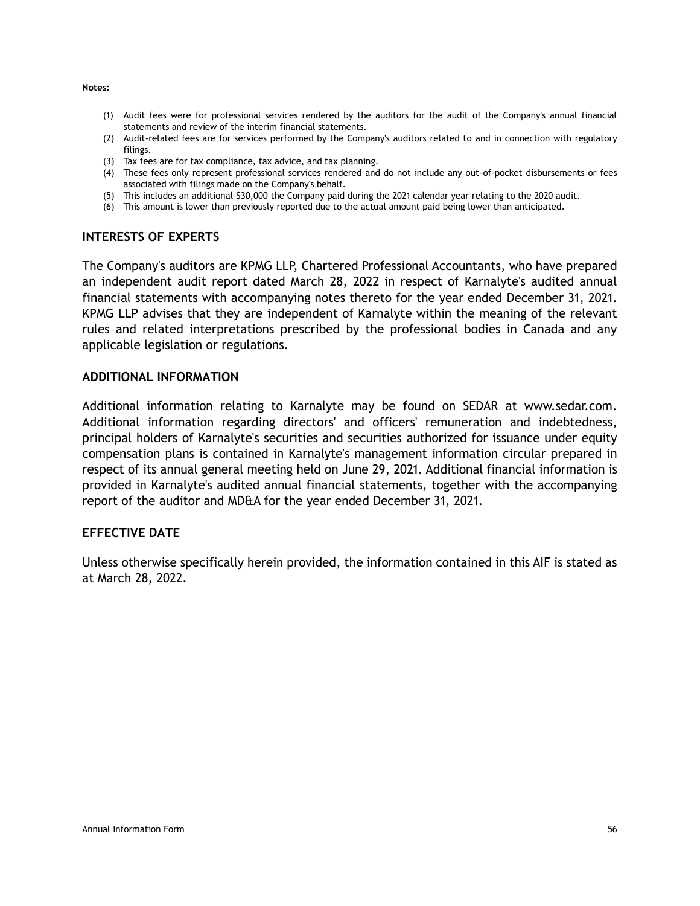**Notes:**

(1) Audit fees were for professional services rendered by the auditors for the audit of the Company's annual financial statements and review of the interim financial statements.
(2) Audit-related fees are for services performed by the Company's auditors related to and in connection with regulatory filings.
(3) Tax fees are for tax compliance, tax advice, and tax planning.
(4) These fees only represent professional services rendered and do not include any out-of-pocket disbursements or fees associated with filings made on the Company's behalf.
(5) This includes an additional $30,000 the Company paid during the 2021 calendar year relating to the 2020 audit.
(6) This amount is lower than previously reported due to the actual amount paid being lower than anticipated.

## INTERESTS OF EXPERTS

The Company's auditors are KPMG LLP, Chartered Professional Accountants, who have prepared an independent audit report dated March 28, 2022 in respect of Karnalyte's audited annual financial statements with accompanying notes thereto for the year ended December 31, 2021. KPMG LLP advises that they are independent of Karnalyte within the meaning of the relevant rules and related interpretations prescribed by the professional bodies in Canada and any applicable legislation or regulations.

## ADDITIONAL INFORMATION

Additional information relating to Karnalyte may be found on SEDAR at www.sedar.com. Additional information regarding directors' and officers' remuneration and indebtedness, principal holders of Karnalyte's securities and securities authorized for issuance under equity compensation plans is contained in Karnalyte's management information circular prepared in respect of its annual general meeting held on June 29, 2021. Additional financial information is provided in Karnalyte's audited annual financial statements, together with the accompanying report of the auditor and MD&A for the year ended December 31, 2021.

## EFFECTIVE DATE

Unless otherwise specifically herein provided, the information contained in this AIF is stated as at March 28, 2022.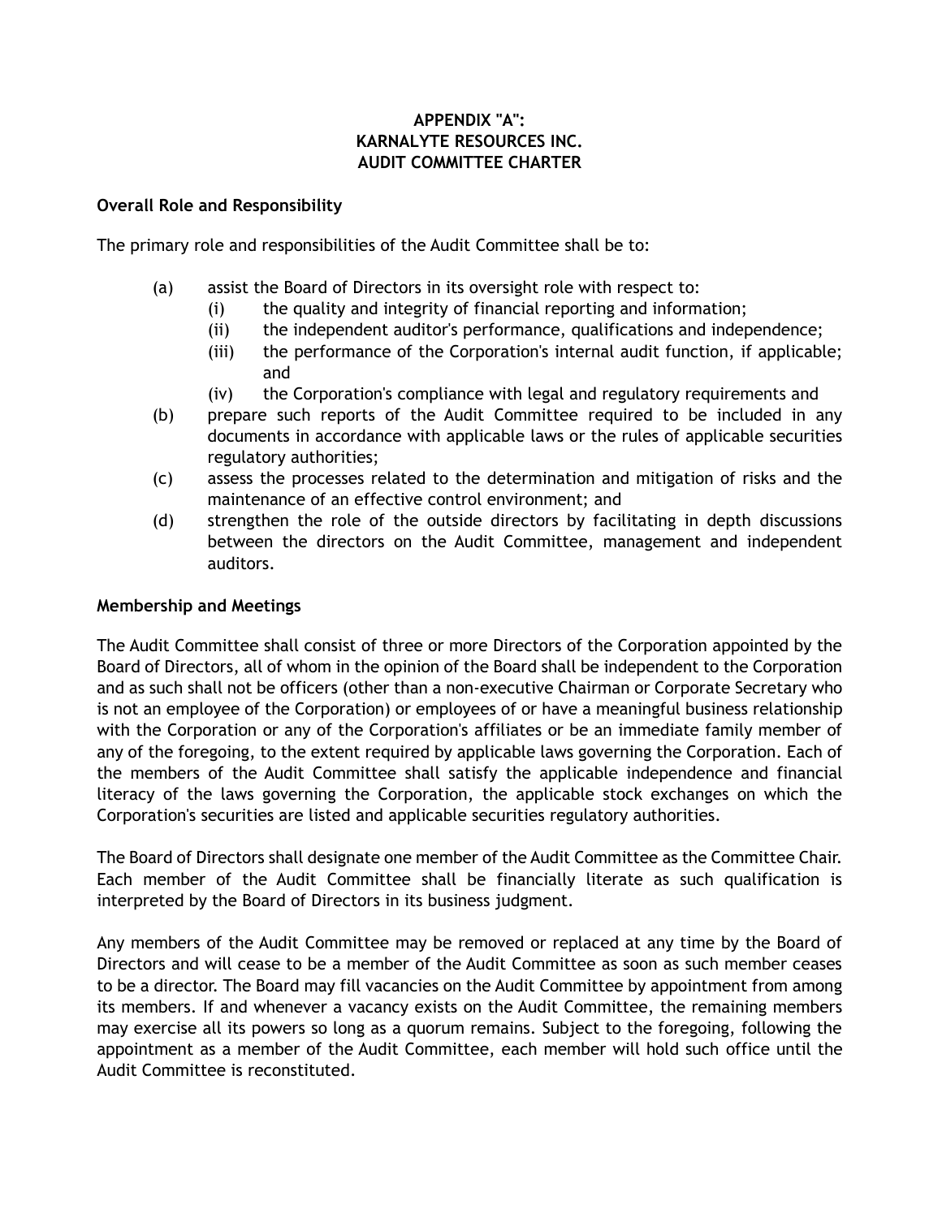**APPENDIX "A":**
**KARNALYTE RESOURCES INC.**
**AUDIT COMMITTEE CHARTER**

**Overall Role and Responsibility**

The primary role and responsibilities of the Audit Committee shall be to:

(a) assist the Board of Directors in its oversight role with respect to:
   (i) the quality and integrity of financial reporting and information;
   (ii) the independent auditor's performance, qualifications and independence;
   (iii) the performance of the Corporation's internal audit function, if applicable; and
   (iv) the Corporation's compliance with legal and regulatory requirements and

(b) prepare such reports of the Audit Committee required to be included in any documents in accordance with applicable laws or the rules of applicable securities regulatory authorities;

(c) assess the processes related to the determination and mitigation of risks and the maintenance of an effective control environment; and

(d) strengthen the role of the outside directors by facilitating in depth discussions between the directors on the Audit Committee, management and independent auditors.

**Membership and Meetings**

The Audit Committee shall consist of three or more Directors of the Corporation appointed by the Board of Directors, all of whom in the opinion of the Board shall be independent to the Corporation and as such shall not be officers (other than a non-executive Chairman or Corporate Secretary who is not an employee of the Corporation) or employees of or have a meaningful business relationship with the Corporation or any of the Corporation's affiliates or be an immediate family member of any of the foregoing, to the extent required by applicable laws governing the Corporation. Each of the members of the Audit Committee shall satisfy the applicable independence and financial literacy of the laws governing the Corporation, the applicable stock exchanges on which the Corporation's securities are listed and applicable securities regulatory authorities.

The Board of Directors shall designate one member of the Audit Committee as the Committee Chair. Each member of the Audit Committee shall be financially literate as such qualification is interpreted by the Board of Directors in its business judgment.

Any members of the Audit Committee may be removed or replaced at any time by the Board of Directors and will cease to be a member of the Audit Committee as soon as such member ceases to be a director. The Board may fill vacancies on the Audit Committee by appointment from among its members. If and whenever a vacancy exists on the Audit Committee, the remaining members may exercise all its powers so long as a quorum remains. Subject to the foregoing, following the appointment as a member of the Audit Committee, each member will hold such office until the Audit Committee is reconstituted.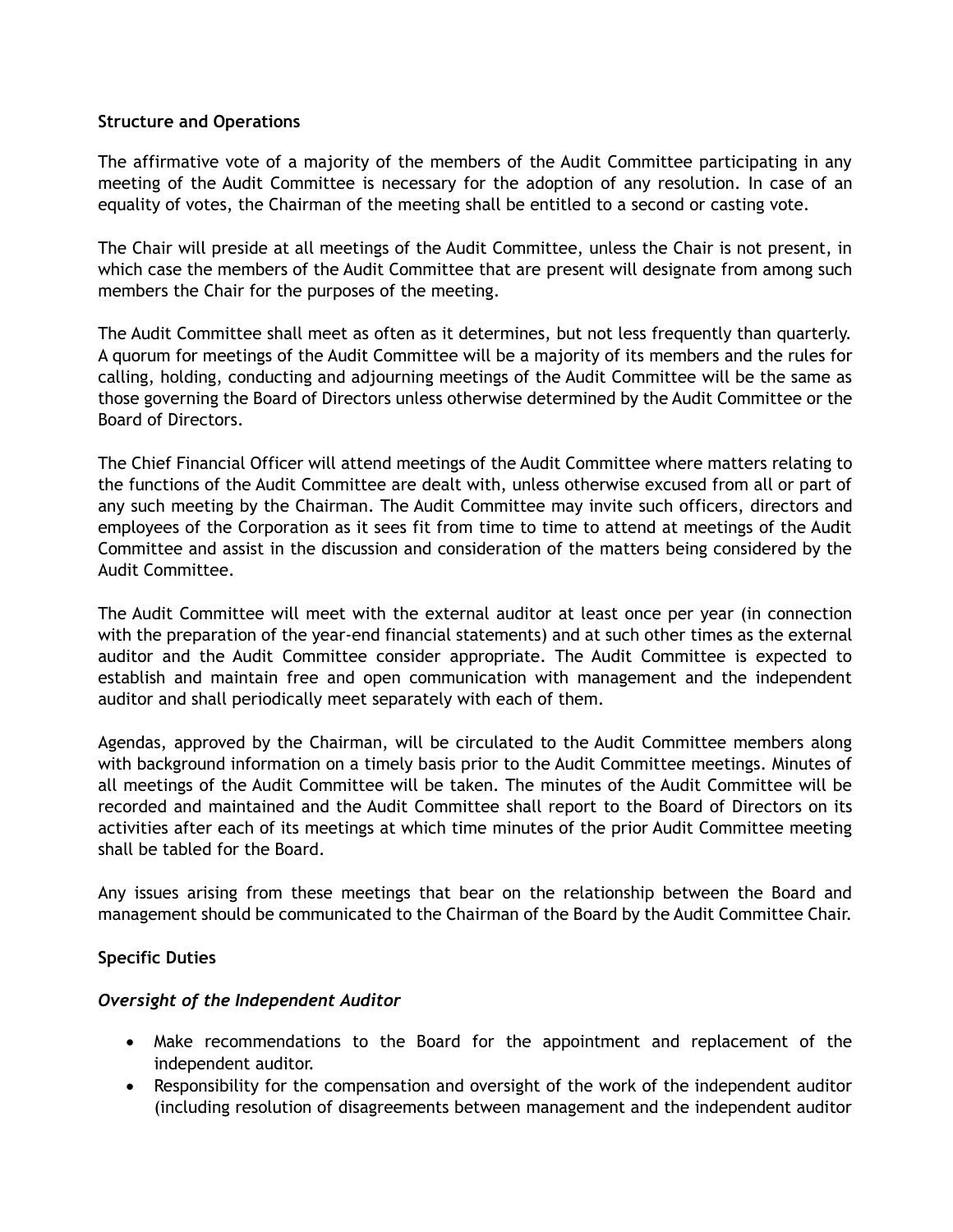**Structure and Operations**

The affirmative vote of a majority of the members of the Audit Committee participating in any meeting of the Audit Committee is necessary for the adoption of any resolution. In case of an equality of votes, the Chairman of the meeting shall be entitled to a second or casting vote.

The Chair will preside at all meetings of the Audit Committee, unless the Chair is not present, in which case the members of the Audit Committee that are present will designate from among such members the Chair for the purposes of the meeting.

The Audit Committee shall meet as often as it determines, but not less frequently than quarterly. A quorum for meetings of the Audit Committee will be a majority of its members and the rules for calling, holding, conducting and adjourning meetings of the Audit Committee will be the same as those governing the Board of Directors unless otherwise determined by the Audit Committee or the Board of Directors.

The Chief Financial Officer will attend meetings of the Audit Committee where matters relating to the functions of the Audit Committee are dealt with, unless otherwise excused from all or part of any such meeting by the Chairman. The Audit Committee may invite such officers, directors and employees of the Corporation as it sees fit from time to time to attend at meetings of the Audit Committee and assist in the discussion and consideration of the matters being considered by the Audit Committee.

The Audit Committee will meet with the external auditor at least once per year (in connection with the preparation of the year-end financial statements) and at such other times as the external auditor and the Audit Committee consider appropriate. The Audit Committee is expected to establish and maintain free and open communication with management and the independent auditor and shall periodically meet separately with each of them.

Agendas, approved by the Chairman, will be circulated to the Audit Committee members along with background information on a timely basis prior to the Audit Committee meetings. Minutes of all meetings of the Audit Committee will be taken. The minutes of the Audit Committee will be recorded and maintained and the Audit Committee shall report to the Board of Directors on its activities after each of its meetings at which time minutes of the prior Audit Committee meeting shall be tabled for the Board.

Any issues arising from these meetings that bear on the relationship between the Board and management should be communicated to the Chairman of the Board by the Audit Committee Chair.

**Specific Duties**

***Oversight of the Independent Auditor***

- Make recommendations to the Board for the appointment and replacement of the independent auditor.
- Responsibility for the compensation and oversight of the work of the independent auditor (including resolution of disagreements between management and the independent auditor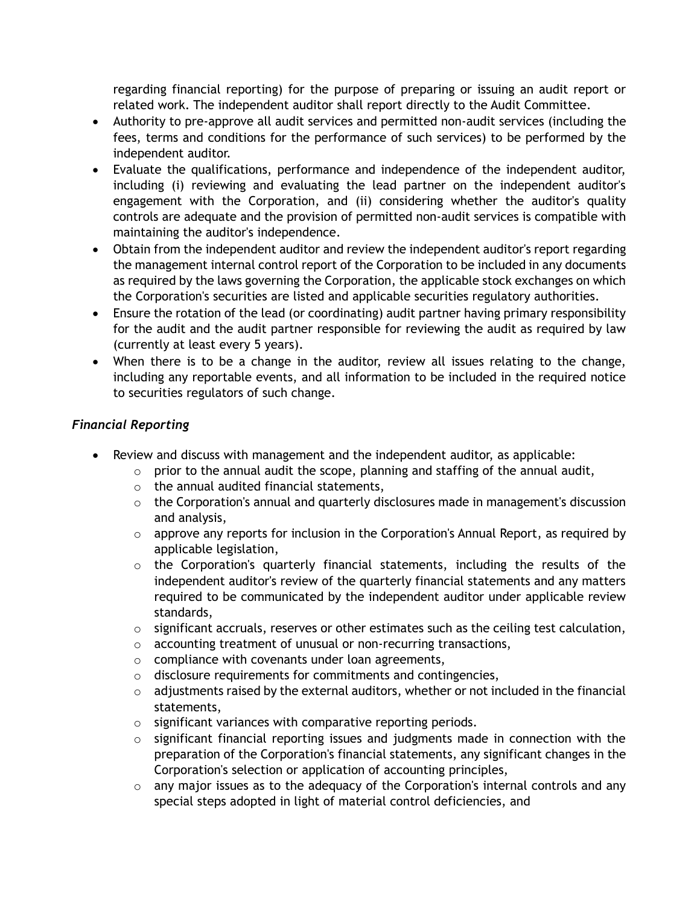regarding financial reporting) for the purpose of preparing or issuing an audit report or related work. The independent auditor shall report directly to the Audit Committee.

- Authority to pre-approve all audit services and permitted non-audit services (including the fees, terms and conditions for the performance of such services) to be performed by the independent auditor.
- Evaluate the qualifications, performance and independence of the independent auditor, including (i) reviewing and evaluating the lead partner on the independent auditor's engagement with the Corporation, and (ii) considering whether the auditor's quality controls are adequate and the provision of permitted non-audit services is compatible with maintaining the auditor's independence.
- Obtain from the independent auditor and review the independent auditor's report regarding the management internal control report of the Corporation to be included in any documents as required by the laws governing the Corporation, the applicable stock exchanges on which the Corporation's securities are listed and applicable securities regulatory authorities.
- Ensure the rotation of the lead (or coordinating) audit partner having primary responsibility for the audit and the audit partner responsible for reviewing the audit as required by law (currently at least every 5 years).
- When there is to be a change in the auditor, review all issues relating to the change, including any reportable events, and all information to be included in the required notice to securities regulators of such change.

### *Financial Reporting*

- Review and discuss with management and the independent auditor, as applicable:
  - prior to the annual audit the scope, planning and staffing of the annual audit,
  - the annual audited financial statements,
  - the Corporation's annual and quarterly disclosures made in management's discussion and analysis,
  - approve any reports for inclusion in the Corporation's Annual Report, as required by applicable legislation,
  - the Corporation's quarterly financial statements, including the results of the independent auditor's review of the quarterly financial statements and any matters required to be communicated by the independent auditor under applicable review standards,
  - significant accruals, reserves or other estimates such as the ceiling test calculation,
  - accounting treatment of unusual or non-recurring transactions,
  - compliance with covenants under loan agreements,
  - disclosure requirements for commitments and contingencies,
  - adjustments raised by the external auditors, whether or not included in the financial statements,
  - significant variances with comparative reporting periods.
  - significant financial reporting issues and judgments made in connection with the preparation of the Corporation's financial statements, any significant changes in the Corporation's selection or application of accounting principles,
  - any major issues as to the adequacy of the Corporation's internal controls and any special steps adopted in light of material control deficiencies, and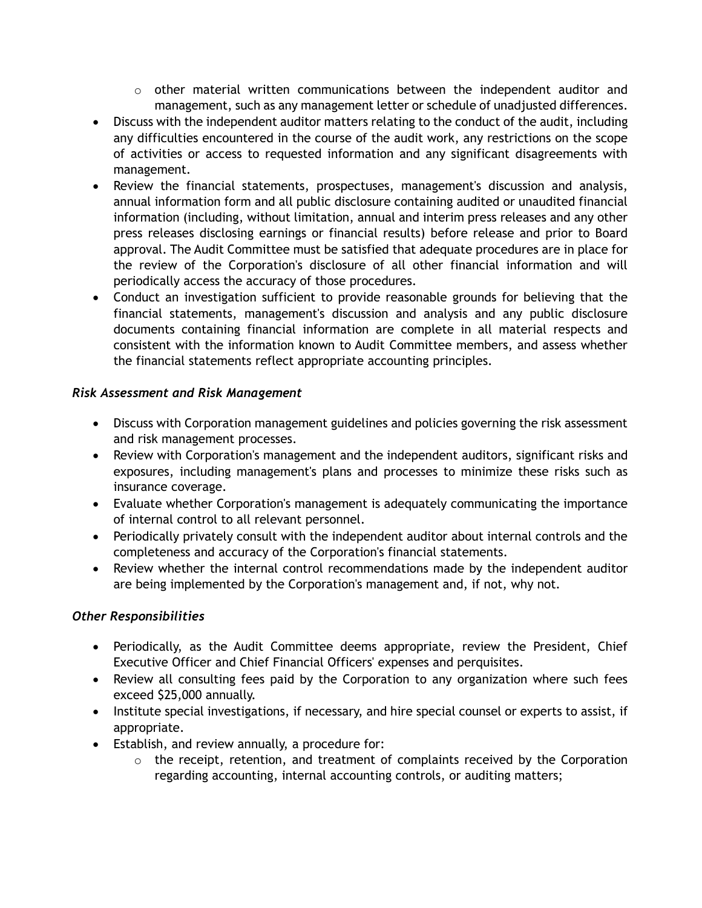- other material written communications between the independent auditor and management, such as any management letter or schedule of unadjusted differences.
- Discuss with the independent auditor matters relating to the conduct of the audit, including any difficulties encountered in the course of the audit work, any restrictions on the scope of activities or access to requested information and any significant disagreements with management.
- Review the financial statements, prospectuses, management's discussion and analysis, annual information form and all public disclosure containing audited or unaudited financial information (including, without limitation, annual and interim press releases and any other press releases disclosing earnings or financial results) before release and prior to Board approval. The Audit Committee must be satisfied that adequate procedures are in place for the review of the Corporation's disclosure of all other financial information and will periodically access the accuracy of those procedures.
- Conduct an investigation sufficient to provide reasonable grounds for believing that the financial statements, management's discussion and analysis and any public disclosure documents containing financial information are complete in all material respects and consistent with the information known to Audit Committee members, and assess whether the financial statements reflect appropriate accounting principles.

***Risk Assessment and Risk Management***

- Discuss with Corporation management guidelines and policies governing the risk assessment and risk management processes.
- Review with Corporation's management and the independent auditors, significant risks and exposures, including management's plans and processes to minimize these risks such as insurance coverage.
- Evaluate whether Corporation's management is adequately communicating the importance of internal control to all relevant personnel.
- Periodically privately consult with the independent auditor about internal controls and the completeness and accuracy of the Corporation's financial statements.
- Review whether the internal control recommendations made by the independent auditor are being implemented by the Corporation's management and, if not, why not.

***Other Responsibilities***

- Periodically, as the Audit Committee deems appropriate, review the President, Chief Executive Officer and Chief Financial Officers' expenses and perquisites.
- Review all consulting fees paid by the Corporation to any organization where such fees exceed $25,000 annually.
- Institute special investigations, if necessary, and hire special counsel or experts to assist, if appropriate.
- Establish, and review annually, a procedure for:
    - the receipt, retention, and treatment of complaints received by the Corporation regarding accounting, internal accounting controls, or auditing matters;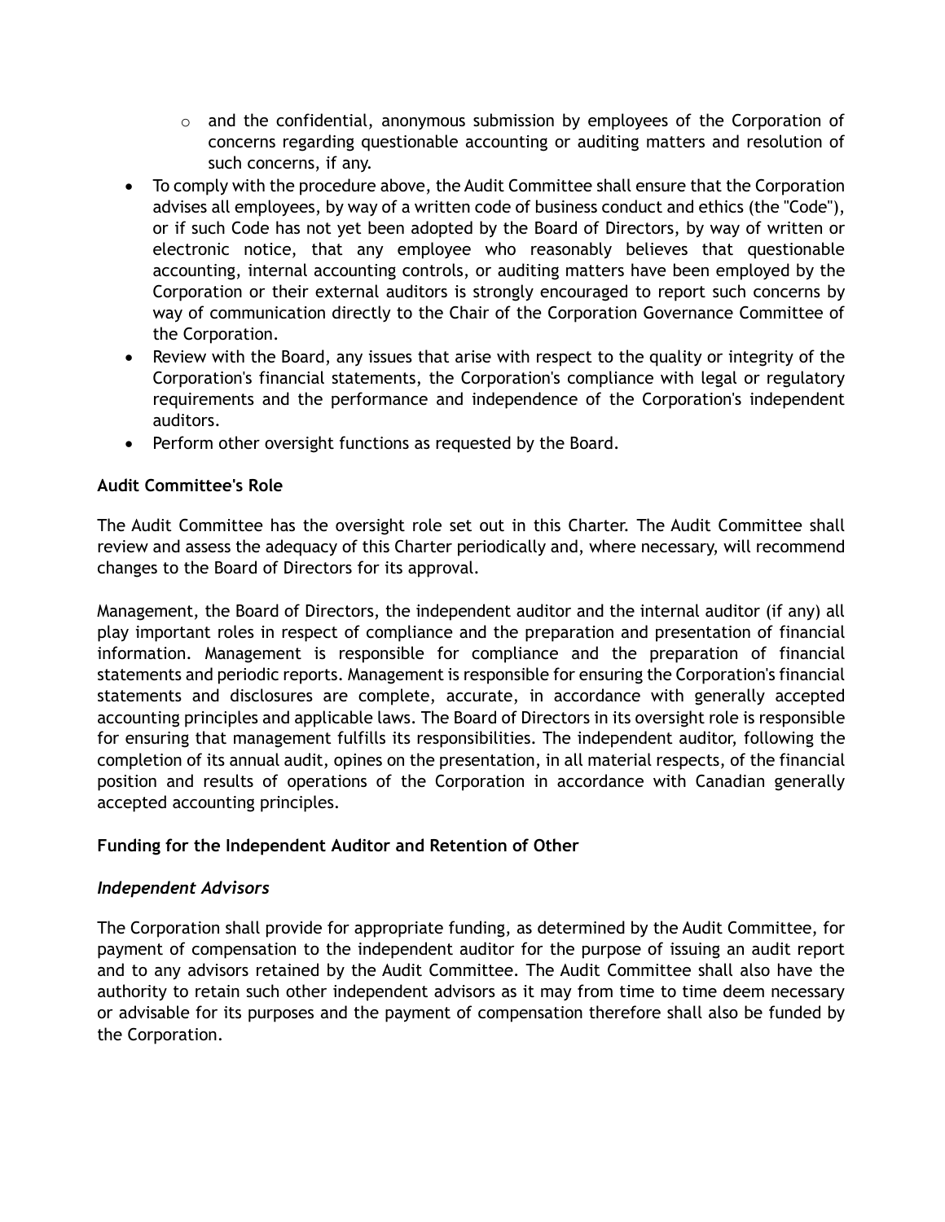- and the confidential, anonymous submission by employees of the Corporation of concerns regarding questionable accounting or auditing matters and resolution of such concerns, if any.

- To comply with the procedure above, the Audit Committee shall ensure that the Corporation advises all employees, by way of a written code of business conduct and ethics (the "Code"), or if such Code has not yet been adopted by the Board of Directors, by way of written or electronic notice, that any employee who reasonably believes that questionable accounting, internal accounting controls, or auditing matters have been employed by the Corporation or their external auditors is strongly encouraged to report such concerns by way of communication directly to the Chair of the Corporation Governance Committee of the Corporation.
- Review with the Board, any issues that arise with respect to the quality or integrity of the Corporation's financial statements, the Corporation's compliance with legal or regulatory requirements and the performance and independence of the Corporation's independent auditors.
- Perform other oversight functions as requested by the Board.

**Audit Committee's Role**

The Audit Committee has the oversight role set out in this Charter. The Audit Committee shall review and assess the adequacy of this Charter periodically and, where necessary, will recommend changes to the Board of Directors for its approval.

Management, the Board of Directors, the independent auditor and the internal auditor (if any) all play important roles in respect of compliance and the preparation and presentation of financial information. Management is responsible for compliance and the preparation of financial statements and periodic reports. Management is responsible for ensuring the Corporation's financial statements and disclosures are complete, accurate, in accordance with generally accepted accounting principles and applicable laws. The Board of Directors in its oversight role is responsible for ensuring that management fulfills its responsibilities. The independent auditor, following the completion of its annual audit, opines on the presentation, in all material respects, of the financial position and results of operations of the Corporation in accordance with Canadian generally accepted accounting principles.

**Funding for the Independent Auditor and Retention of Other**

***Independent Advisors***

The Corporation shall provide for appropriate funding, as determined by the Audit Committee, for payment of compensation to the independent auditor for the purpose of issuing an audit report and to any advisors retained by the Audit Committee. The Audit Committee shall also have the authority to retain such other independent advisors as it may from time to time deem necessary or advisable for its purposes and the payment of compensation therefore shall also be funded by the Corporation.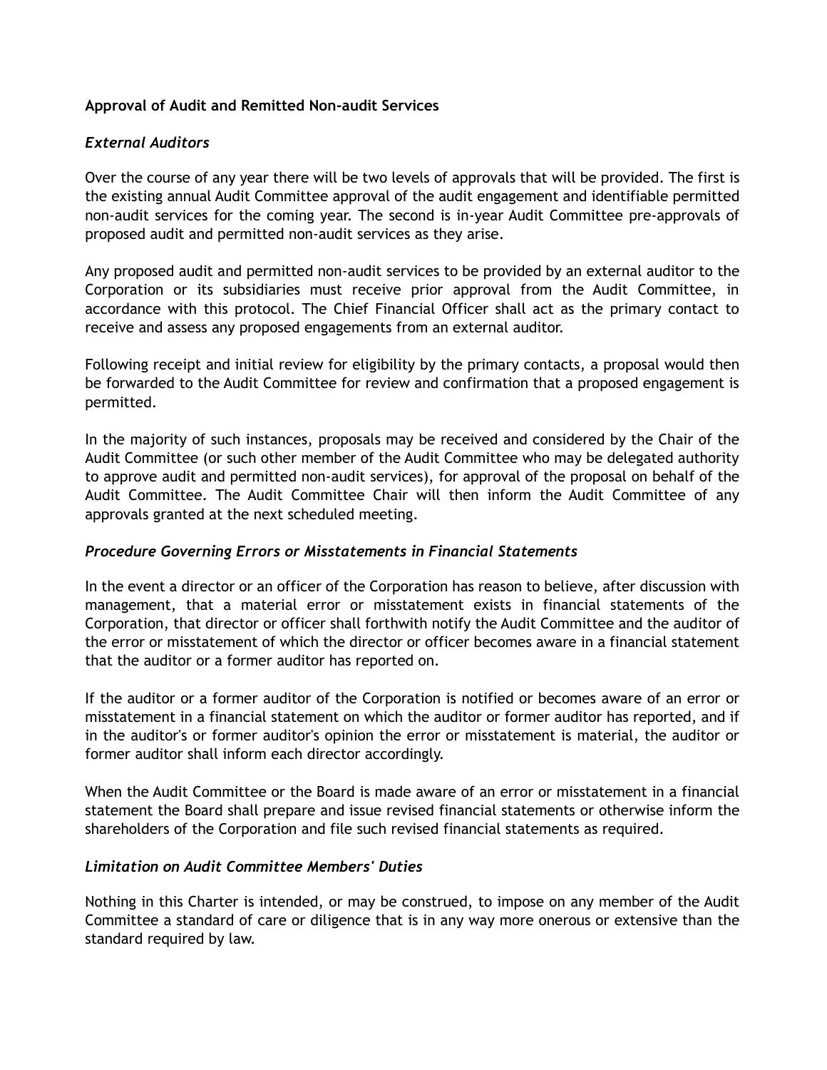**Approval of Audit and Remitted Non-audit Services**

***External Auditors***

Over the course of any year there will be two levels of approvals that will be provided. The first is the existing annual Audit Committee approval of the audit engagement and identifiable permitted non-audit services for the coming year. The second is in-year Audit Committee pre-approvals of proposed audit and permitted non-audit services as they arise.

Any proposed audit and permitted non-audit services to be provided by an external auditor to the Corporation or its subsidiaries must receive prior approval from the Audit Committee, in accordance with this protocol. The Chief Financial Officer shall act as the primary contact to receive and assess any proposed engagements from an external auditor.

Following receipt and initial review for eligibility by the primary contacts, a proposal would then be forwarded to the Audit Committee for review and confirmation that a proposed engagement is permitted.

In the majority of such instances, proposals may be received and considered by the Chair of the Audit Committee (or such other member of the Audit Committee who may be delegated authority to approve audit and permitted non-audit services), for approval of the proposal on behalf of the Audit Committee. The Audit Committee Chair will then inform the Audit Committee of any approvals granted at the next scheduled meeting.

***Procedure Governing Errors or Misstatements in Financial Statements***

In the event a director or an officer of the Corporation has reason to believe, after discussion with management, that a material error or misstatement exists in financial statements of the Corporation, that director or officer shall forthwith notify the Audit Committee and the auditor of the error or misstatement of which the director or officer becomes aware in a financial statement that the auditor or a former auditor has reported on.

If the auditor or a former auditor of the Corporation is notified or becomes aware of an error or misstatement in a financial statement on which the auditor or former auditor has reported, and if in the auditor's or former auditor's opinion the error or misstatement is material, the auditor or former auditor shall inform each director accordingly.

When the Audit Committee or the Board is made aware of an error or misstatement in a financial statement the Board shall prepare and issue revised financial statements or otherwise inform the shareholders of the Corporation and file such revised financial statements as required.

***Limitation on Audit Committee Members' Duties***

Nothing in this Charter is intended, or may be construed, to impose on any member of the Audit Committee a standard of care or diligence that is in any way more onerous or extensive than the standard required by law.